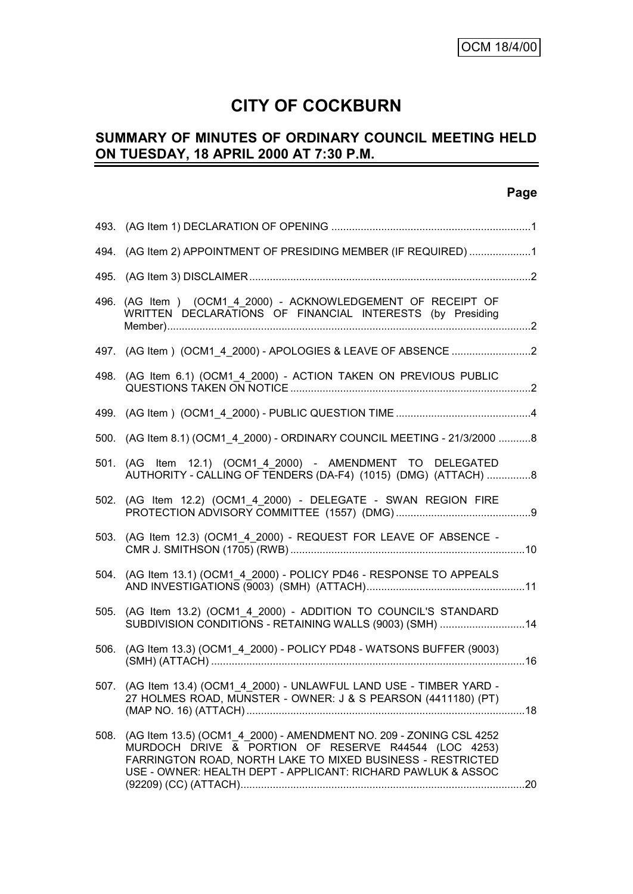OCM 18/4/00

# CITY OF COCKBURN

## SUMMARY OF MINUTES OF ORDINARY COUNCIL MEETING HELD ON TUESDAY, 18 APRIL 2000 AT 7:30 P.M.

| | | Page |
|---|---|---|
| 493. | (AG Item 1) DECLARATION OF OPENING | 1 |
| 494. | (AG Item 2) APPOINTMENT OF PRESIDING MEMBER (IF REQUIRED) | 1 |
| 495. | (AG Item 3) DISCLAIMER | 2 |
| 496. | (AG Item ) (OCM1_4_2000) - ACKNOWLEDGEMENT OF RECEIPT OF WRITTEN DECLARATIONS OF FINANCIAL INTERESTS (by Presiding Member) | 2 |
| 497. | (AG Item ) (OCM1_4_2000) - APOLOGIES & LEAVE OF ABSENCE | 2 |
| 498. | (AG Item 6.1) (OCM1_4_2000) - ACTION TAKEN ON PREVIOUS PUBLIC QUESTIONS TAKEN ON NOTICE | 2 |
| 499. | (AG Item ) (OCM1_4_2000) - PUBLIC QUESTION TIME | 4 |
| 500. | (AG Item 8.1) (OCM1_4_2000) - ORDINARY COUNCIL MEETING - 21/3/2000 | 8 |
| 501. | (AG Item 12.1) (OCM1_4_2000) - AMENDMENT TO DELEGATED AUTHORITY - CALLING OF TENDERS (DA-F4) (1015) (DMG) (ATTACH) | 8 |
| 502. | (AG Item 12.2) (OCM1_4_2000) - DELEGATE - SWAN REGION FIRE PROTECTION ADVISORY COMMITTEE (1557) (DMG) | 9 |
| 503. | (AG Item 12.3) (OCM1_4_2000) - REQUEST FOR LEAVE OF ABSENCE - CMR J. SMITHSON (1705) (RWB) | 10 |
| 504. | (AG Item 13.1) (OCM1_4_2000) - POLICY PD46 - RESPONSE TO APPEALS AND INVESTIGATIONS (9003) (SMH) (ATTACH) | 11 |
| 505. | (AG Item 13.2) (OCM1_4_2000) - ADDITION TO COUNCIL'S STANDARD SUBDIVISION CONDITIONS - RETAINING WALLS (9003) (SMH) | 14 |
| 506. | (AG Item 13.3) (OCM1_4_2000) - POLICY PD48 - WATSONS BUFFER (9003) (SMH) (ATTACH) | 16 |
| 507. | (AG Item 13.4) (OCM1_4_2000) - UNLAWFUL LAND USE - TIMBER YARD - 27 HOLMES ROAD, MUNSTER - OWNER: J & S PEARSON (4411180) (PT) (MAP NO. 16) (ATTACH) | 18 |
| 508. | (AG Item 13.5) (OCM1_4_2000) - AMENDMENT NO. 209 - ZONING CSL 4252 MURDOCH DRIVE & PORTION OF RESERVE R44544 (LOC 4253) FARRINGTON ROAD, NORTH LAKE TO MIXED BUSINESS - RESTRICTED USE - OWNER: HEALTH DEPT - APPLICANT: RICHARD PAWLUK & ASSOC (92209) (CC) (ATTACH) | 20 |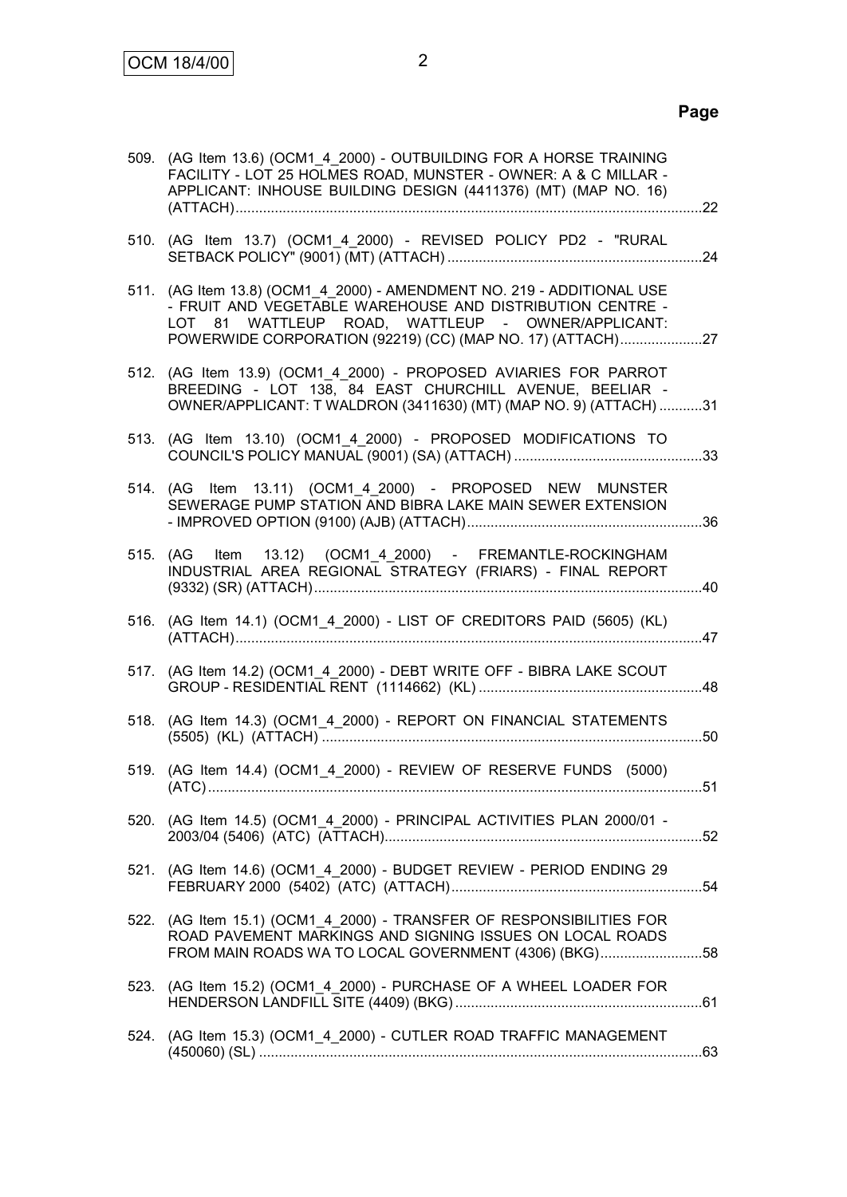**Page**

509. (AG Item 13.6) (OCM1_4_2000) - OUTBUILDING FOR A HORSE TRAINING FACILITY - LOT 25 HOLMES ROAD, MUNSTER - OWNER: A & C MILLAR - APPLICANT: INHOUSE BUILDING DESIGN (4411376) (MT) (MAP NO. 16) (ATTACH) ....... 22

510. (AG Item 13.7) (OCM1_4_2000) - REVISED POLICY PD2 - "RURAL SETBACK POLICY" (9001) (MT) (ATTACH) ....... 24

511. (AG Item 13.8) (OCM1_4_2000) - AMENDMENT NO. 219 - ADDITIONAL USE - FRUIT AND VEGETABLE WAREHOUSE AND DISTRIBUTION CENTRE - LOT 81 WATTLEUP ROAD, WATTLEUP - OWNER/APPLICANT: POWERWIDE CORPORATION (92219) (CC) (MAP NO. 17) (ATTACH) ....... 27

512. (AG Item 13.9) (OCM1_4_2000) - PROPOSED AVIARIES FOR PARROT BREEDING - LOT 138, 84 EAST CHURCHILL AVENUE, BEELIAR - OWNER/APPLICANT: T WALDRON (3411630) (MT) (MAP NO. 9) (ATTACH) ....... 31

513. (AG Item 13.10) (OCM1_4_2000) - PROPOSED MODIFICATIONS TO COUNCIL'S POLICY MANUAL (9001) (SA) (ATTACH) ....... 33

514. (AG Item 13.11) (OCM1_4_2000) - PROPOSED NEW MUNSTER SEWERAGE PUMP STATION AND BIBRA LAKE MAIN SEWER EXTENSION - IMPROVED OPTION (9100) (AJB) (ATTACH) ....... 36

515. (AG Item 13.12) (OCM1_4_2000) - FREMANTLE-ROCKINGHAM INDUSTRIAL AREA REGIONAL STRATEGY (FRIARS) - FINAL REPORT (9332) (SR) (ATTACH) ....... 40

516. (AG Item 14.1) (OCM1_4_2000) - LIST OF CREDITORS PAID (5605) (KL) (ATTACH) ....... 47

517. (AG Item 14.2) (OCM1_4_2000) - DEBT WRITE OFF - BIBRA LAKE SCOUT GROUP - RESIDENTIAL RENT (1114662) (KL) ....... 48

518. (AG Item 14.3) (OCM1_4_2000) - REPORT ON FINANCIAL STATEMENTS (5505) (KL) (ATTACH) ....... 50

519. (AG Item 14.4) (OCM1_4_2000) - REVIEW OF RESERVE FUNDS (5000) (ATC) ....... 51

520. (AG Item 14.5) (OCM1_4_2000) - PRINCIPAL ACTIVITIES PLAN 2000/01 - 2003/04 (5406) (ATC) (ATTACH) ....... 52

521. (AG Item 14.6) (OCM1_4_2000) - BUDGET REVIEW - PERIOD ENDING 29 FEBRUARY 2000 (5402) (ATC) (ATTACH) ....... 54

522. (AG Item 15.1) (OCM1_4_2000) - TRANSFER OF RESPONSIBILITIES FOR ROAD PAVEMENT MARKINGS AND SIGNING ISSUES ON LOCAL ROADS FROM MAIN ROADS WA TO LOCAL GOVERNMENT (4306) (BKG) ....... 58

523. (AG Item 15.2) (OCM1_4_2000) - PURCHASE OF A WHEEL LOADER FOR HENDERSON LANDFILL SITE (4409) (BKG) ....... 61

524. (AG Item 15.3) (OCM1_4_2000) - CUTLER ROAD TRAFFIC MANAGEMENT (450060) (SL) ....... 63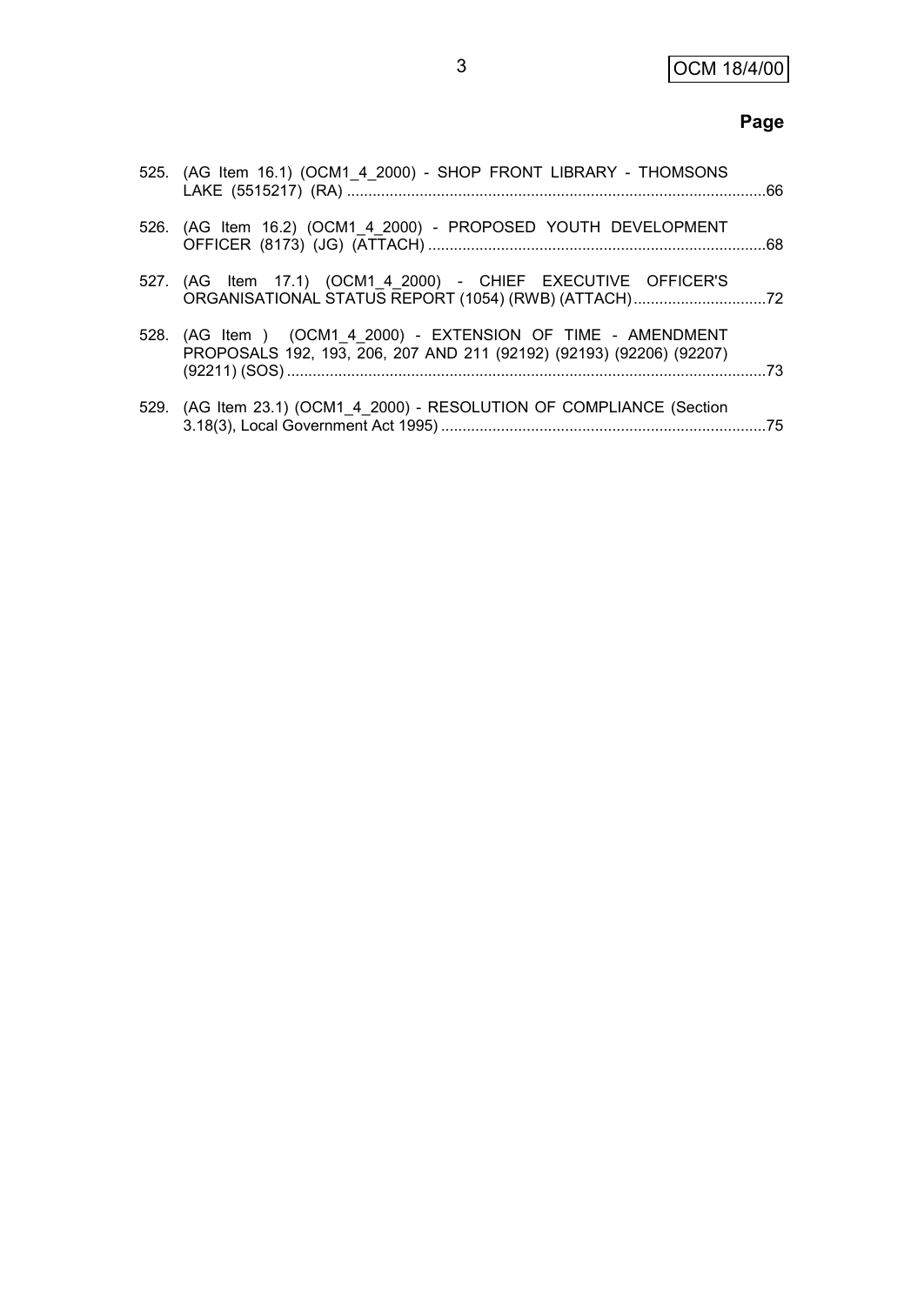**Page**

525. (AG Item 16.1) (OCM1_4_2000) - SHOP FRONT LIBRARY - THOMSONS LAKE (5515217) (RA) ....................................................................................................66

526. (AG Item 16.2) (OCM1_4_2000) - PROPOSED YOUTH DEVELOPMENT OFFICER (8173) (JG) (ATTACH) ..............................................................................68

527. (AG Item 17.1) (OCM1_4_2000) - CHIEF EXECUTIVE OFFICER'S ORGANISATIONAL STATUS REPORT (1054) (RWB) (ATTACH)................................72

528. (AG Item ) (OCM1_4_2000) - EXTENSION OF TIME - AMENDMENT PROPOSALS 192, 193, 206, 207 AND 211 (92192) (92193) (92206) (92207) (92211) (SOS) ................................................................................................................73

529. (AG Item 23.1) (OCM1_4_2000) - RESOLUTION OF COMPLIANCE (Section 3.18(3), Local Government Act 1995) ............................................................................75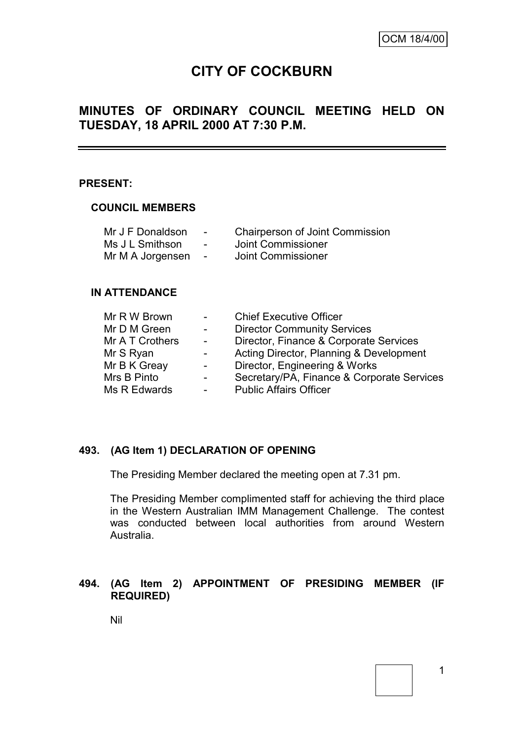OCM 18/4/00

# CITY OF COCKBURN

## MINUTES OF ORDINARY COUNCIL MEETING HELD ON TUESDAY, 18 APRIL 2000 AT 7:30 P.M.

---

**PRESENT:**

**COUNCIL MEMBERS**

| | | |
|---|---|---|
| Mr J F Donaldson | - | Chairperson of Joint Commission |
| Ms J L Smithson | - | Joint Commissioner |
| Mr M A Jorgensen | - | Joint Commissioner |

**IN ATTENDANCE**

| | | |
|---|---|---|
| Mr R W Brown | - | Chief Executive Officer |
| Mr D M Green | - | Director Community Services |
| Mr A T Crothers | - | Director, Finance & Corporate Services |
| Mr S Ryan | - | Acting Director, Planning & Development |
| Mr B K Greay | - | Director, Engineering & Works |
| Mrs B Pinto | - | Secretary/PA, Finance & Corporate Services |
| Ms R Edwards | - | Public Affairs Officer |

**493. (AG Item 1) DECLARATION OF OPENING**

The Presiding Member declared the meeting open at 7.31 pm.

The Presiding Member complimented staff for achieving the third place in the Western Australian IMM Management Challenge. The contest was conducted between local authorities from around Western Australia.

**494. (AG Item 2) APPOINTMENT OF PRESIDING MEMBER (IF REQUIRED)**

Nil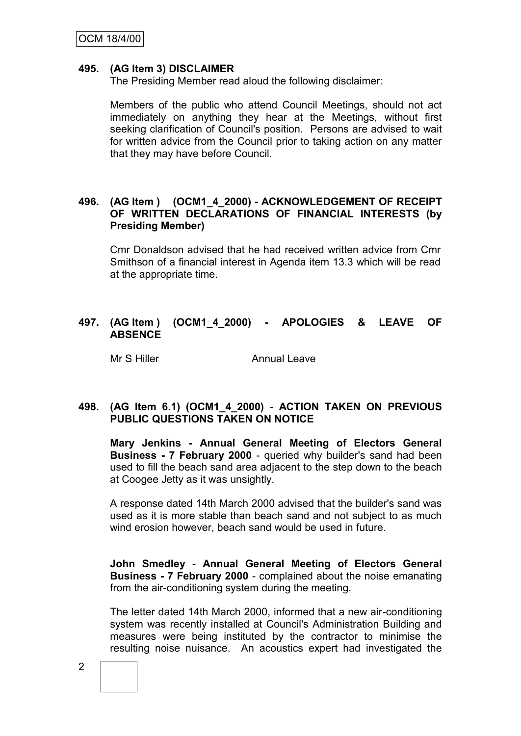**495. (AG Item 3) DISCLAIMER**

The Presiding Member read aloud the following disclaimer:

Members of the public who attend Council Meetings, should not act immediately on anything they hear at the Meetings, without first seeking clarification of Council's position. Persons are advised to wait for written advice from the Council prior to taking action on any matter that they may have before Council.

**496. (AG Item ) (OCM1_4_2000) - ACKNOWLEDGEMENT OF RECEIPT OF WRITTEN DECLARATIONS OF FINANCIAL INTERESTS (by Presiding Member)**

Cmr Donaldson advised that he had received written advice from Cmr Smithson of a financial interest in Agenda item 13.3 which will be read at the appropriate time.

**497. (AG Item ) (OCM1_4_2000) - APOLOGIES & LEAVE OF ABSENCE**

Mr S Hiller Annual Leave

**498. (AG Item 6.1) (OCM1_4_2000) - ACTION TAKEN ON PREVIOUS PUBLIC QUESTIONS TAKEN ON NOTICE**

**Mary Jenkins - Annual General Meeting of Electors General Business - 7 February 2000** - queried why builder's sand had been used to fill the beach sand area adjacent to the step down to the beach at Coogee Jetty as it was unsightly.

A response dated 14th March 2000 advised that the builder's sand was used as it is more stable than beach sand and not subject to as much wind erosion however, beach sand would be used in future.

**John Smedley - Annual General Meeting of Electors General Business - 7 February 2000** - complained about the noise emanating from the air-conditioning system during the meeting.

The letter dated 14th March 2000, informed that a new air-conditioning system was recently installed at Council's Administration Building and measures were being instituted by the contractor to minimise the resulting noise nuisance. An acoustics expert had investigated the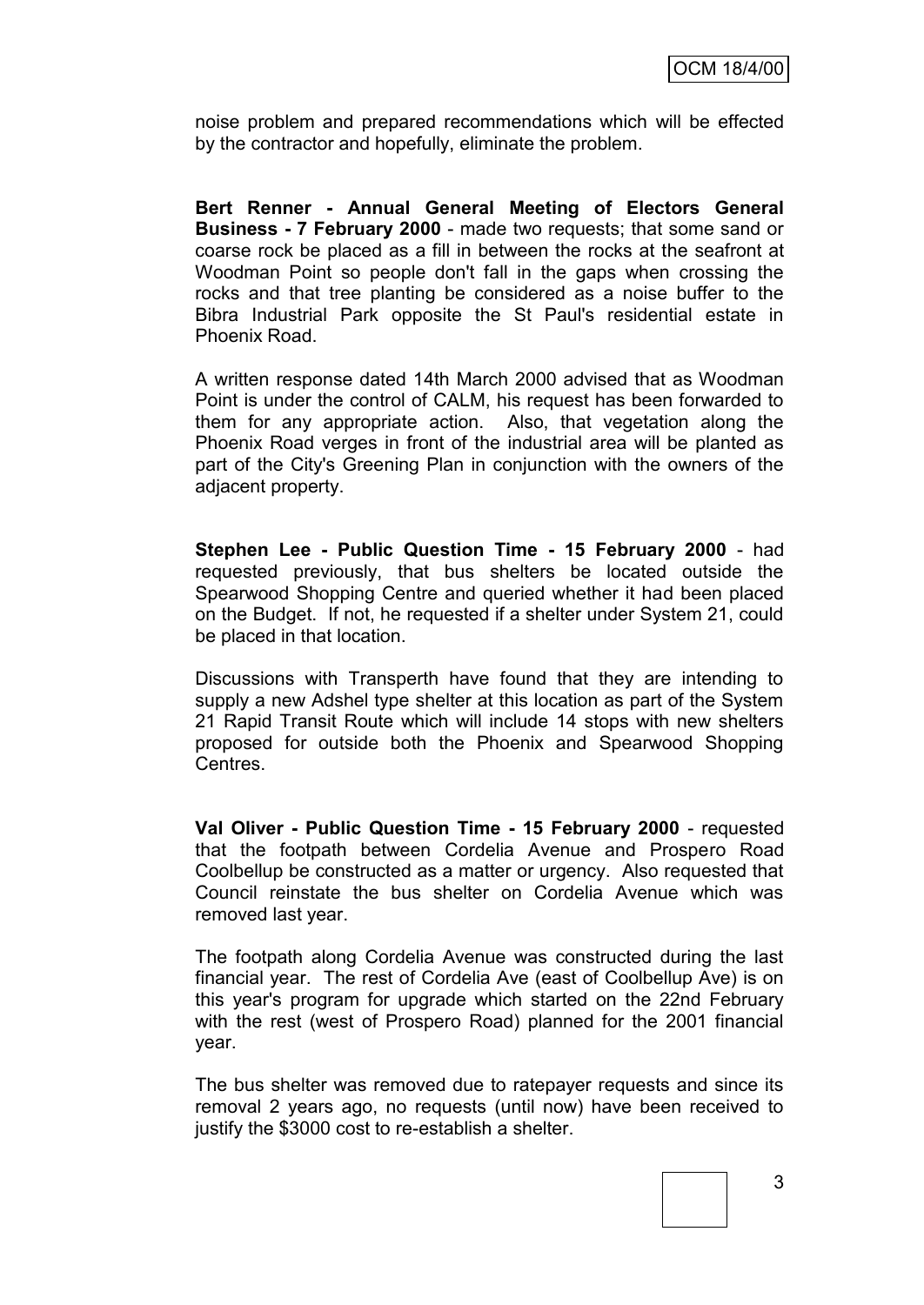noise problem and prepared recommendations which will be effected by the contractor and hopefully, eliminate the problem.

**Bert Renner - Annual General Meeting of Electors General Business - 7 February 2000** - made two requests; that some sand or coarse rock be placed as a fill in between the rocks at the seafront at Woodman Point so people don't fall in the gaps when crossing the rocks and that tree planting be considered as a noise buffer to the Bibra Industrial Park opposite the St Paul's residential estate in Phoenix Road.

A written response dated 14th March 2000 advised that as Woodman Point is under the control of CALM, his request has been forwarded to them for any appropriate action. Also, that vegetation along the Phoenix Road verges in front of the industrial area will be planted as part of the City's Greening Plan in conjunction with the owners of the adjacent property.

**Stephen Lee - Public Question Time - 15 February 2000** - had requested previously, that bus shelters be located outside the Spearwood Shopping Centre and queried whether it had been placed on the Budget. If not, he requested if a shelter under System 21, could be placed in that location.

Discussions with Transperth have found that they are intending to supply a new Adshel type shelter at this location as part of the System 21 Rapid Transit Route which will include 14 stops with new shelters proposed for outside both the Phoenix and Spearwood Shopping Centres.

**Val Oliver - Public Question Time - 15 February 2000** - requested that the footpath between Cordelia Avenue and Prospero Road Coolbellup be constructed as a matter or urgency. Also requested that Council reinstate the bus shelter on Cordelia Avenue which was removed last year.

The footpath along Cordelia Avenue was constructed during the last financial year. The rest of Cordelia Ave (east of Coolbellup Ave) is on this year's program for upgrade which started on the 22nd February with the rest (west of Prospero Road) planned for the 2001 financial year.

The bus shelter was removed due to ratepayer requests and since its removal 2 years ago, no requests (until now) have been received to justify the $3000 cost to re-establish a shelter.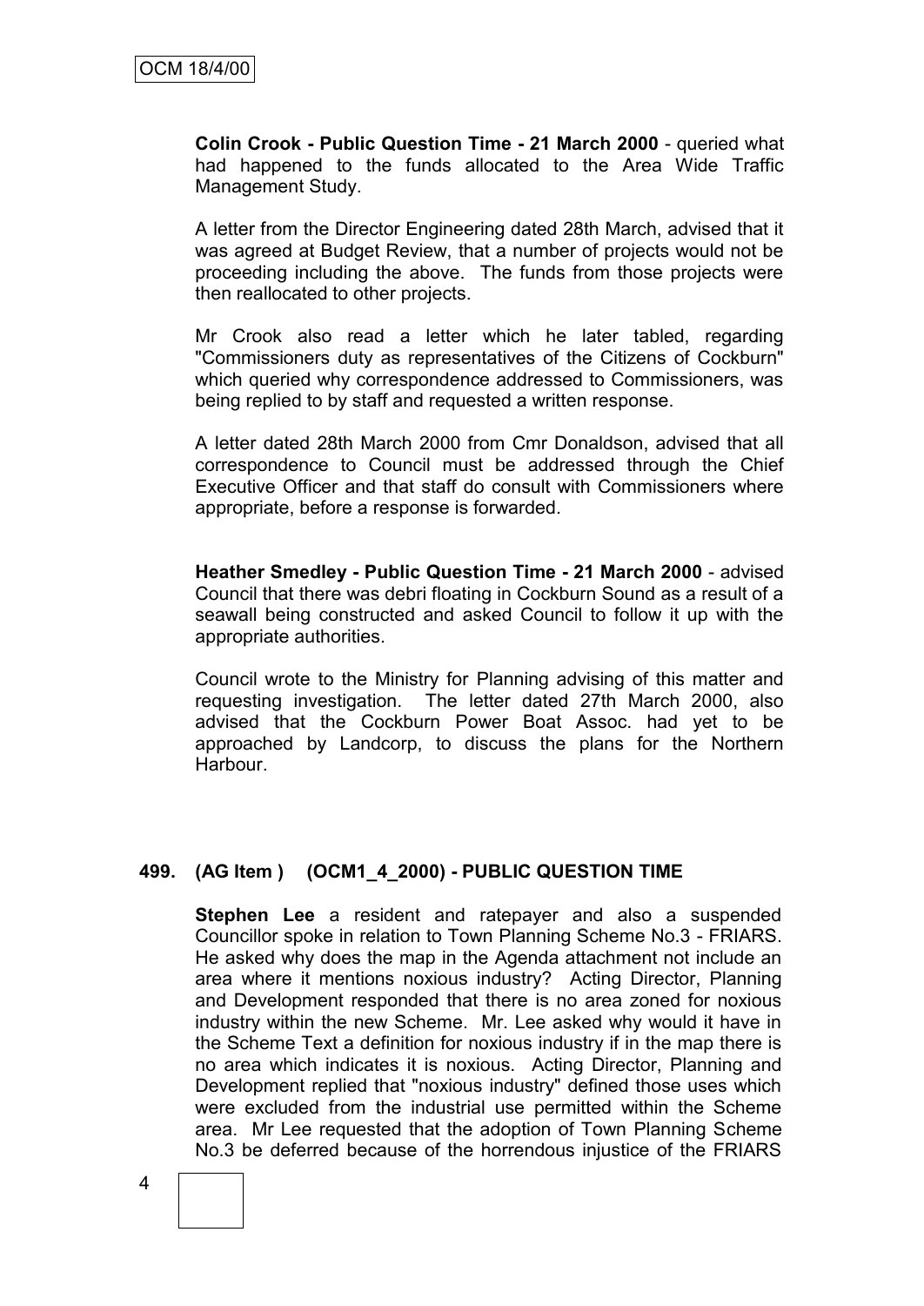**Colin Crook - Public Question Time - 21 March 2000** - queried what had happened to the funds allocated to the Area Wide Traffic Management Study.

A letter from the Director Engineering dated 28th March, advised that it was agreed at Budget Review, that a number of projects would not be proceeding including the above. The funds from those projects were then reallocated to other projects.

Mr Crook also read a letter which he later tabled, regarding "Commissioners duty as representatives of the Citizens of Cockburn" which queried why correspondence addressed to Commissioners, was being replied to by staff and requested a written response.

A letter dated 28th March 2000 from Cmr Donaldson, advised that all correspondence to Council must be addressed through the Chief Executive Officer and that staff do consult with Commissioners where appropriate, before a response is forwarded.

**Heather Smedley - Public Question Time - 21 March 2000** - advised Council that there was debri floating in Cockburn Sound as a result of a seawall being constructed and asked Council to follow it up with the appropriate authorities.

Council wrote to the Ministry for Planning advising of this matter and requesting investigation. The letter dated 27th March 2000, also advised that the Cockburn Power Boat Assoc. had yet to be approached by Landcorp, to discuss the plans for the Northern Harbour.

## 499. (AG Item ) (OCM1_4_2000) - PUBLIC QUESTION TIME

**Stephen Lee** a resident and ratepayer and also a suspended Councillor spoke in relation to Town Planning Scheme No.3 - FRIARS. He asked why does the map in the Agenda attachment not include an area where it mentions noxious industry? Acting Director, Planning and Development responded that there is no area zoned for noxious industry within the new Scheme. Mr. Lee asked why would it have in the Scheme Text a definition for noxious industry if in the map there is no area which indicates it is noxious. Acting Director, Planning and Development replied that "noxious industry" defined those uses which were excluded from the industrial use permitted within the Scheme area. Mr Lee requested that the adoption of Town Planning Scheme No.3 be deferred because of the horrendous injustice of the FRIARS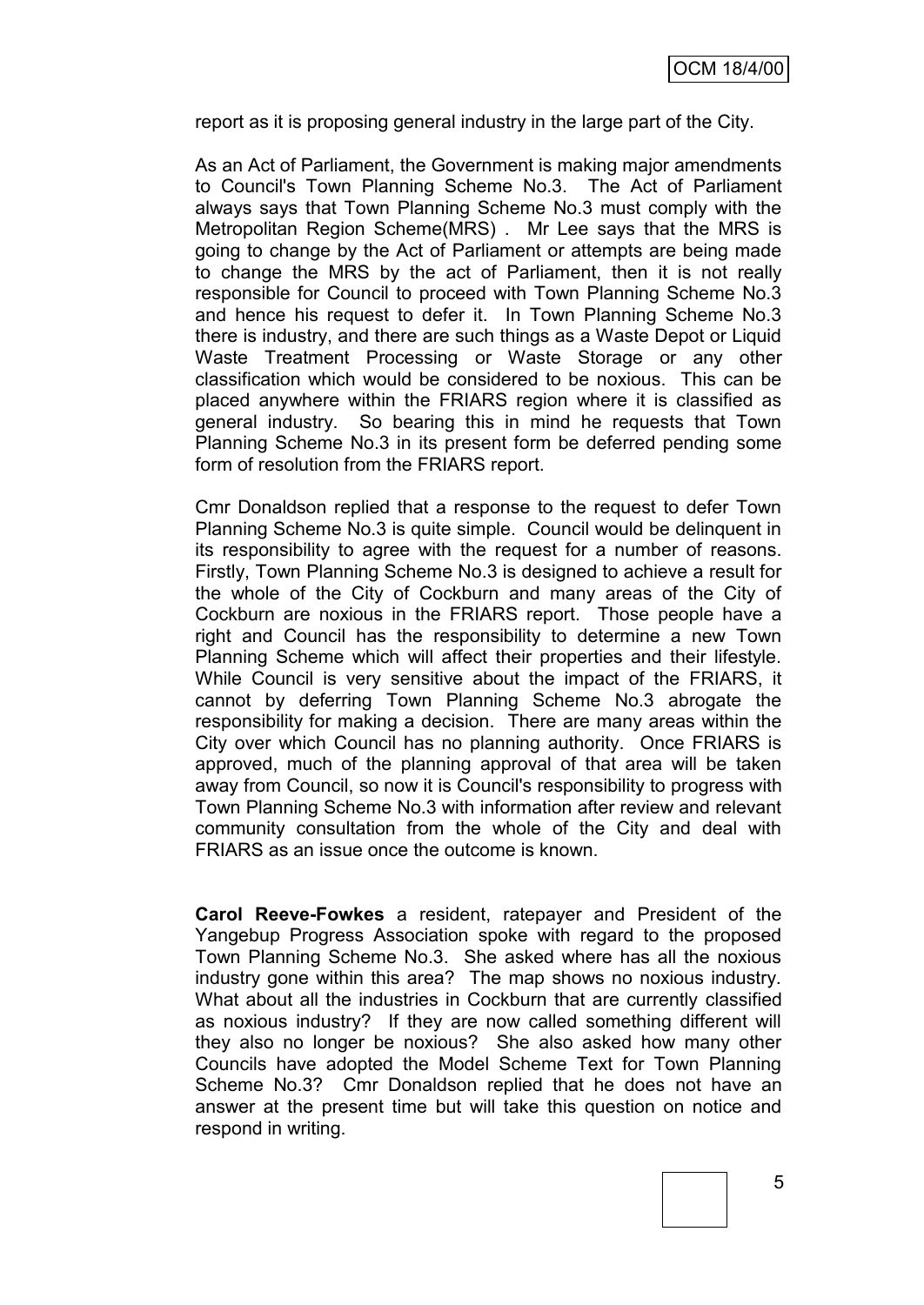report as it is proposing general industry in the large part of the City.

As an Act of Parliament, the Government is making major amendments to Council's Town Planning Scheme No.3. The Act of Parliament always says that Town Planning Scheme No.3 must comply with the Metropolitan Region Scheme(MRS) . Mr Lee says that the MRS is going to change by the Act of Parliament or attempts are being made to change the MRS by the act of Parliament, then it is not really responsible for Council to proceed with Town Planning Scheme No.3 and hence his request to defer it. In Town Planning Scheme No.3 there is industry, and there are such things as a Waste Depot or Liquid Waste Treatment Processing or Waste Storage or any other classification which would be considered to be noxious. This can be placed anywhere within the FRIARS region where it is classified as general industry. So bearing this in mind he requests that Town Planning Scheme No.3 in its present form be deferred pending some form of resolution from the FRIARS report.

Cmr Donaldson replied that a response to the request to defer Town Planning Scheme No.3 is quite simple. Council would be delinquent in its responsibility to agree with the request for a number of reasons. Firstly, Town Planning Scheme No.3 is designed to achieve a result for the whole of the City of Cockburn and many areas of the City of Cockburn are noxious in the FRIARS report. Those people have a right and Council has the responsibility to determine a new Town Planning Scheme which will affect their properties and their lifestyle. While Council is very sensitive about the impact of the FRIARS, it cannot by deferring Town Planning Scheme No.3 abrogate the responsibility for making a decision. There are many areas within the City over which Council has no planning authority. Once FRIARS is approved, much of the planning approval of that area will be taken away from Council, so now it is Council's responsibility to progress with Town Planning Scheme No.3 with information after review and relevant community consultation from the whole of the City and deal with FRIARS as an issue once the outcome is known.

**Carol Reeve-Fowkes** a resident, ratepayer and President of the Yangebup Progress Association spoke with regard to the proposed Town Planning Scheme No.3. She asked where has all the noxious industry gone within this area? The map shows no noxious industry. What about all the industries in Cockburn that are currently classified as noxious industry? If they are now called something different will they also no longer be noxious? She also asked how many other Councils have adopted the Model Scheme Text for Town Planning Scheme No.3? Cmr Donaldson replied that he does not have an answer at the present time but will take this question on notice and respond in writing.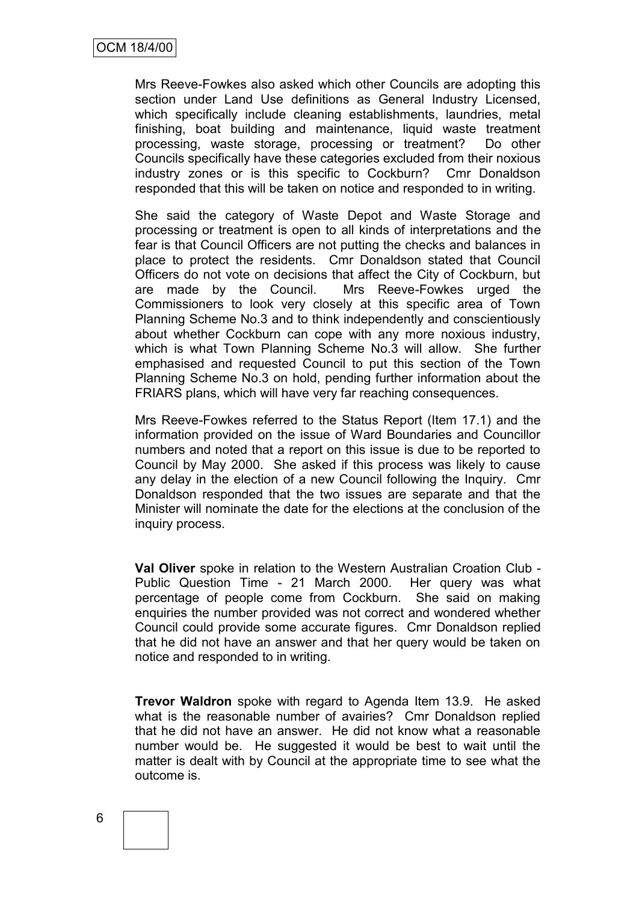Mrs Reeve-Fowkes also asked which other Councils are adopting this section under Land Use definitions as General Industry Licensed, which specifically include cleaning establishments, laundries, metal finishing, boat building and maintenance, liquid waste treatment processing, waste storage, processing or treatment? Do other Councils specifically have these categories excluded from their noxious industry zones or is this specific to Cockburn? Cmr Donaldson responded that this will be taken on notice and responded to in writing.

She said the category of Waste Depot and Waste Storage and processing or treatment is open to all kinds of interpretations and the fear is that Council Officers are not putting the checks and balances in place to protect the residents. Cmr Donaldson stated that Council Officers do not vote on decisions that affect the City of Cockburn, but are made by the Council. Mrs Reeve-Fowkes urged the Commissioners to look very closely at this specific area of Town Planning Scheme No.3 and to think independently and conscientiously about whether Cockburn can cope with any more noxious industry, which is what Town Planning Scheme No.3 will allow. She further emphasised and requested Council to put this section of the Town Planning Scheme No.3 on hold, pending further information about the FRIARS plans, which will have very far reaching consequences.

Mrs Reeve-Fowkes referred to the Status Report (Item 17.1) and the information provided on the issue of Ward Boundaries and Councillor numbers and noted that a report on this issue is due to be reported to Council by May 2000. She asked if this process was likely to cause any delay in the election of a new Council following the Inquiry. Cmr Donaldson responded that the two issues are separate and that the Minister will nominate the date for the elections at the conclusion of the inquiry process.

**Val Oliver** spoke in relation to the Western Australian Croation Club - Public Question Time - 21 March 2000. Her query was what percentage of people come from Cockburn. She said on making enquiries the number provided was not correct and wondered whether Council could provide some accurate figures. Cmr Donaldson replied that he did not have an answer and that her query would be taken on notice and responded to in writing.

**Trevor Waldron** spoke with regard to Agenda Item 13.9. He asked what is the reasonable number of avairies? Cmr Donaldson replied that he did not have an answer. He did not know what a reasonable number would be. He suggested it would be best to wait until the matter is dealt with by Council at the appropriate time to see what the outcome is.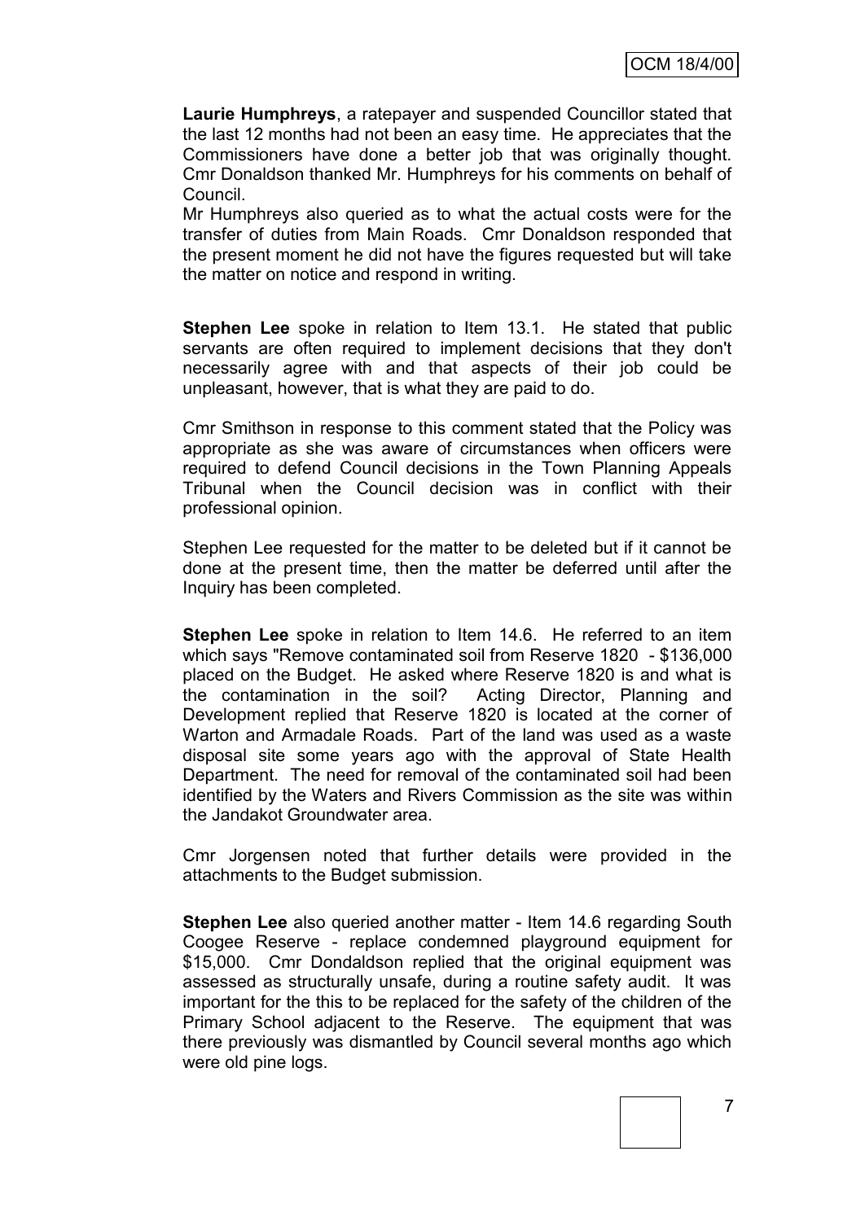**Laurie Humphreys**, a ratepayer and suspended Councillor stated that the last 12 months had not been an easy time. He appreciates that the Commissioners have done a better job that was originally thought. Cmr Donaldson thanked Mr. Humphreys for his comments on behalf of Council.

Mr Humphreys also queried as to what the actual costs were for the transfer of duties from Main Roads. Cmr Donaldson responded that the present moment he did not have the figures requested but will take the matter on notice and respond in writing.

**Stephen Lee** spoke in relation to Item 13.1. He stated that public servants are often required to implement decisions that they don't necessarily agree with and that aspects of their job could be unpleasant, however, that is what they are paid to do.

Cmr Smithson in response to this comment stated that the Policy was appropriate as she was aware of circumstances when officers were required to defend Council decisions in the Town Planning Appeals Tribunal when the Council decision was in conflict with their professional opinion.

Stephen Lee requested for the matter to be deleted but if it cannot be done at the present time, then the matter be deferred until after the Inquiry has been completed.

**Stephen Lee** spoke in relation to Item 14.6. He referred to an item which says "Remove contaminated soil from Reserve 1820 - $136,000 placed on the Budget. He asked where Reserve 1820 is and what is the contamination in the soil? Acting Director, Planning and Development replied that Reserve 1820 is located at the corner of Warton and Armadale Roads. Part of the land was used as a waste disposal site some years ago with the approval of State Health Department. The need for removal of the contaminated soil had been identified by the Waters and Rivers Commission as the site was within the Jandakot Groundwater area.

Cmr Jorgensen noted that further details were provided in the attachments to the Budget submission.

**Stephen Lee** also queried another matter - Item 14.6 regarding South Coogee Reserve - replace condemned playground equipment for $15,000. Cmr Dondaldson replied that the original equipment was assessed as structurally unsafe, during a routine safety audit. It was important for the this to be replaced for the safety of the children of the Primary School adjacent to the Reserve. The equipment that was there previously was dismantled by Council several months ago which were old pine logs.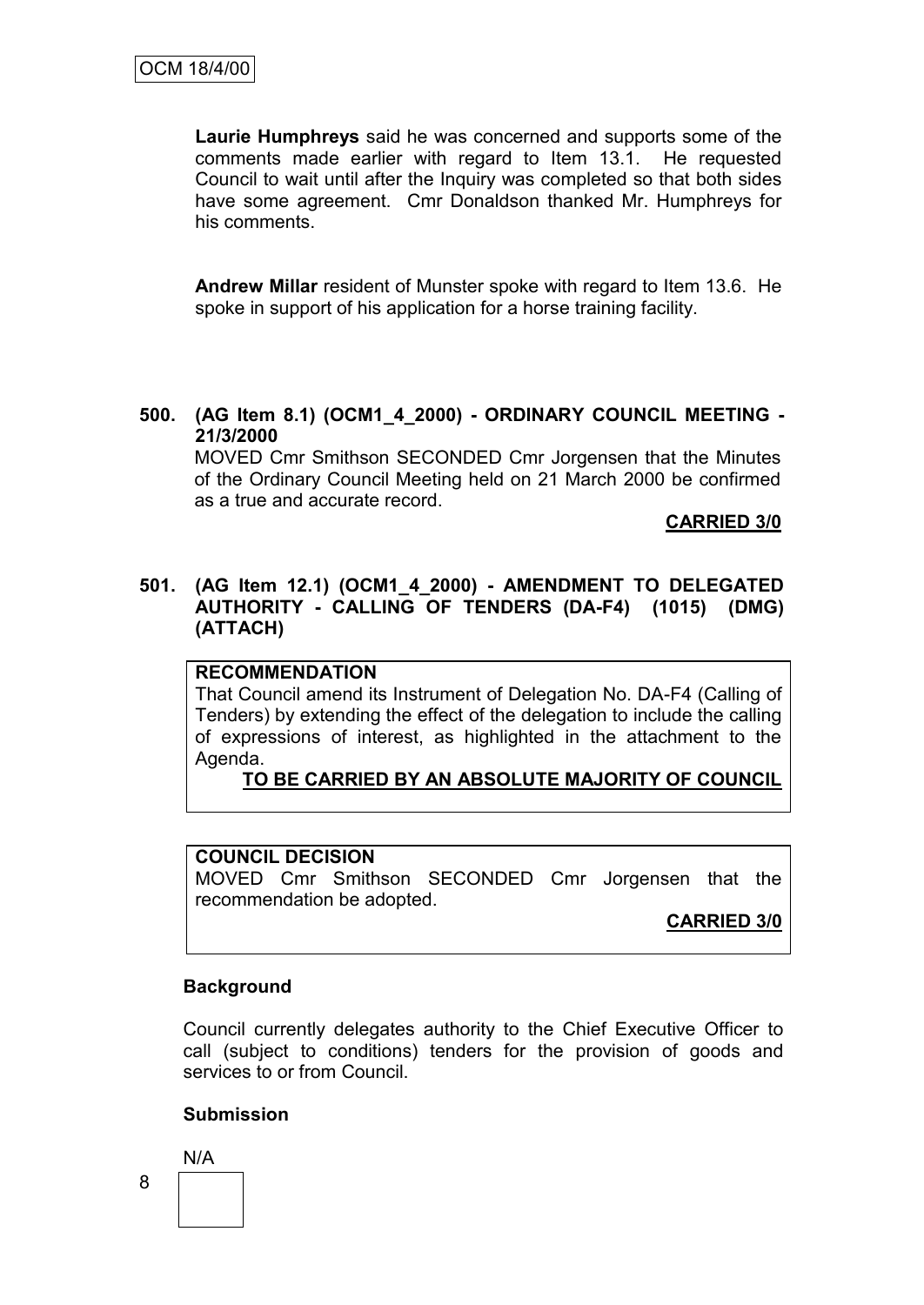**Laurie Humphreys** said he was concerned and supports some of the comments made earlier with regard to Item 13.1. He requested Council to wait until after the Inquiry was completed so that both sides have some agreement. Cmr Donaldson thanked Mr. Humphreys for his comments.

**Andrew Millar** resident of Munster spoke with regard to Item 13.6. He spoke in support of his application for a horse training facility.

**500. (AG Item 8.1) (OCM1_4_2000) - ORDINARY COUNCIL MEETING - 21/3/2000**

MOVED Cmr Smithson SECONDED Cmr Jorgensen that the Minutes of the Ordinary Council Meeting held on 21 March 2000 be confirmed as a true and accurate record.

**CARRIED 3/0**

**501. (AG Item 12.1) (OCM1_4_2000) - AMENDMENT TO DELEGATED AUTHORITY - CALLING OF TENDERS (DA-F4) (1015) (DMG) (ATTACH)**

**RECOMMENDATION**

That Council amend its Instrument of Delegation No. DA-F4 (Calling of Tenders) by extending the effect of the delegation to include the calling of expressions of interest, as highlighted in the attachment to the Agenda.

**TO BE CARRIED BY AN ABSOLUTE MAJORITY OF COUNCIL**

**COUNCIL DECISION**

MOVED Cmr Smithson SECONDED Cmr Jorgensen that the recommendation be adopted.

**CARRIED 3/0**

**Background**

Council currently delegates authority to the Chief Executive Officer to call (subject to conditions) tenders for the provision of goods and services to or from Council.

**Submission**

N/A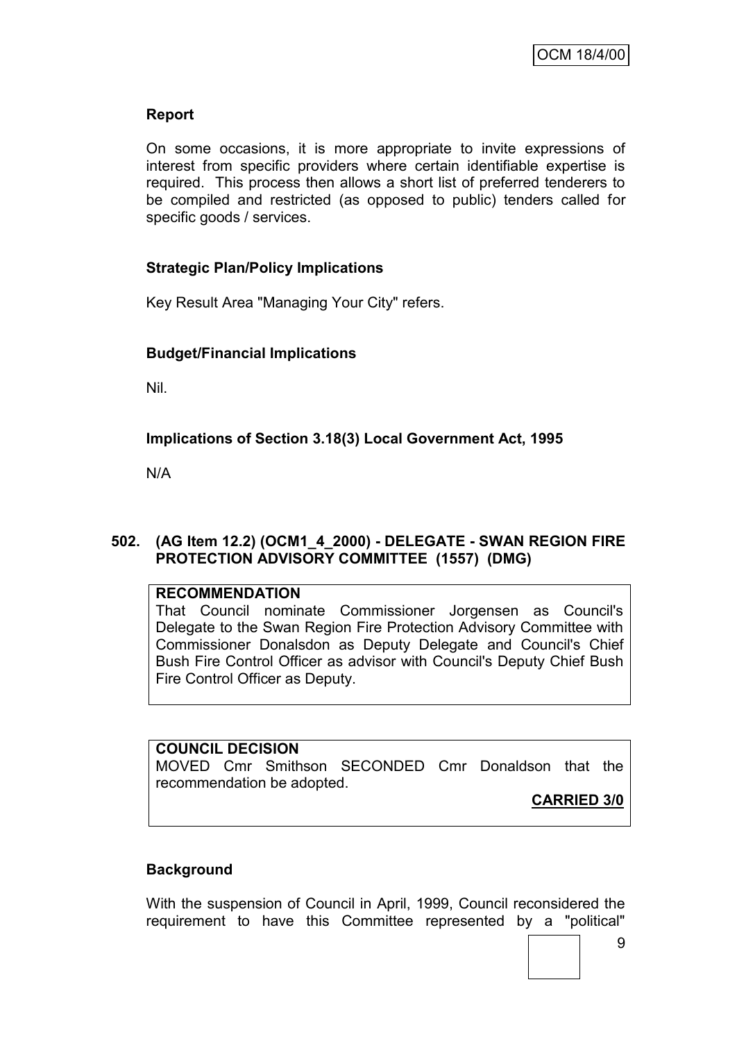**Report**

On some occasions, it is more appropriate to invite expressions of interest from specific providers where certain identifiable expertise is required. This process then allows a short list of preferred tenderers to be compiled and restricted (as opposed to public) tenders called for specific goods / services.

**Strategic Plan/Policy Implications**

Key Result Area "Managing Your City" refers.

**Budget/Financial Implications**

Nil.

**Implications of Section 3.18(3) Local Government Act, 1995**

N/A

## 502. (AG Item 12.2) (OCM1_4_2000) - DELEGATE - SWAN REGION FIRE PROTECTION ADVISORY COMMITTEE (1557) (DMG)

**RECOMMENDATION**

That Council nominate Commissioner Jorgensen as Council's Delegate to the Swan Region Fire Protection Advisory Committee with Commissioner Donalsdon as Deputy Delegate and Council's Chief Bush Fire Control Officer as advisor with Council's Deputy Chief Bush Fire Control Officer as Deputy.

**COUNCIL DECISION**

MOVED Cmr Smithson SECONDED Cmr Donaldson that the recommendation be adopted.

**CARRIED 3/0**

**Background**

With the suspension of Council in April, 1999, Council reconsidered the requirement to have this Committee represented by a "political"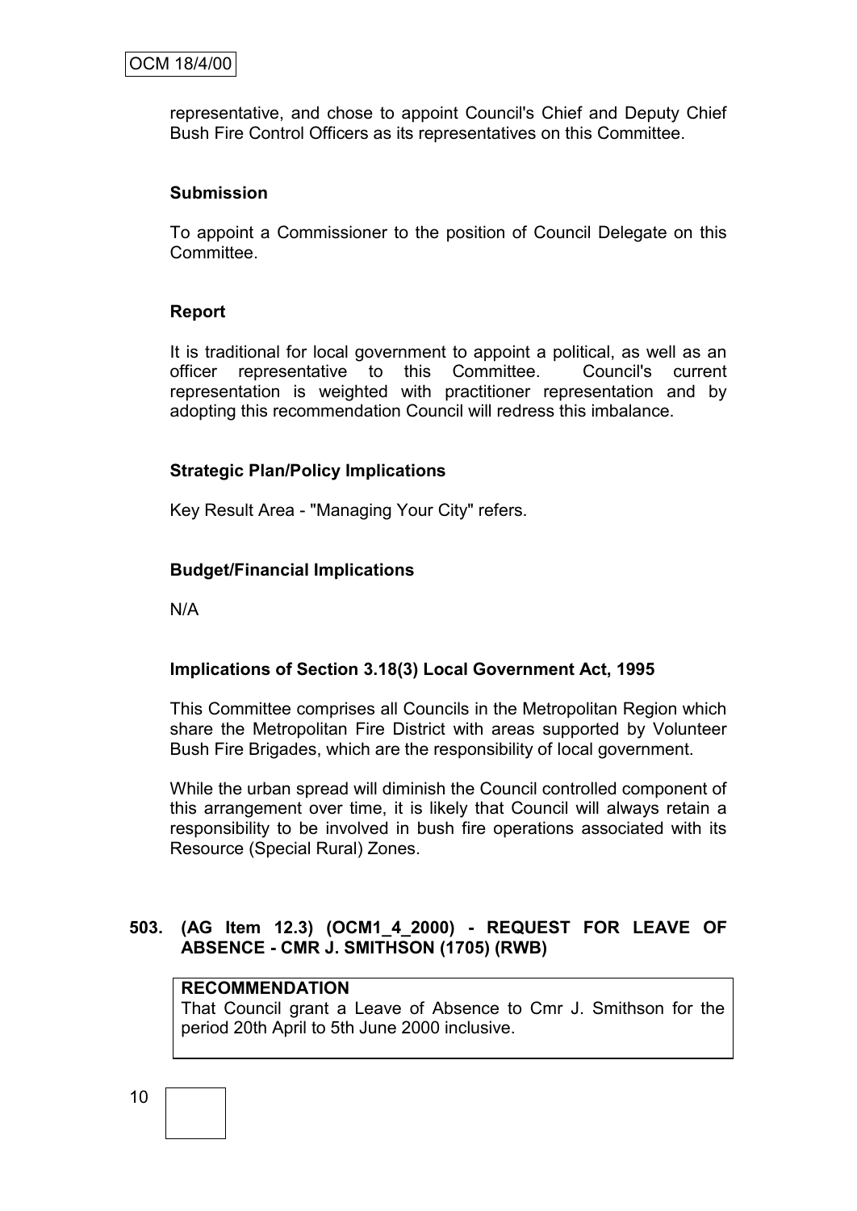representative, and chose to appoint Council's Chief and Deputy Chief Bush Fire Control Officers as its representatives on this Committee.

**Submission**

To appoint a Commissioner to the position of Council Delegate on this Committee.

**Report**

It is traditional for local government to appoint a political, as well as an officer representative to this Committee. Council's current representation is weighted with practitioner representation and by adopting this recommendation Council will redress this imbalance.

**Strategic Plan/Policy Implications**

Key Result Area - "Managing Your City" refers.

**Budget/Financial Implications**

N/A

**Implications of Section 3.18(3) Local Government Act, 1995**

This Committee comprises all Councils in the Metropolitan Region which share the Metropolitan Fire District with areas supported by Volunteer Bush Fire Brigades, which are the responsibility of local government.

While the urban spread will diminish the Council controlled component of this arrangement over time, it is likely that Council will always retain a responsibility to be involved in bush fire operations associated with its Resource (Special Rural) Zones.

**503. (AG Item 12.3) (OCM1_4_2000) - REQUEST FOR LEAVE OF ABSENCE - CMR J. SMITHSON (1705) (RWB)**

**RECOMMENDATION**

That Council grant a Leave of Absence to Cmr J. Smithson for the period 20th April to 5th June 2000 inclusive.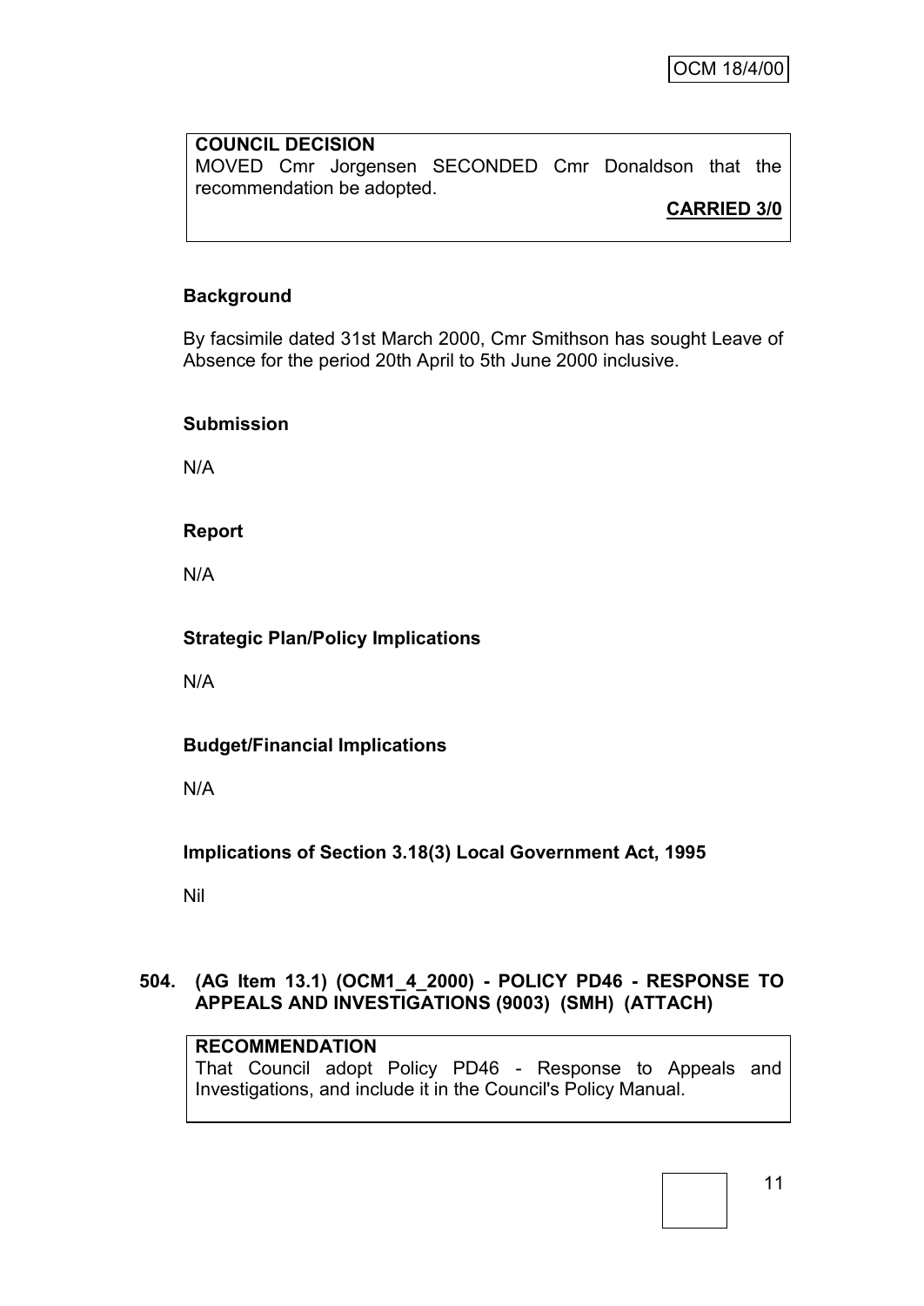**COUNCIL DECISION**
MOVED Cmr Jorgensen SECONDED Cmr Donaldson that the recommendation be adopted.

**CARRIED 3/0**

**Background**

By facsimile dated 31st March 2000, Cmr Smithson has sought Leave of Absence for the period 20th April to 5th June 2000 inclusive.

**Submission**

N/A

**Report**

N/A

**Strategic Plan/Policy Implications**

N/A

**Budget/Financial Implications**

N/A

**Implications of Section 3.18(3) Local Government Act, 1995**

Nil

**504. (AG Item 13.1) (OCM1_4_2000) - POLICY PD46 - RESPONSE TO APPEALS AND INVESTIGATIONS (9003) (SMH) (ATTACH)**

**RECOMMENDATION**
That Council adopt Policy PD46 - Response to Appeals and Investigations, and include it in the Council's Policy Manual.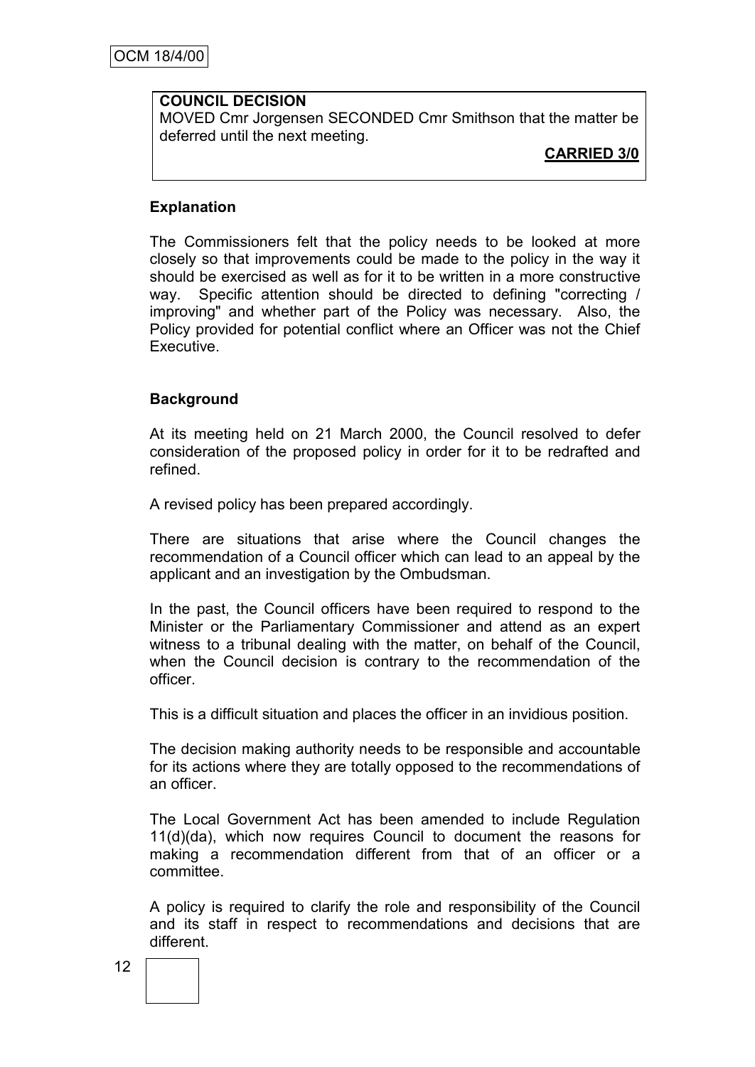**COUNCIL DECISION**

MOVED Cmr Jorgensen SECONDED Cmr Smithson that the matter be deferred until the next meeting.

**CARRIED 3/0**

**Explanation**

The Commissioners felt that the policy needs to be looked at more closely so that improvements could be made to the policy in the way it should be exercised as well as for it to be written in a more constructive way. Specific attention should be directed to defining "correcting / improving" and whether part of the Policy was necessary. Also, the Policy provided for potential conflict where an Officer was not the Chief Executive.

**Background**

At its meeting held on 21 March 2000, the Council resolved to defer consideration of the proposed policy in order for it to be redrafted and refined.

A revised policy has been prepared accordingly.

There are situations that arise where the Council changes the recommendation of a Council officer which can lead to an appeal by the applicant and an investigation by the Ombudsman.

In the past, the Council officers have been required to respond to the Minister or the Parliamentary Commissioner and attend as an expert witness to a tribunal dealing with the matter, on behalf of the Council, when the Council decision is contrary to the recommendation of the officer.

This is a difficult situation and places the officer in an invidious position.

The decision making authority needs to be responsible and accountable for its actions where they are totally opposed to the recommendations of an officer.

The Local Government Act has been amended to include Regulation 11(d)(da), which now requires Council to document the reasons for making a recommendation different from that of an officer or a committee.

A policy is required to clarify the role and responsibility of the Council and its staff in respect to recommendations and decisions that are different.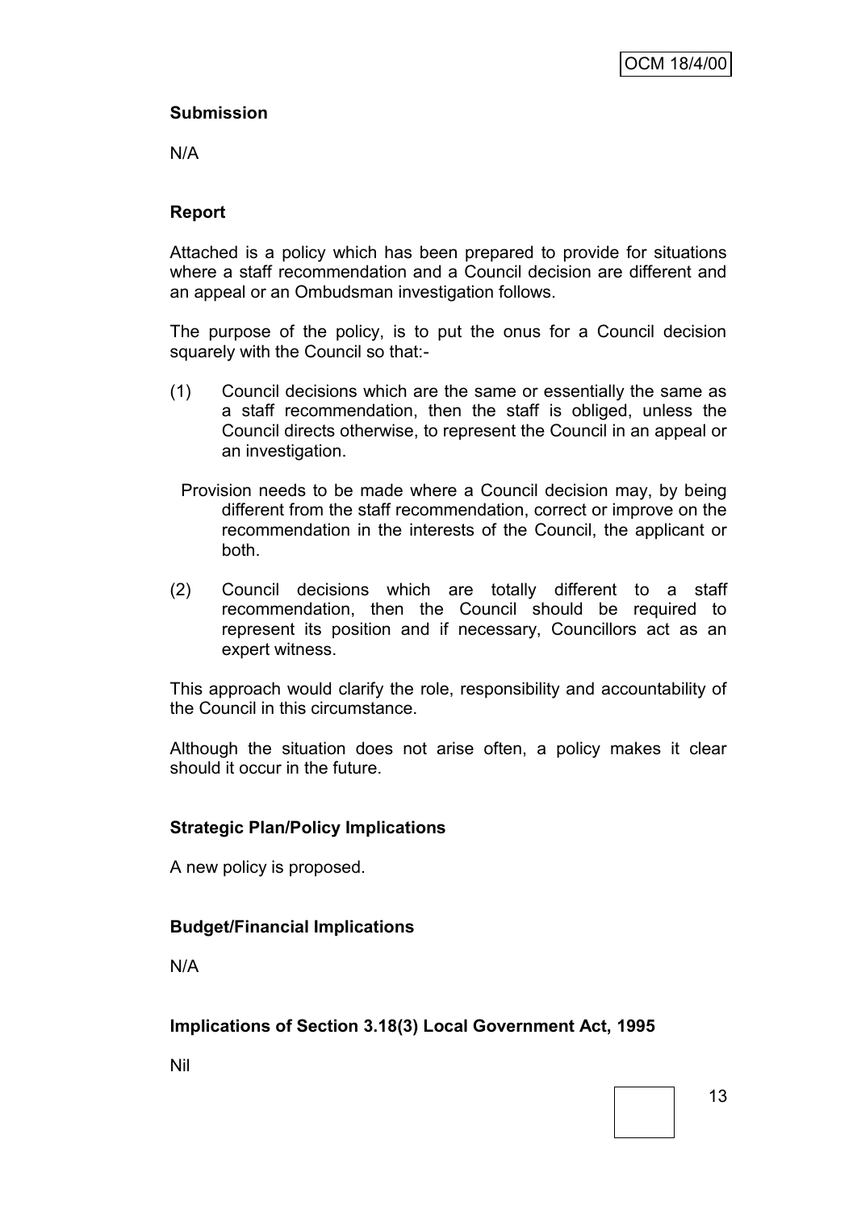**Submission**

N/A

**Report**

Attached is a policy which has been prepared to provide for situations where a staff recommendation and a Council decision are different and an appeal or an Ombudsman investigation follows.

The purpose of the policy, is to put the onus for a Council decision squarely with the Council so that:-

(1) Council decisions which are the same or essentially the same as a staff recommendation, then the staff is obliged, unless the Council directs otherwise, to represent the Council in an appeal or an investigation.

    Provision needs to be made where a Council decision may, by being different from the staff recommendation, correct or improve on the recommendation in the interests of the Council, the applicant or both.

(2) Council decisions which are totally different to a staff recommendation, then the Council should be required to represent its position and if necessary, Councillors act as an expert witness.

This approach would clarify the role, responsibility and accountability of the Council in this circumstance.

Although the situation does not arise often, a policy makes it clear should it occur in the future.

**Strategic Plan/Policy Implications**

A new policy is proposed.

**Budget/Financial Implications**

N/A

**Implications of Section 3.18(3) Local Government Act, 1995**

Nil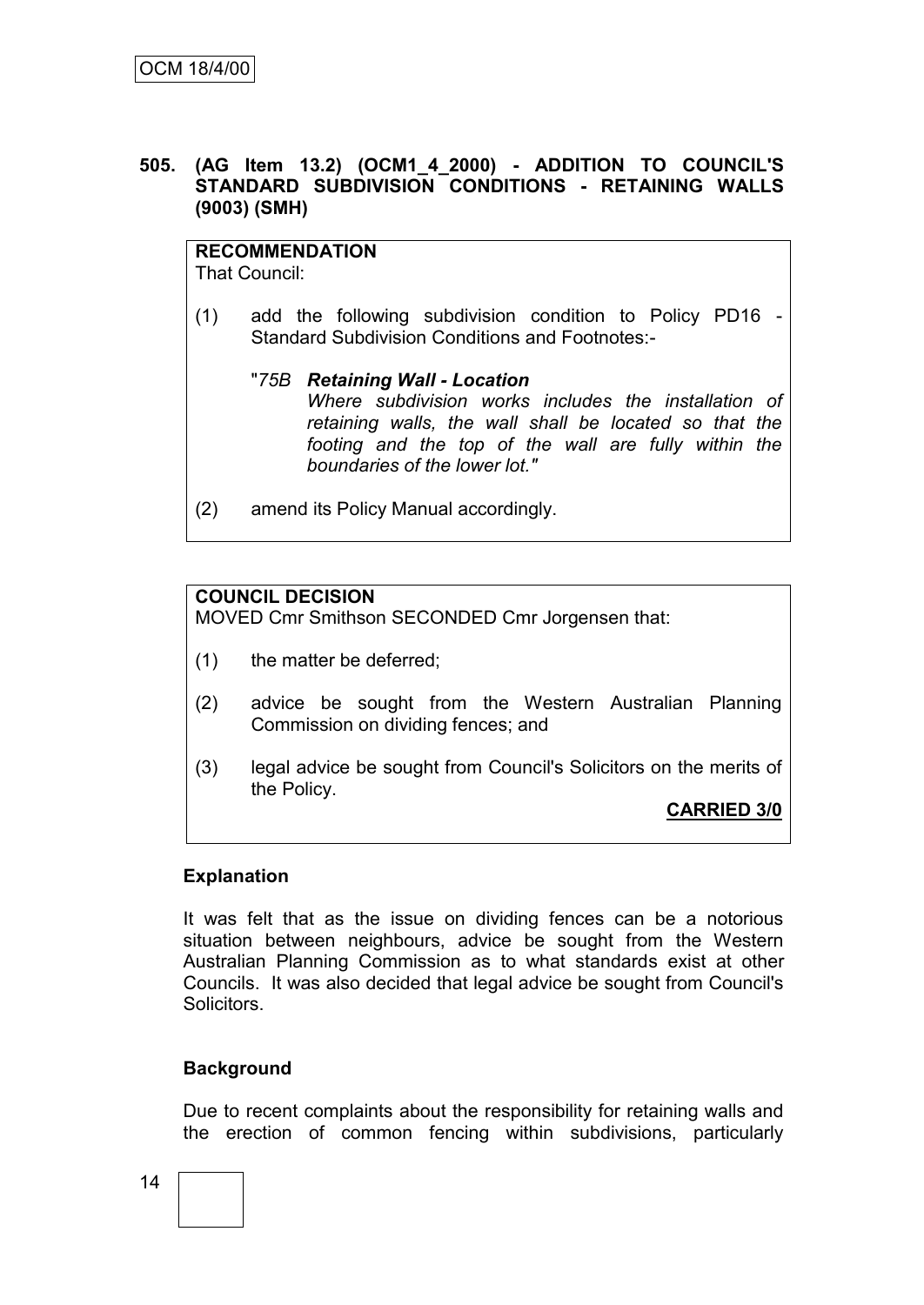**505. (AG Item 13.2) (OCM1_4_2000) - ADDITION TO COUNCIL'S STANDARD SUBDIVISION CONDITIONS - RETAINING WALLS (9003) (SMH)**

**RECOMMENDATION**
That Council:

(1) add the following subdivision condition to Policy PD16 - Standard Subdivision Conditions and Footnotes:-

"*75B* ***Retaining Wall - Location***
*Where subdivision works includes the installation of retaining walls, the wall shall be located so that the footing and the top of the wall are fully within the boundaries of the lower lot."*

(2) amend its Policy Manual accordingly.

**COUNCIL DECISION**
MOVED Cmr Smithson SECONDED Cmr Jorgensen that:

(1) the matter be deferred;

(2) advice be sought from the Western Australian Planning Commission on dividing fences; and

(3) legal advice be sought from Council's Solicitors on the merits of the Policy.

**CARRIED 3/0**

**Explanation**

It was felt that as the issue on dividing fences can be a notorious situation between neighbours, advice be sought from the Western Australian Planning Commission as to what standards exist at other Councils. It was also decided that legal advice be sought from Council's Solicitors.

**Background**

Due to recent complaints about the responsibility for retaining walls and the erection of common fencing within subdivisions, particularly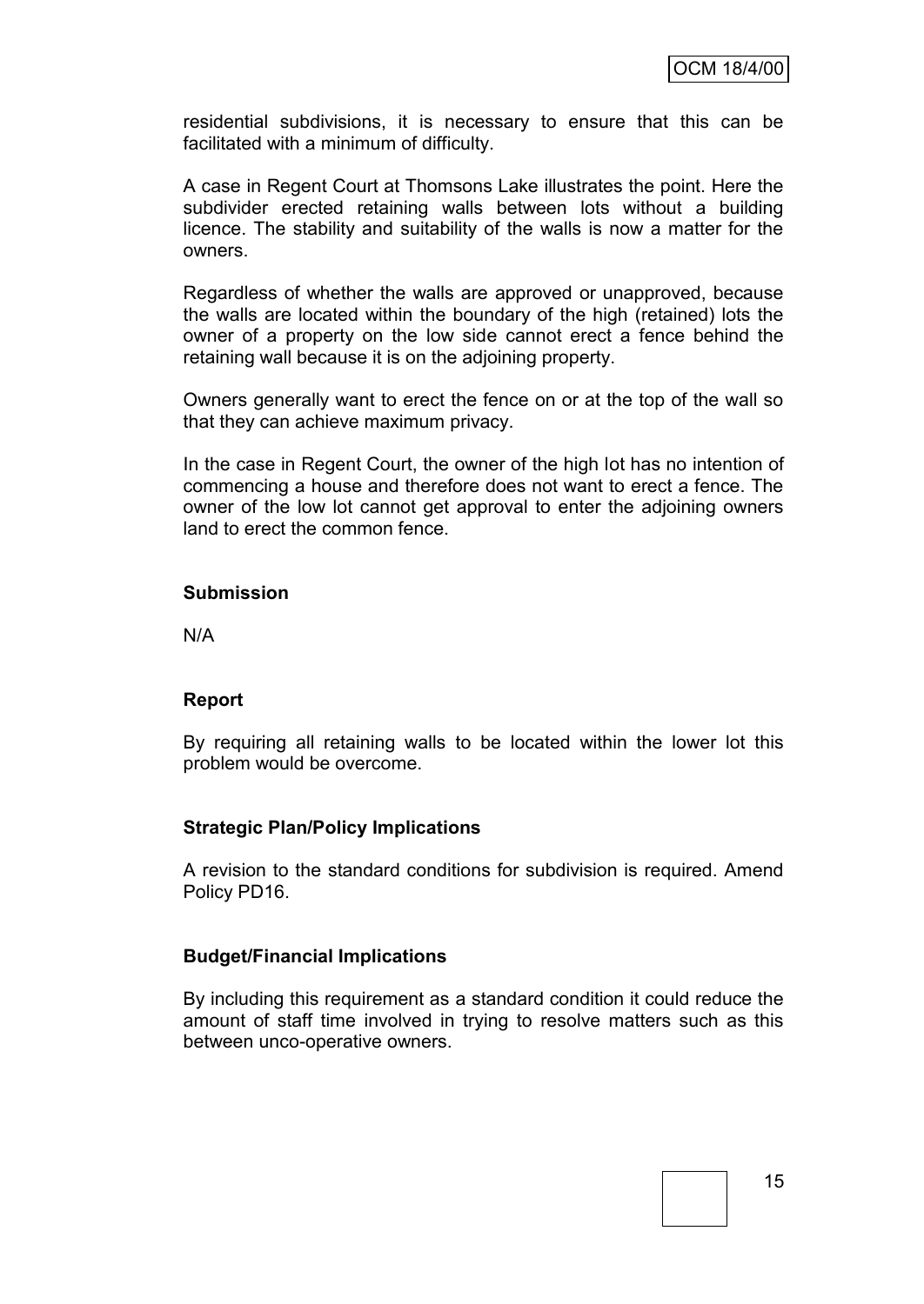residential subdivisions, it is necessary to ensure that this can be facilitated with a minimum of difficulty.

A case in Regent Court at Thomsons Lake illustrates the point. Here the subdivider erected retaining walls between lots without a building licence. The stability and suitability of the walls is now a matter for the owners.

Regardless of whether the walls are approved or unapproved, because the walls are located within the boundary of the high (retained) lots the owner of a property on the low side cannot erect a fence behind the retaining wall because it is on the adjoining property.

Owners generally want to erect the fence on or at the top of the wall so that they can achieve maximum privacy.

In the case in Regent Court, the owner of the high lot has no intention of commencing a house and therefore does not want to erect a fence. The owner of the low lot cannot get approval to enter the adjoining owners land to erect the common fence.

**Submission**

N/A

**Report**

By requiring all retaining walls to be located within the lower lot this problem would be overcome.

**Strategic Plan/Policy Implications**

A revision to the standard conditions for subdivision is required. Amend Policy PD16.

**Budget/Financial Implications**

By including this requirement as a standard condition it could reduce the amount of staff time involved in trying to resolve matters such as this between unco-operative owners.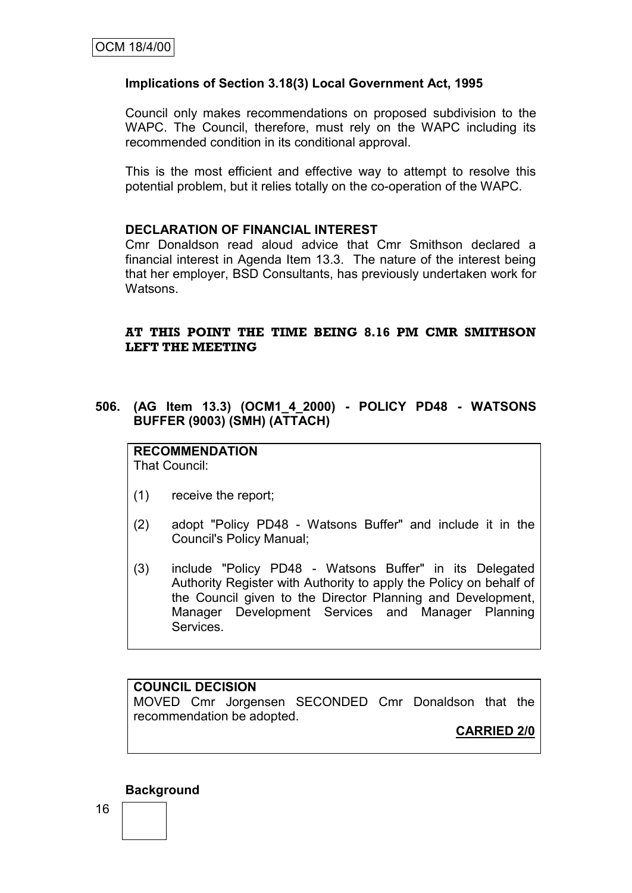**Implications of Section 3.18(3) Local Government Act, 1995**

Council only makes recommendations on proposed subdivision to the WAPC. The Council, therefore, must rely on the WAPC including its recommended condition in its conditional approval.

This is the most efficient and effective way to attempt to resolve this potential problem, but it relies totally on the co-operation of the WAPC.

**DECLARATION OF FINANCIAL INTEREST**

Cmr Donaldson read aloud advice that Cmr Smithson declared a financial interest in Agenda Item 13.3. The nature of the interest being that her employer, BSD Consultants, has previously undertaken work for Watsons.

**AT THIS POINT THE TIME BEING 8.16 PM CMR SMITHSON LEFT THE MEETING**

## 506. (AG Item 13.3) (OCM1_4_2000) - POLICY PD48 - WATSONS BUFFER (9003) (SMH) (ATTACH)

**RECOMMENDATION**

That Council:

(1) receive the report;

(2) adopt "Policy PD48 - Watsons Buffer" and include it in the Council's Policy Manual;

(3) include "Policy PD48 - Watsons Buffer" in its Delegated Authority Register with Authority to apply the Policy on behalf of the Council given to the Director Planning and Development, Manager Development Services and Manager Planning Services.

**COUNCIL DECISION**

MOVED Cmr Jorgensen SECONDED Cmr Donaldson that the recommendation be adopted.

**CARRIED 2/0**

**Background**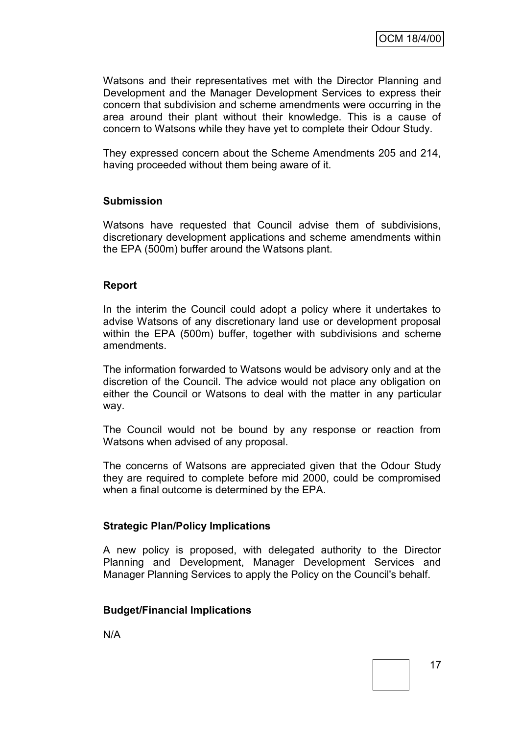Watsons and their representatives met with the Director Planning and Development and the Manager Development Services to express their concern that subdivision and scheme amendments were occurring in the area around their plant without their knowledge. This is a cause of concern to Watsons while they have yet to complete their Odour Study.

They expressed concern about the Scheme Amendments 205 and 214, having proceeded without them being aware of it.

**Submission**

Watsons have requested that Council advise them of subdivisions, discretionary development applications and scheme amendments within the EPA (500m) buffer around the Watsons plant.

**Report**

In the interim the Council could adopt a policy where it undertakes to advise Watsons of any discretionary land use or development proposal within the EPA (500m) buffer, together with subdivisions and scheme amendments.

The information forwarded to Watsons would be advisory only and at the discretion of the Council. The advice would not place any obligation on either the Council or Watsons to deal with the matter in any particular way.

The Council would not be bound by any response or reaction from Watsons when advised of any proposal.

The concerns of Watsons are appreciated given that the Odour Study they are required to complete before mid 2000, could be compromised when a final outcome is determined by the EPA.

**Strategic Plan/Policy Implications**

A new policy is proposed, with delegated authority to the Director Planning and Development, Manager Development Services and Manager Planning Services to apply the Policy on the Council's behalf.

**Budget/Financial Implications**

N/A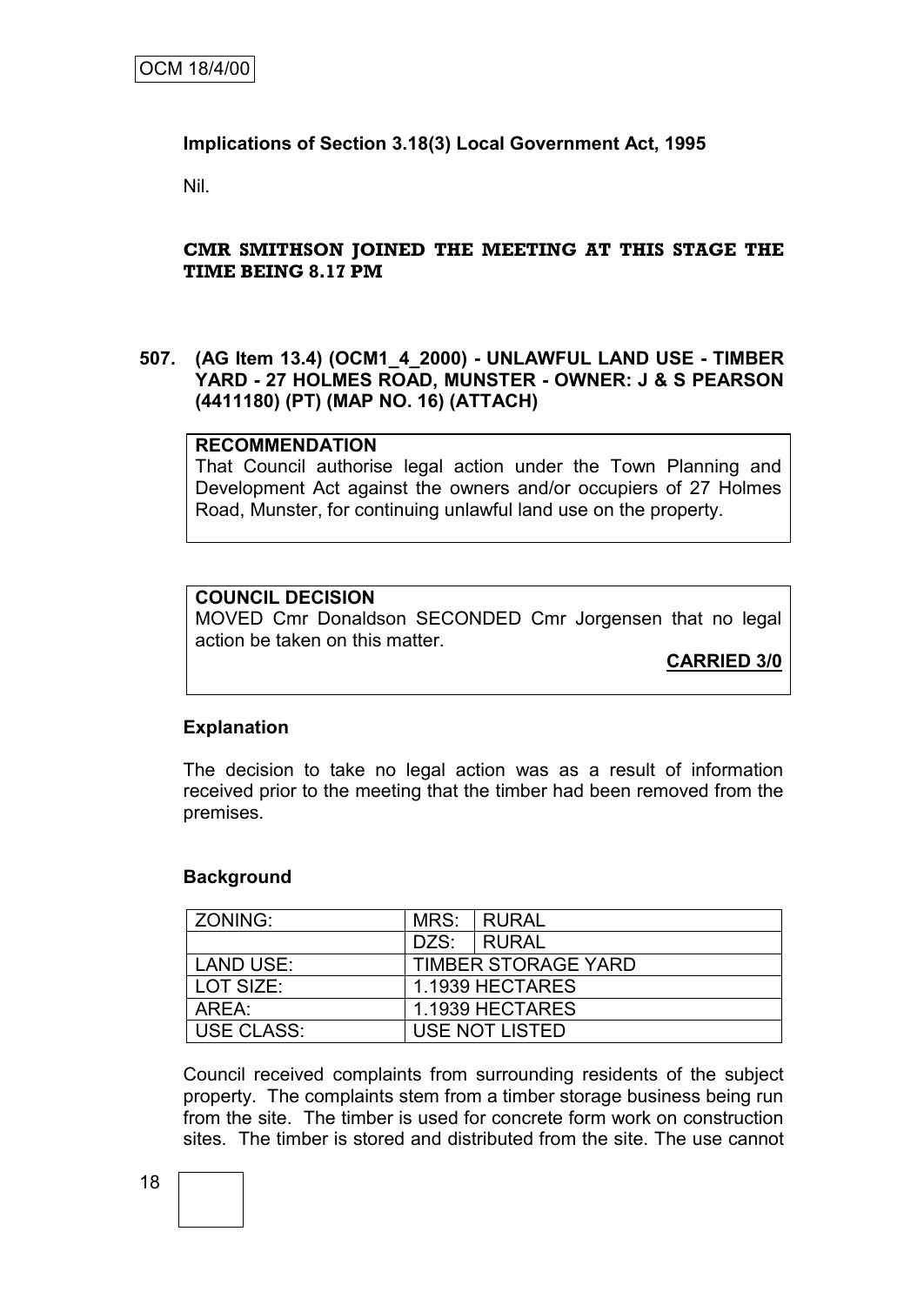**Implications of Section 3.18(3) Local Government Act, 1995**

Nil.

**CMR SMITHSON JOINED THE MEETING AT THIS STAGE THE TIME BEING 8.17 PM**

**507. (AG Item 13.4) (OCM1_4_2000) - UNLAWFUL LAND USE - TIMBER YARD - 27 HOLMES ROAD, MUNSTER - OWNER: J & S PEARSON (4411180) (PT) (MAP NO. 16) (ATTACH)**

**RECOMMENDATION**

That Council authorise legal action under the Town Planning and Development Act against the owners and/or occupiers of 27 Holmes Road, Munster, for continuing unlawful land use on the property.

**COUNCIL DECISION**

MOVED Cmr Donaldson SECONDED Cmr Jorgensen that no legal action be taken on this matter.

**CARRIED 3/0**

**Explanation**

The decision to take no legal action was as a result of information received prior to the meeting that the timber had been removed from the premises.

**Background**

| ZONING: | MRS: | RURAL |
|---|---|---|
| | DZS: | RURAL |
| LAND USE: | TIMBER STORAGE YARD | |
| LOT SIZE: | 1.1939 HECTARES | |
| AREA: | 1.1939 HECTARES | |
| USE CLASS: | USE NOT LISTED | |

Council received complaints from surrounding residents of the subject property. The complaints stem from a timber storage business being run from the site. The timber is used for concrete form work on construction sites. The timber is stored and distributed from the site. The use cannot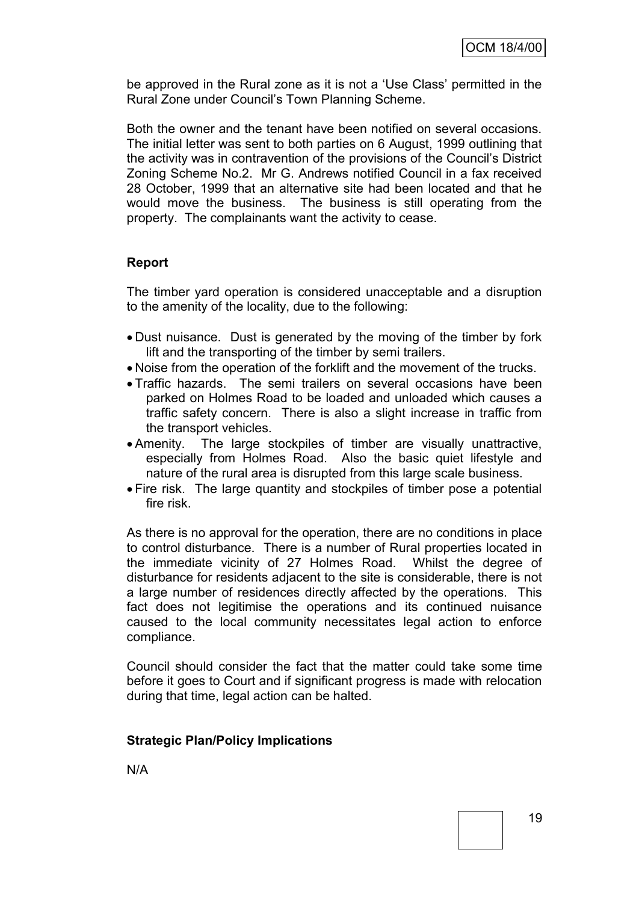be approved in the Rural zone as it is not a 'Use Class' permitted in the Rural Zone under Council's Town Planning Scheme.

Both the owner and the tenant have been notified on several occasions. The initial letter was sent to both parties on 6 August, 1999 outlining that the activity was in contravention of the provisions of the Council's District Zoning Scheme No.2. Mr G. Andrews notified Council in a fax received 28 October, 1999 that an alternative site had been located and that he would move the business. The business is still operating from the property. The complainants want the activity to cease.

**Report**

The timber yard operation is considered unacceptable and a disruption to the amenity of the locality, due to the following:

- Dust nuisance. Dust is generated by the moving of the timber by fork lift and the transporting of the timber by semi trailers.
- Noise from the operation of the forklift and the movement of the trucks.
- Traffic hazards. The semi trailers on several occasions have been parked on Holmes Road to be loaded and unloaded which causes a traffic safety concern. There is also a slight increase in traffic from the transport vehicles.
- Amenity. The large stockpiles of timber are visually unattractive, especially from Holmes Road. Also the basic quiet lifestyle and nature of the rural area is disrupted from this large scale business.
- Fire risk. The large quantity and stockpiles of timber pose a potential fire risk.

As there is no approval for the operation, there are no conditions in place to control disturbance. There is a number of Rural properties located in the immediate vicinity of 27 Holmes Road. Whilst the degree of disturbance for residents adjacent to the site is considerable, there is not a large number of residences directly affected by the operations. This fact does not legitimise the operations and its continued nuisance caused to the local community necessitates legal action to enforce compliance.

Council should consider the fact that the matter could take some time before it goes to Court and if significant progress is made with relocation during that time, legal action can be halted.

**Strategic Plan/Policy Implications**

N/A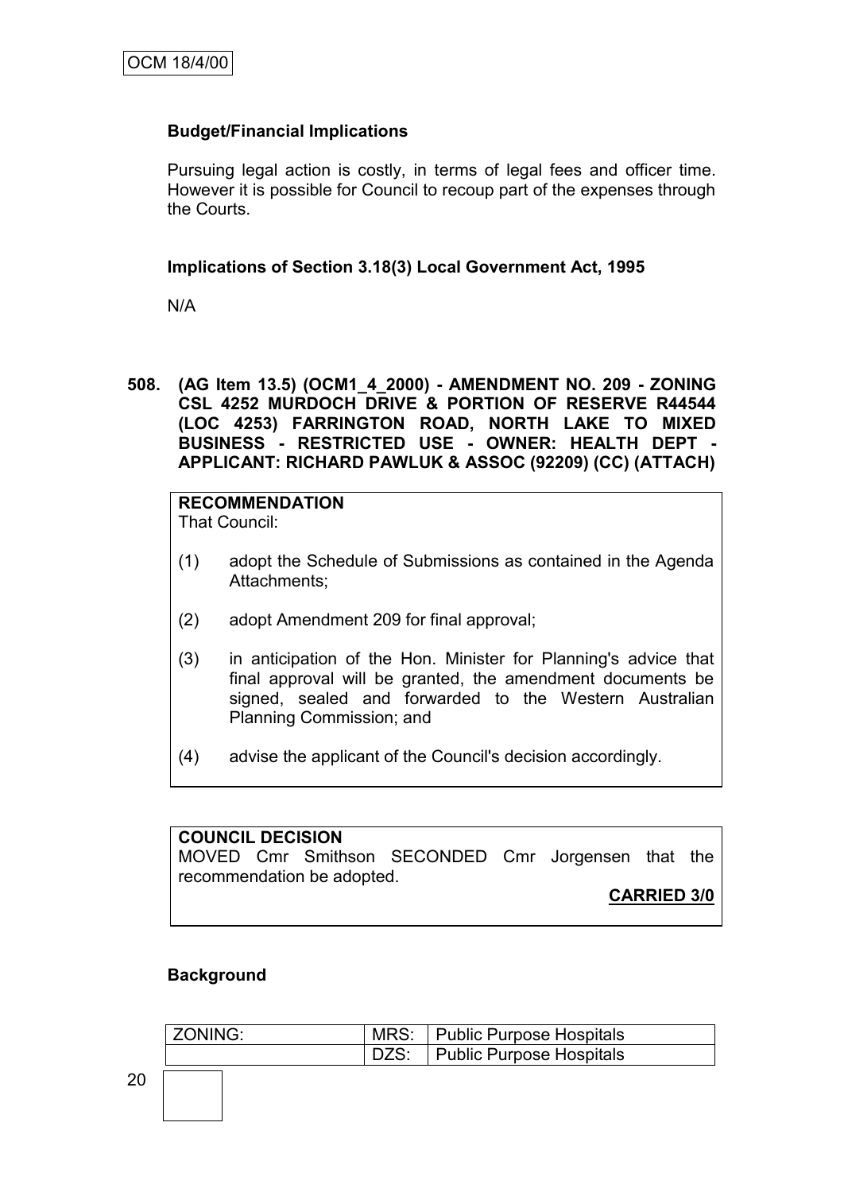**Budget/Financial Implications**

Pursuing legal action is costly, in terms of legal fees and officer time. However it is possible for Council to recoup part of the expenses through the Courts.

**Implications of Section 3.18(3) Local Government Act, 1995**

N/A

**508. (AG Item 13.5) (OCM1_4_2000) - AMENDMENT NO. 209 - ZONING CSL 4252 MURDOCH DRIVE & PORTION OF RESERVE R44544 (LOC 4253) FARRINGTON ROAD, NORTH LAKE TO MIXED BUSINESS - RESTRICTED USE - OWNER: HEALTH DEPT - APPLICANT: RICHARD PAWLUK & ASSOC (92209) (CC) (ATTACH)**

**RECOMMENDATION**
That Council:

(1) adopt the Schedule of Submissions as contained in the Agenda Attachments;

(2) adopt Amendment 209 for final approval;

(3) in anticipation of the Hon. Minister for Planning's advice that final approval will be granted, the amendment documents be signed, sealed and forwarded to the Western Australian Planning Commission; and

(4) advise the applicant of the Council's decision accordingly.

**COUNCIL DECISION**
MOVED Cmr Smithson SECONDED Cmr Jorgensen that the recommendation be adopted.

**CARRIED 3/0**

**Background**

| ZONING: | MRS: | Public Purpose Hospitals |
|---|---|---|
| | DZS: | Public Purpose Hospitals |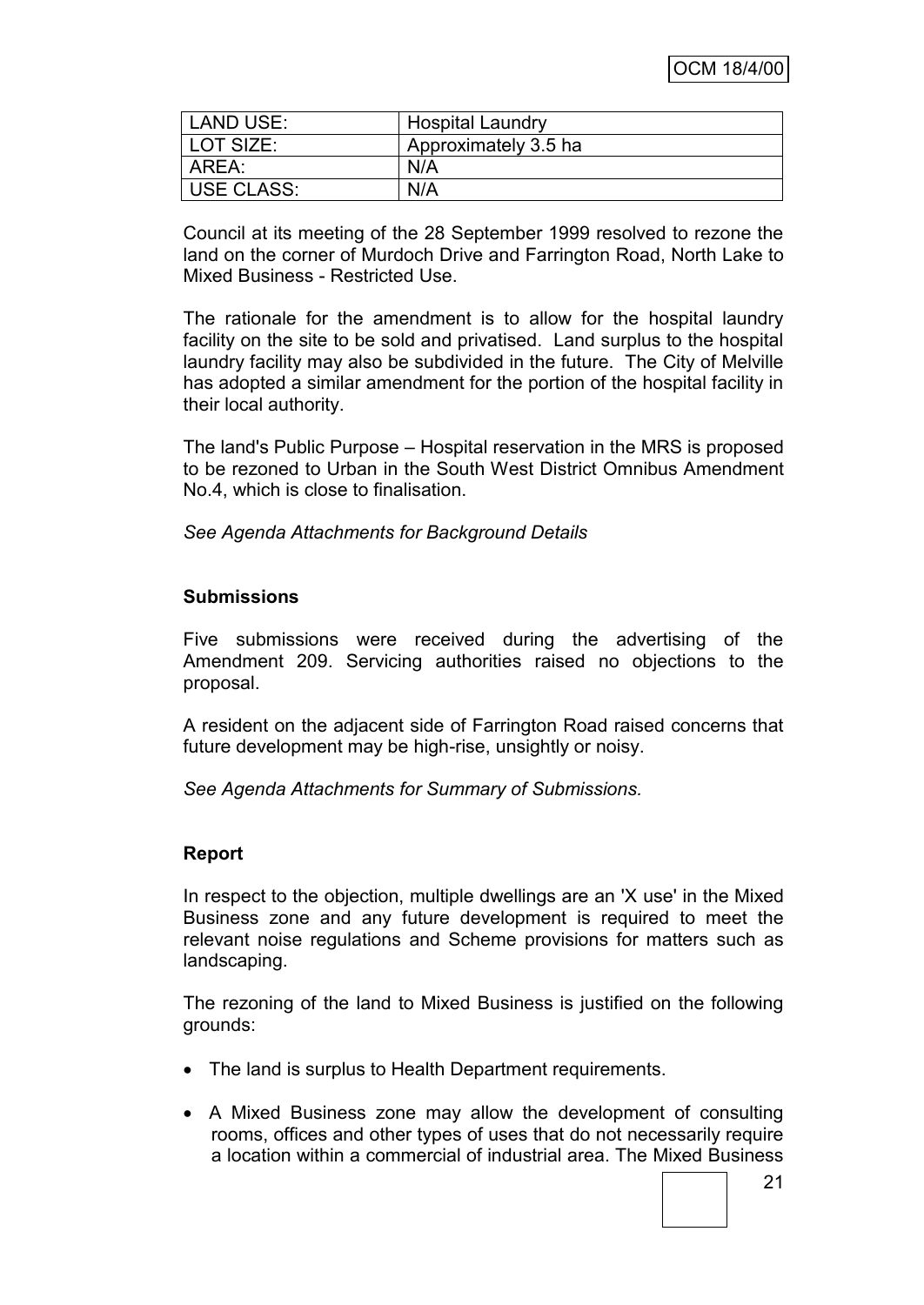| LAND USE: | Hospital Laundry |
|---|---|
| LOT SIZE: | Approximately 3.5 ha |
| AREA: | N/A |
| USE CLASS: | N/A |

Council at its meeting of the 28 September 1999 resolved to rezone the land on the corner of Murdoch Drive and Farrington Road, North Lake to Mixed Business - Restricted Use.

The rationale for the amendment is to allow for the hospital laundry facility on the site to be sold and privatised. Land surplus to the hospital laundry facility may also be subdivided in the future. The City of Melville has adopted a similar amendment for the portion of the hospital facility in their local authority.

The land's Public Purpose – Hospital reservation in the MRS is proposed to be rezoned to Urban in the South West District Omnibus Amendment No.4, which is close to finalisation.

*See Agenda Attachments for Background Details*

**Submissions**

Five submissions were received during the advertising of the Amendment 209. Servicing authorities raised no objections to the proposal.

A resident on the adjacent side of Farrington Road raised concerns that future development may be high-rise, unsightly or noisy.

*See Agenda Attachments for Summary of Submissions.*

**Report**

In respect to the objection, multiple dwellings are an 'X use' in the Mixed Business zone and any future development is required to meet the relevant noise regulations and Scheme provisions for matters such as landscaping.

The rezoning of the land to Mixed Business is justified on the following grounds:

- The land is surplus to Health Department requirements.
- A Mixed Business zone may allow the development of consulting rooms, offices and other types of uses that do not necessarily require a location within a commercial of industrial area. The Mixed Business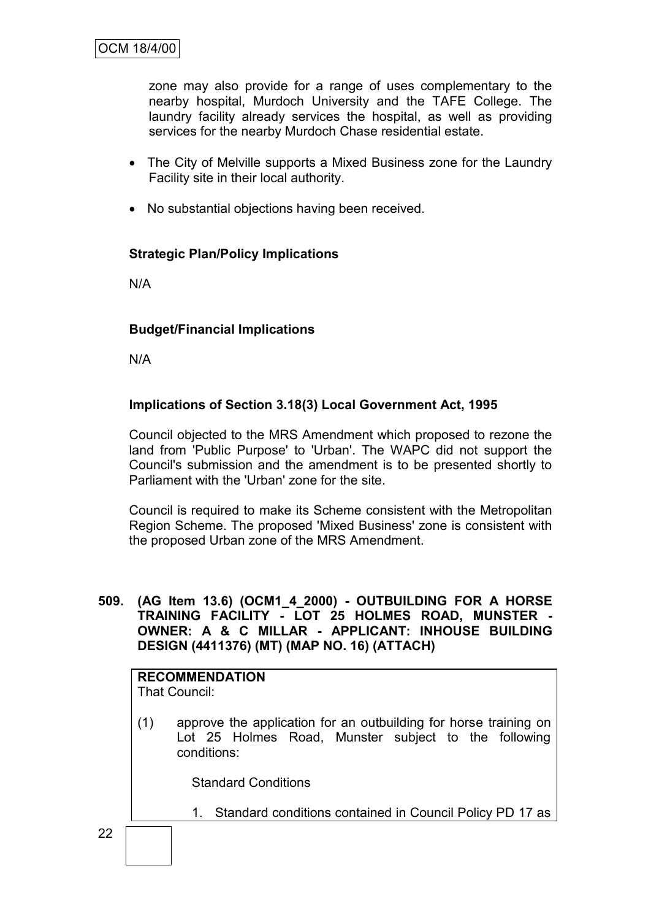zone may also provide for a range of uses complementary to the nearby hospital, Murdoch University and the TAFE College. The laundry facility already services the hospital, as well as providing services for the nearby Murdoch Chase residential estate.

- The City of Melville supports a Mixed Business zone for the Laundry Facility site in their local authority.
- No substantial objections having been received.

**Strategic Plan/Policy Implications**

N/A

**Budget/Financial Implications**

N/A

**Implications of Section 3.18(3) Local Government Act, 1995**

Council objected to the MRS Amendment which proposed to rezone the land from 'Public Purpose' to 'Urban'. The WAPC did not support the Council's submission and the amendment is to be presented shortly to Parliament with the 'Urban' zone for the site.

Council is required to make its Scheme consistent with the Metropolitan Region Scheme. The proposed 'Mixed Business' zone is consistent with the proposed Urban zone of the MRS Amendment.

**509. (AG Item 13.6) (OCM1_4_2000) - OUTBUILDING FOR A HORSE TRAINING FACILITY - LOT 25 HOLMES ROAD, MUNSTER - OWNER: A & C MILLAR - APPLICANT: INHOUSE BUILDING DESIGN (4411376) (MT) (MAP NO. 16) (ATTACH)**

**RECOMMENDATION**
That Council:

(1) approve the application for an outbuilding for horse training on Lot 25 Holmes Road, Munster subject to the following conditions:

Standard Conditions

1. Standard conditions contained in Council Policy PD 17 as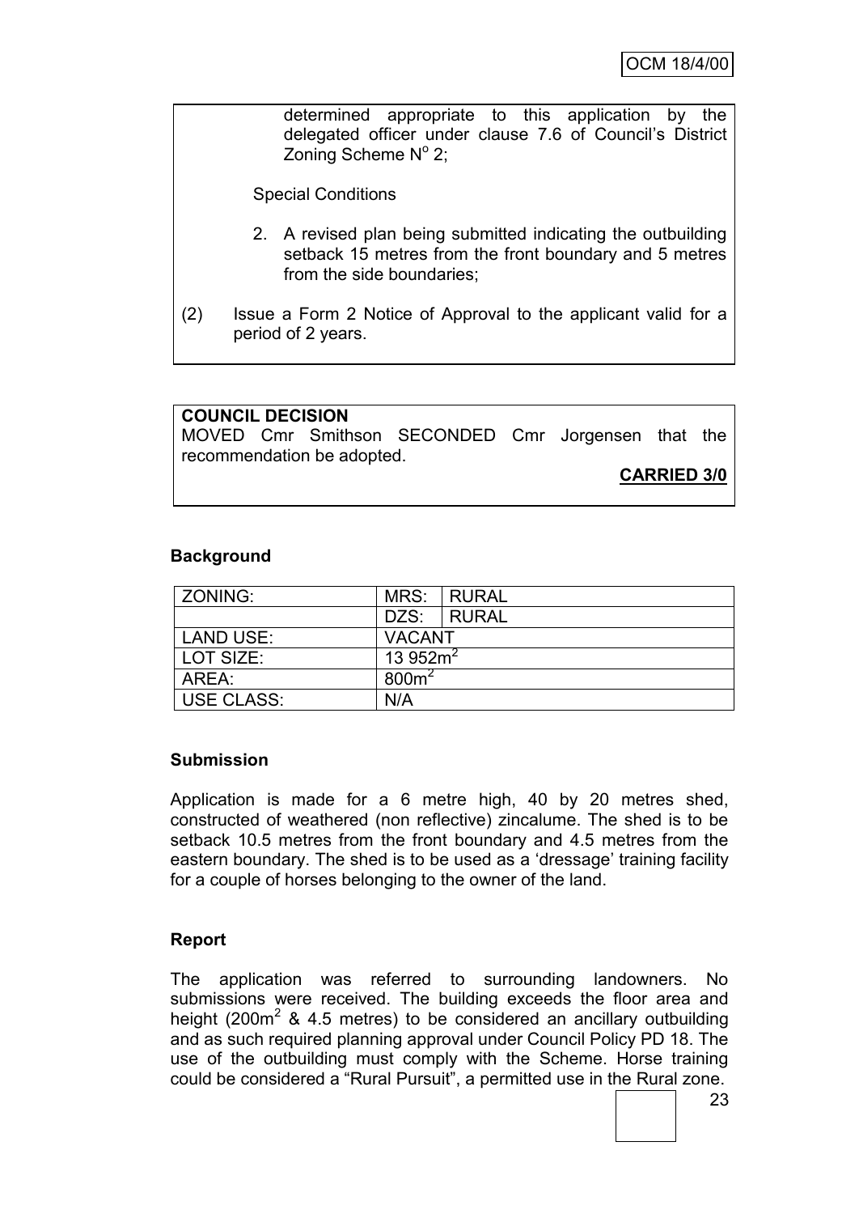determined appropriate to this application by the delegated officer under clause 7.6 of Council's District Zoning Scheme N° 2;

Special Conditions

2. A revised plan being submitted indicating the outbuilding setback 15 metres from the front boundary and 5 metres from the side boundaries;

(2) Issue a Form 2 Notice of Approval to the applicant valid for a period of 2 years.

**COUNCIL DECISION**
MOVED Cmr Smithson SECONDED Cmr Jorgensen that the recommendation be adopted.

**CARRIED 3/0**

**Background**

| ZONING: | MRS: | RURAL |
|---|---|---|
| | DZS: | RURAL |
| LAND USE: | VACANT | |
| LOT SIZE: | 13 952m² | |
| AREA: | 800m² | |
| USE CLASS: | N/A | |

**Submission**

Application is made for a 6 metre high, 40 by 20 metres shed, constructed of weathered (non reflective) zincalume. The shed is to be setback 10.5 metres from the front boundary and 4.5 metres from the eastern boundary. The shed is to be used as a 'dressage' training facility for a couple of horses belonging to the owner of the land.

**Report**

The application was referred to surrounding landowners. No submissions were received. The building exceeds the floor area and height (200m² & 4.5 metres) to be considered an ancillary outbuilding and as such required planning approval under Council Policy PD 18. The use of the outbuilding must comply with the Scheme. Horse training could be considered a "Rural Pursuit", a permitted use in the Rural zone.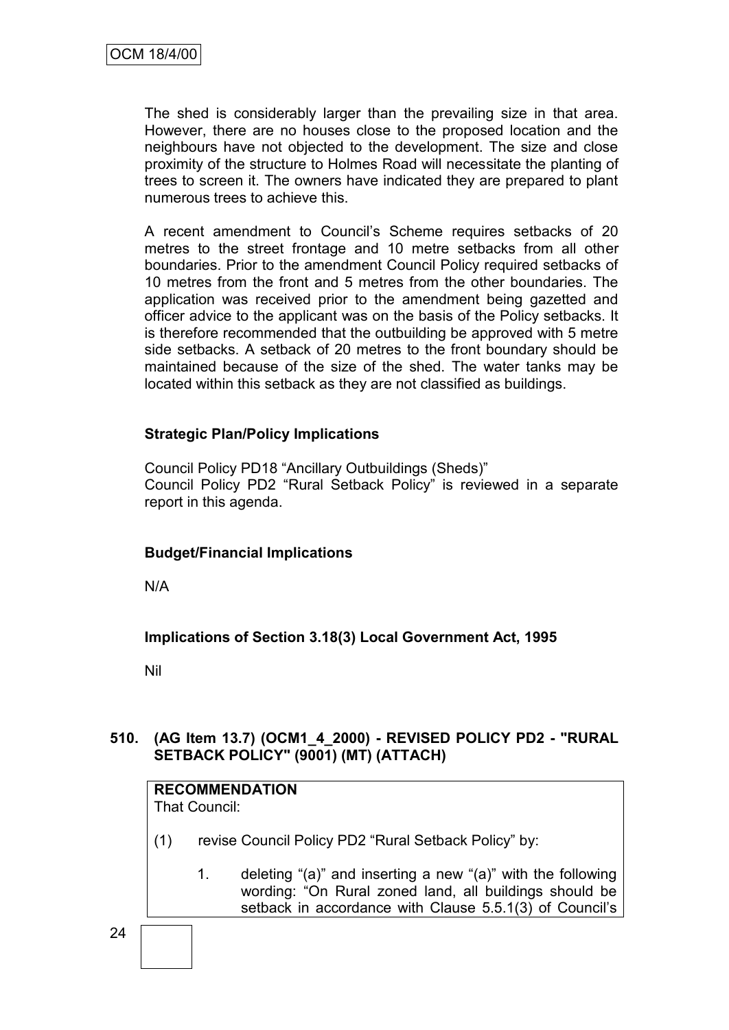The shed is considerably larger than the prevailing size in that area. However, there are no houses close to the proposed location and the neighbours have not objected to the development. The size and close proximity of the structure to Holmes Road will necessitate the planting of trees to screen it. The owners have indicated they are prepared to plant numerous trees to achieve this.

A recent amendment to Council's Scheme requires setbacks of 20 metres to the street frontage and 10 metre setbacks from all other boundaries. Prior to the amendment Council Policy required setbacks of 10 metres from the front and 5 metres from the other boundaries. The application was received prior to the amendment being gazetted and officer advice to the applicant was on the basis of the Policy setbacks. It is therefore recommended that the outbuilding be approved with 5 metre side setbacks. A setback of 20 metres to the front boundary should be maintained because of the size of the shed. The water tanks may be located within this setback as they are not classified as buildings.

**Strategic Plan/Policy Implications**

Council Policy PD18 "Ancillary Outbuildings (Sheds)"
Council Policy PD2 "Rural Setback Policy" is reviewed in a separate report in this agenda.

**Budget/Financial Implications**

N/A

**Implications of Section 3.18(3) Local Government Act, 1995**

Nil

## 510. (AG Item 13.7) (OCM1_4_2000) - REVISED POLICY PD2 - "RURAL SETBACK POLICY" (9001) (MT) (ATTACH)

**RECOMMENDATION**
That Council:

(1) revise Council Policy PD2 "Rural Setback Policy" by:

1. deleting "(a)" and inserting a new "(a)" with the following wording: "On Rural zoned land, all buildings should be setback in accordance with Clause 5.5.1(3) of Council's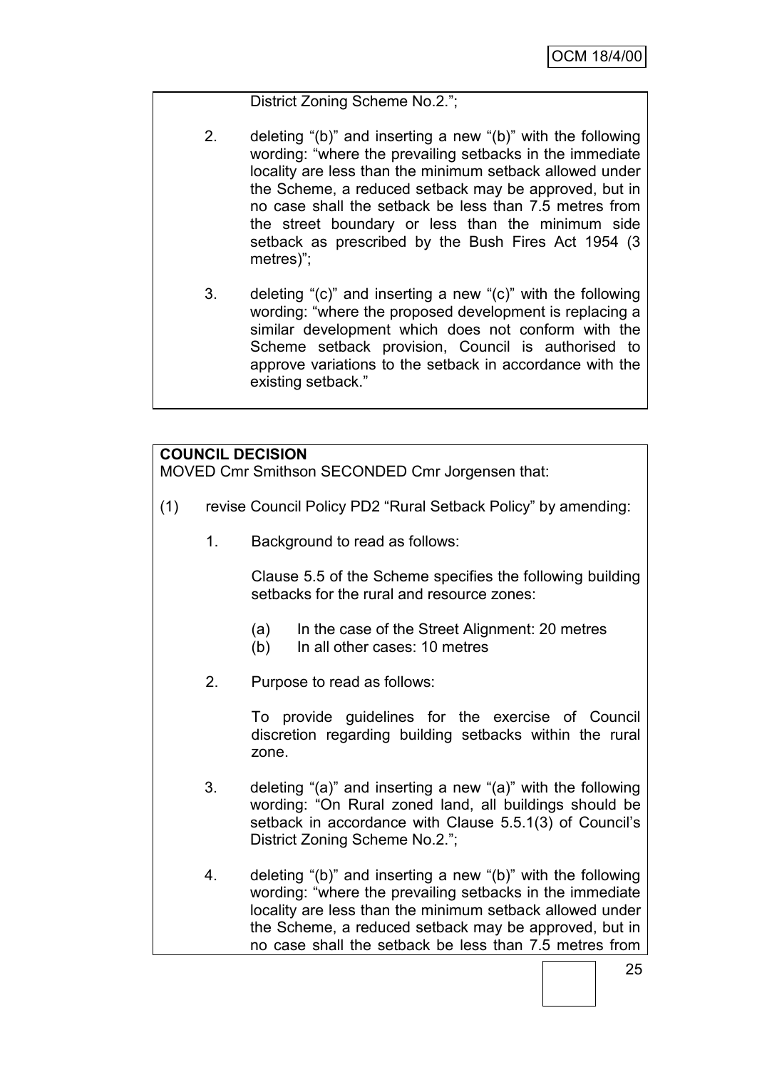District Zoning Scheme No.2.";

2. deleting "(b)" and inserting a new "(b)" with the following wording: "where the prevailing setbacks in the immediate locality are less than the minimum setback allowed under the Scheme, a reduced setback may be approved, but in no case shall the setback be less than 7.5 metres from the street boundary or less than the minimum side setback as prescribed by the Bush Fires Act 1954 (3 metres)";

3. deleting "(c)" and inserting a new "(c)" with the following wording: "where the proposed development is replacing a similar development which does not conform with the Scheme setback provision, Council is authorised to approve variations to the setback in accordance with the existing setback."

**COUNCIL DECISION**

MOVED Cmr Smithson SECONDED Cmr Jorgensen that:

(1) revise Council Policy PD2 "Rural Setback Policy" by amending:

1. Background to read as follows:

   Clause 5.5 of the Scheme specifies the following building setbacks for the rural and resource zones:

   (a) In the case of the Street Alignment: 20 metres
   (b) In all other cases: 10 metres

2. Purpose to read as follows:

   To provide guidelines for the exercise of Council discretion regarding building setbacks within the rural zone.

3. deleting "(a)" and inserting a new "(a)" with the following wording: "On Rural zoned land, all buildings should be setback in accordance with Clause 5.5.1(3) of Council's District Zoning Scheme No.2.";

4. deleting "(b)" and inserting a new "(b)" with the following wording: "where the prevailing setbacks in the immediate locality are less than the minimum setback allowed under the Scheme, a reduced setback may be approved, but in no case shall the setback be less than 7.5 metres from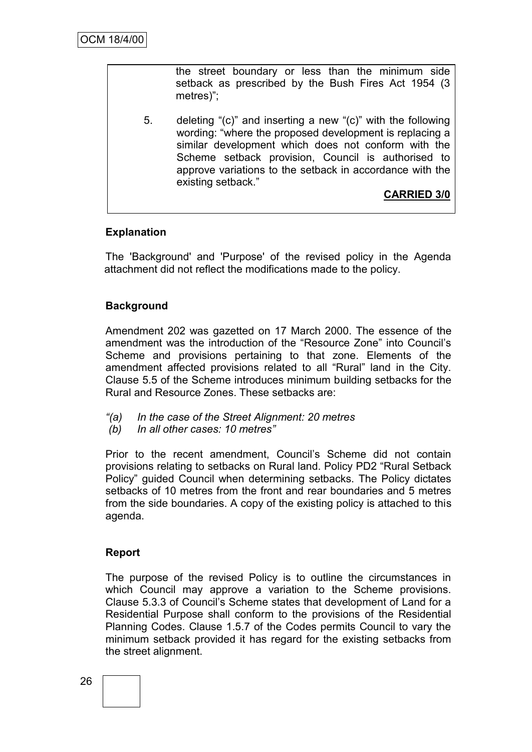the street boundary or less than the minimum side setback as prescribed by the Bush Fires Act 1954 (3 metres)";

5. deleting "(c)" and inserting a new "(c)" with the following wording: "where the proposed development is replacing a similar development which does not conform with the Scheme setback provision, Council is authorised to approve variations to the setback in accordance with the existing setback."

**CARRIED 3/0**

### Explanation

The 'Background' and 'Purpose' of the revised policy in the Agenda attachment did not reflect the modifications made to the policy.

### Background

Amendment 202 was gazetted on 17 March 2000. The essence of the amendment was the introduction of the "Resource Zone" into Council's Scheme and provisions pertaining to that zone. Elements of the amendment affected provisions related to all "Rural" land in the City. Clause 5.5 of the Scheme introduces minimum building setbacks for the Rural and Resource Zones. These setbacks are:

*"(a) In the case of the Street Alignment: 20 metres*
*(b) In all other cases: 10 metres"*

Prior to the recent amendment, Council's Scheme did not contain provisions relating to setbacks on Rural land. Policy PD2 "Rural Setback Policy" guided Council when determining setbacks. The Policy dictates setbacks of 10 metres from the front and rear boundaries and 5 metres from the side boundaries. A copy of the existing policy is attached to this agenda.

### Report

The purpose of the revised Policy is to outline the circumstances in which Council may approve a variation to the Scheme provisions. Clause 5.3.3 of Council's Scheme states that development of Land for a Residential Purpose shall conform to the provisions of the Residential Planning Codes. Clause 1.5.7 of the Codes permits Council to vary the minimum setback provided it has regard for the existing setbacks from the street alignment.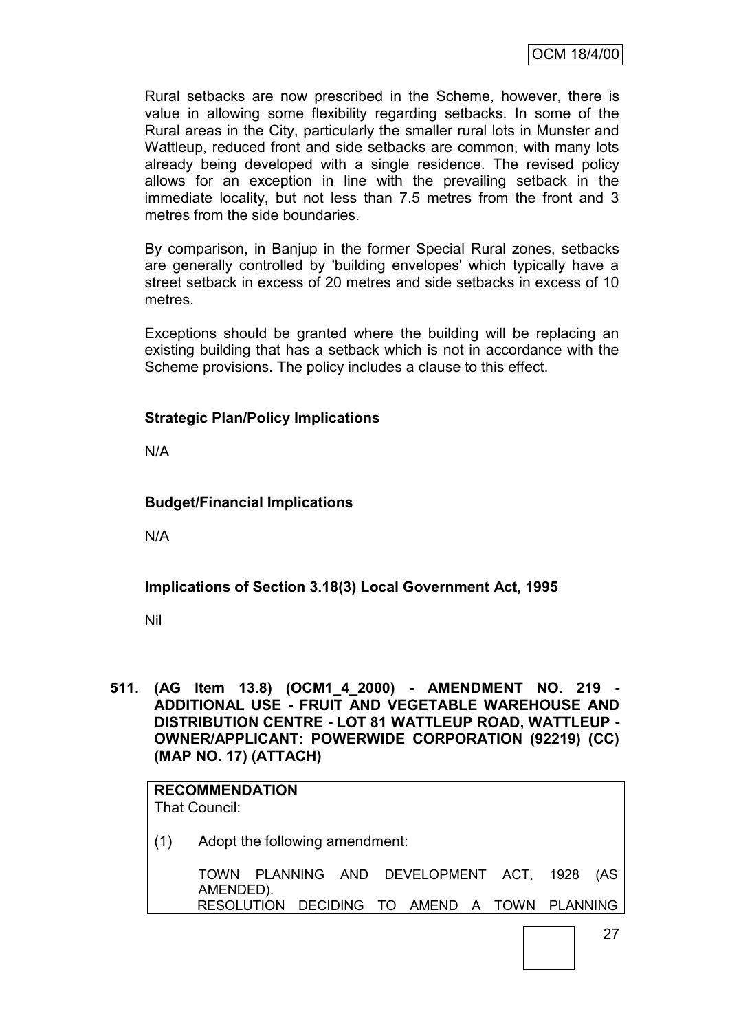Rural setbacks are now prescribed in the Scheme, however, there is value in allowing some flexibility regarding setbacks. In some of the Rural areas in the City, particularly the smaller rural lots in Munster and Wattleup, reduced front and side setbacks are common, with many lots already being developed with a single residence. The revised policy allows for an exception in line with the prevailing setback in the immediate locality, but not less than 7.5 metres from the front and 3 metres from the side boundaries.

By comparison, in Banjup in the former Special Rural zones, setbacks are generally controlled by 'building envelopes' which typically have a street setback in excess of 20 metres and side setbacks in excess of 10 metres.

Exceptions should be granted where the building will be replacing an existing building that has a setback which is not in accordance with the Scheme provisions. The policy includes a clause to this effect.

**Strategic Plan/Policy Implications**

N/A

**Budget/Financial Implications**

N/A

**Implications of Section 3.18(3) Local Government Act, 1995**

Nil

**511. (AG Item 13.8) (OCM1_4_2000) - AMENDMENT NO. 219 - ADDITIONAL USE - FRUIT AND VEGETABLE WAREHOUSE AND DISTRIBUTION CENTRE - LOT 81 WATTLEUP ROAD, WATTLEUP - OWNER/APPLICANT: POWERWIDE CORPORATION (92219) (CC) (MAP NO. 17) (ATTACH)**

**RECOMMENDATION**

That Council:

(1) Adopt the following amendment:

TOWN PLANNING AND DEVELOPMENT ACT, 1928 (AS AMENDED).

RESOLUTION DECIDING TO AMEND A TOWN PLANNING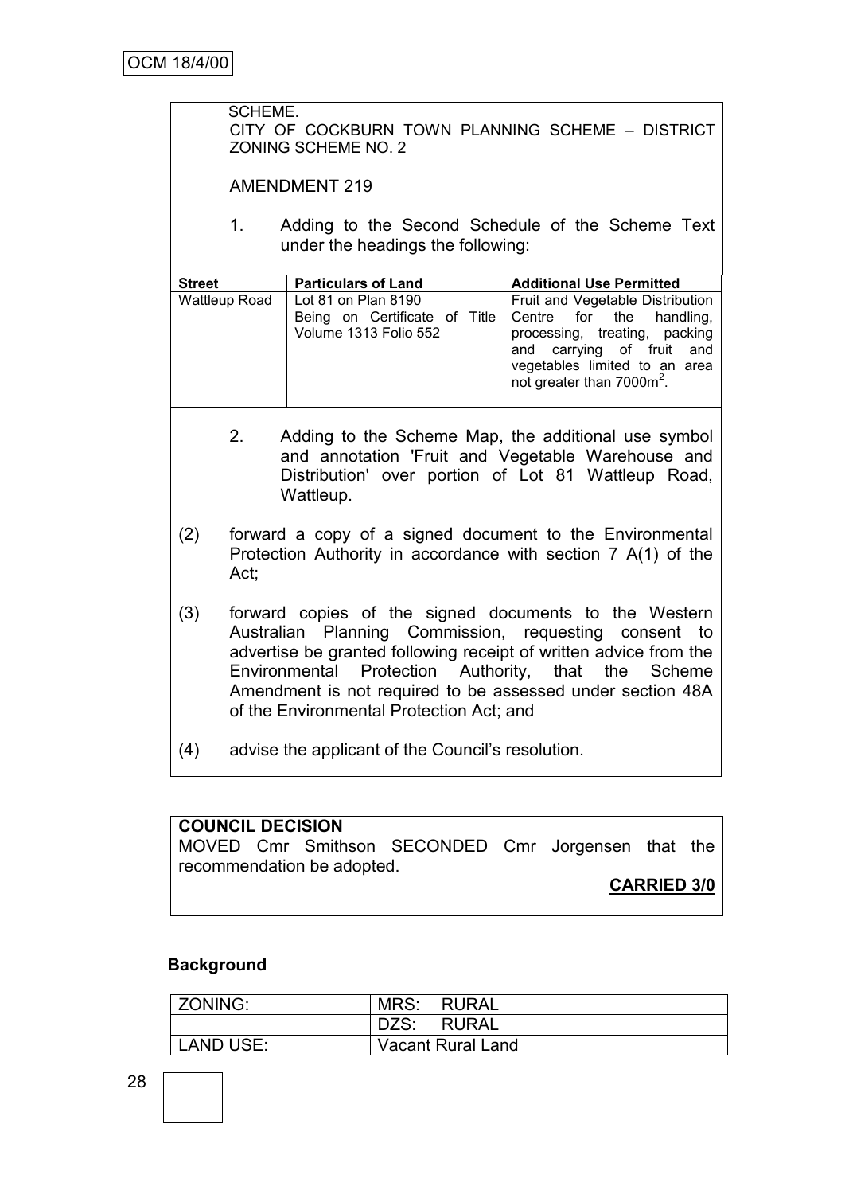SCHEME.

CITY OF COCKBURN TOWN PLANNING SCHEME – DISTRICT ZONING SCHEME NO. 2

AMENDMENT 219

1. Adding to the Second Schedule of the Scheme Text under the headings the following:

| Street | Particulars of Land | Additional Use Permitted |
|---|---|---|
| Wattleup Road | Lot 81 on Plan 8190 Being on Certificate of Title Volume 1313 Folio 552 | Fruit and Vegetable Distribution Centre for the handling, processing, treating, packing and carrying of fruit and vegetables limited to an area not greater than 7000m$^2$. |

2. Adding to the Scheme Map, the additional use symbol and annotation 'Fruit and Vegetable Warehouse and Distribution' over portion of Lot 81 Wattleup Road, Wattleup.

(2) forward a copy of a signed document to the Environmental Protection Authority in accordance with section 7 A(1) of the Act;

(3) forward copies of the signed documents to the Western Australian Planning Commission, requesting consent to advertise be granted following receipt of written advice from the Environmental Protection Authority, that the Scheme Amendment is not required to be assessed under section 48A of the Environmental Protection Act; and

(4) advise the applicant of the Council's resolution.

**COUNCIL DECISION**

MOVED Cmr Smithson SECONDED Cmr Jorgensen that the recommendation be adopted.

**CARRIED 3/0**

**Background**

| ZONING: | MRS: | RURAL |
|---|---|---|
| | DZS: | RURAL |
| LAND USE: | Vacant Rural Land | |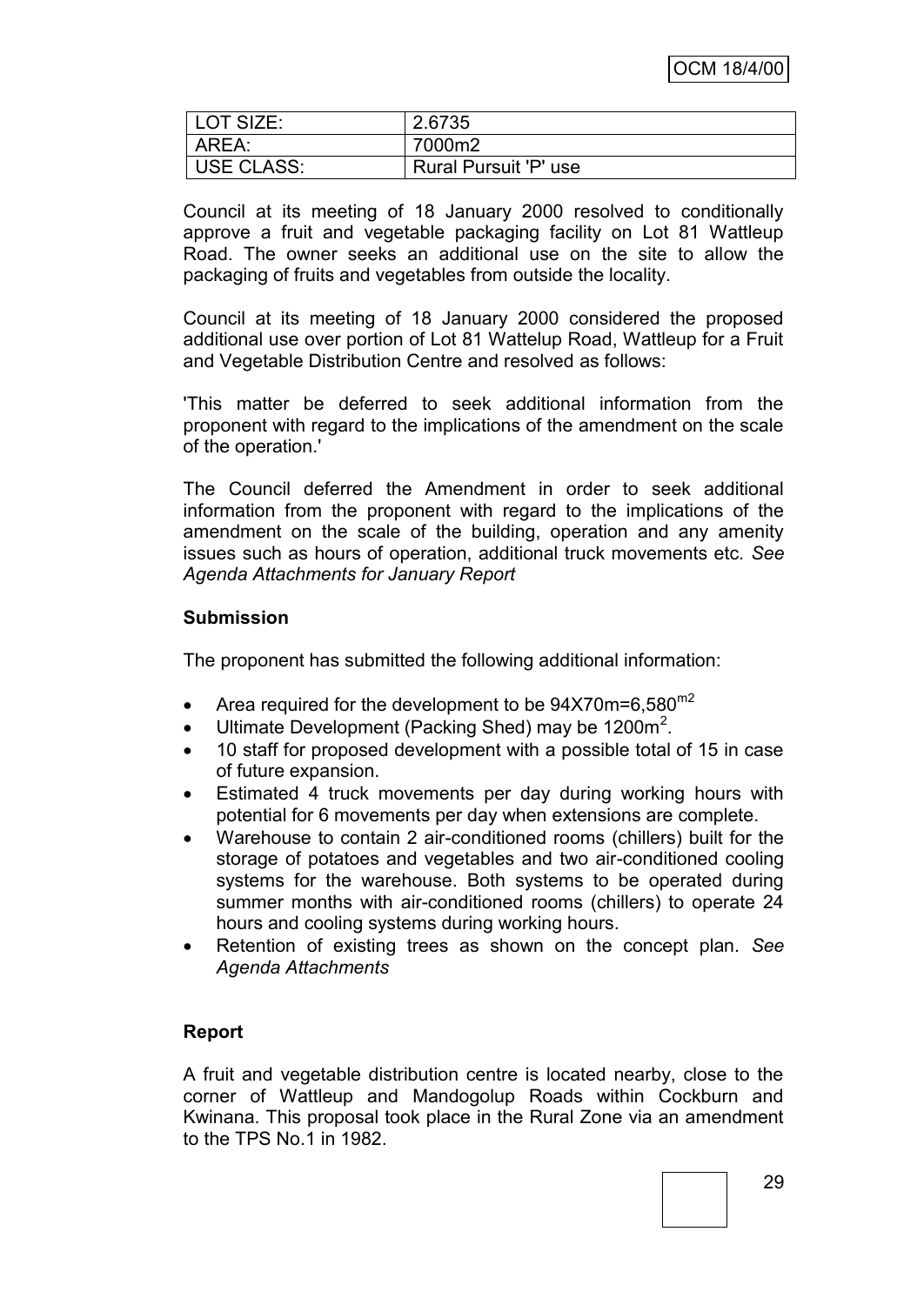| LOT SIZE: | 2.6735 |
| --- | --- |
| AREA: | 7000m2 |
| USE CLASS: | Rural Pursuit 'P' use |

Council at its meeting of 18 January 2000 resolved to conditionally approve a fruit and vegetable packaging facility on Lot 81 Wattleup Road. The owner seeks an additional use on the site to allow the packaging of fruits and vegetables from outside the locality.

Council at its meeting of 18 January 2000 considered the proposed additional use over portion of Lot 81 Wattelup Road, Wattleup for a Fruit and Vegetable Distribution Centre and resolved as follows:

'This matter be deferred to seek additional information from the proponent with regard to the implications of the amendment on the scale of the operation.'

The Council deferred the Amendment in order to seek additional information from the proponent with regard to the implications of the amendment on the scale of the building, operation and any amenity issues such as hours of operation, additional truck movements etc. *See Agenda Attachments for January Report*

**Submission**

The proponent has submitted the following additional information:

- Area required for the development to be 94X70m=6,580$^{m2}$
- Ultimate Development (Packing Shed) may be 1200m$^2$.
- 10 staff for proposed development with a possible total of 15 in case of future expansion.
- Estimated 4 truck movements per day during working hours with potential for 6 movements per day when extensions are complete.
- Warehouse to contain 2 air-conditioned rooms (chillers) built for the storage of potatoes and vegetables and two air-conditioned cooling systems for the warehouse. Both systems to be operated during summer months with air-conditioned rooms (chillers) to operate 24 hours and cooling systems during working hours.
- Retention of existing trees as shown on the concept plan. *See Agenda Attachments*

**Report**

A fruit and vegetable distribution centre is located nearby, close to the corner of Wattleup and Mandogolup Roads within Cockburn and Kwinana. This proposal took place in the Rural Zone via an amendment to the TPS No.1 in 1982.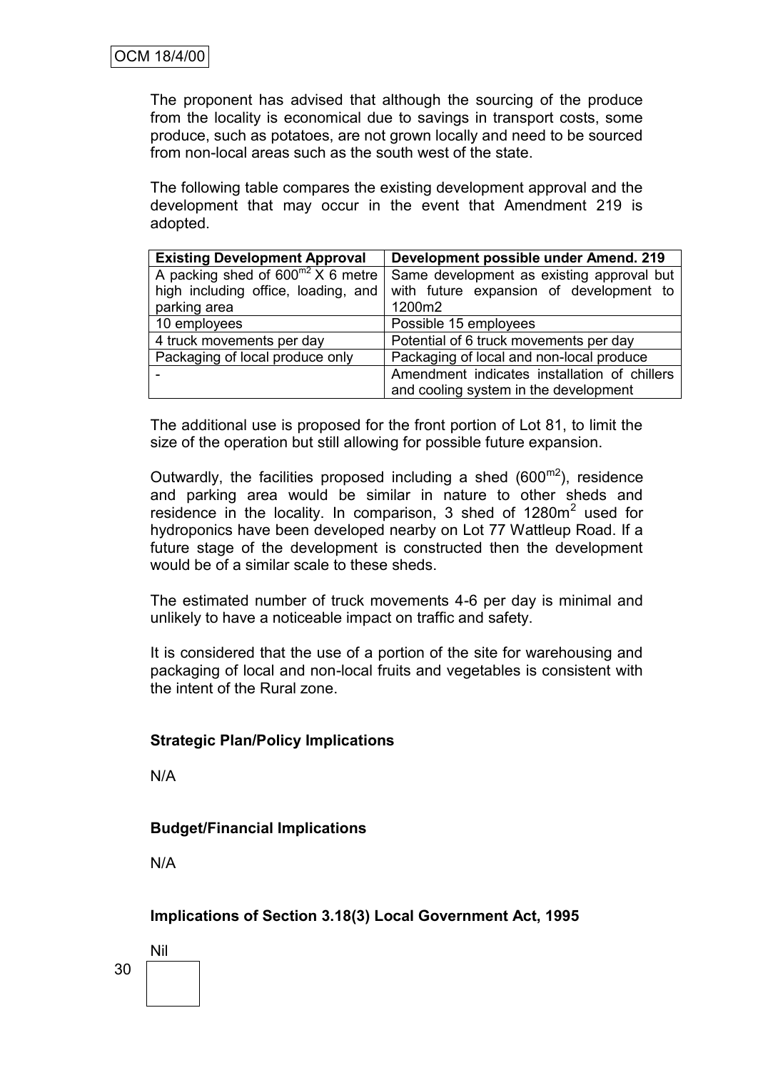The proponent has advised that although the sourcing of the produce from the locality is economical due to savings in transport costs, some produce, such as potatoes, are not grown locally and need to be sourced from non-local areas such as the south west of the state.

The following table compares the existing development approval and the development that may occur in the event that Amendment 219 is adopted.

| Existing Development Approval | Development possible under Amend. 219 |
|---|---|
| A packing shed of $600^{m2}$ X 6 metre high including office, loading, and parking area | Same development as existing approval but with future expansion of development to 1200m2 |
| 10 employees | Possible 15 employees |
| 4 truck movements per day | Potential of 6 truck movements per day |
| Packaging of local produce only | Packaging of local and non-local produce |
| - | Amendment indicates installation of chillers and cooling system in the development |

The additional use is proposed for the front portion of Lot 81, to limit the size of the operation but still allowing for possible future expansion.

Outwardly, the facilities proposed including a shed ($600^{m2}$), residence and parking area would be similar in nature to other sheds and residence in the locality. In comparison, 3 shed of $1280m^2$ used for hydroponics have been developed nearby on Lot 77 Wattleup Road. If a future stage of the development is constructed then the development would be of a similar scale to these sheds.

The estimated number of truck movements 4-6 per day is minimal and unlikely to have a noticeable impact on traffic and safety.

It is considered that the use of a portion of the site for warehousing and packaging of local and non-local fruits and vegetables is consistent with the intent of the Rural zone.

**Strategic Plan/Policy Implications**

N/A

**Budget/Financial Implications**

N/A

**Implications of Section 3.18(3) Local Government Act, 1995**

Nil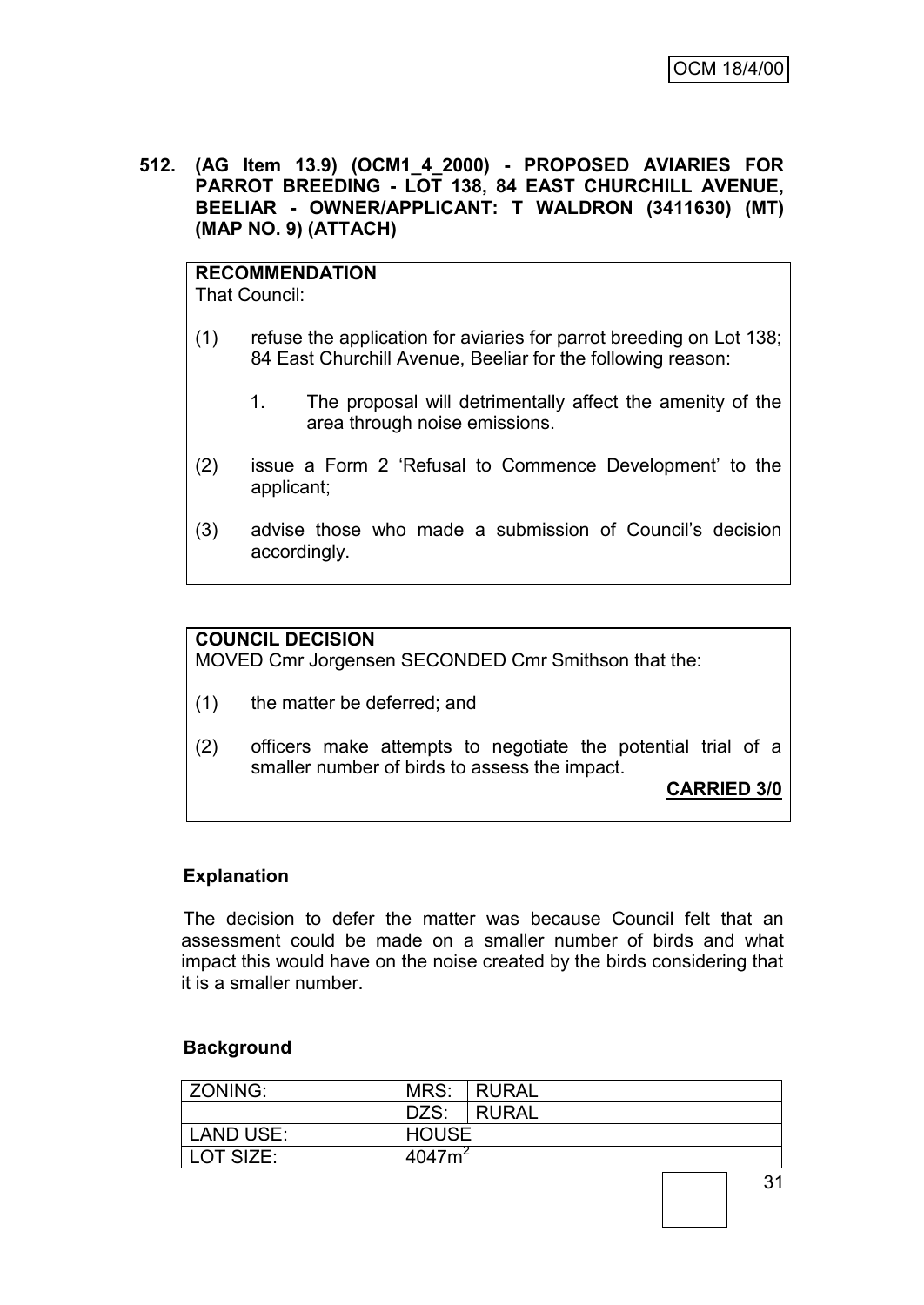**512. (AG Item 13.9) (OCM1_4_2000) - PROPOSED AVIARIES FOR PARROT BREEDING - LOT 138, 84 EAST CHURCHILL AVENUE, BEELIAR - OWNER/APPLICANT: T WALDRON (3411630) (MT) (MAP NO. 9) (ATTACH)**

**RECOMMENDATION**
That Council:

(1) refuse the application for aviaries for parrot breeding on Lot 138; 84 East Churchill Avenue, Beeliar for the following reason:

1. The proposal will detrimentally affect the amenity of the area through noise emissions.

(2) issue a Form 2 'Refusal to Commence Development' to the applicant;

(3) advise those who made a submission of Council's decision accordingly.

**COUNCIL DECISION**
MOVED Cmr Jorgensen SECONDED Cmr Smithson that the:

(1) the matter be deferred; and

(2) officers make attempts to negotiate the potential trial of a smaller number of birds to assess the impact.

**CARRIED 3/0**

**Explanation**

The decision to defer the matter was because Council felt that an assessment could be made on a smaller number of birds and what impact this would have on the noise created by the birds considering that it is a smaller number.

**Background**

| ZONING: | MRS: | RURAL |
|---|---|---|
| | DZS: | RURAL |
| LAND USE: | HOUSE | |
| LOT SIZE: | 4047m$^2$ | |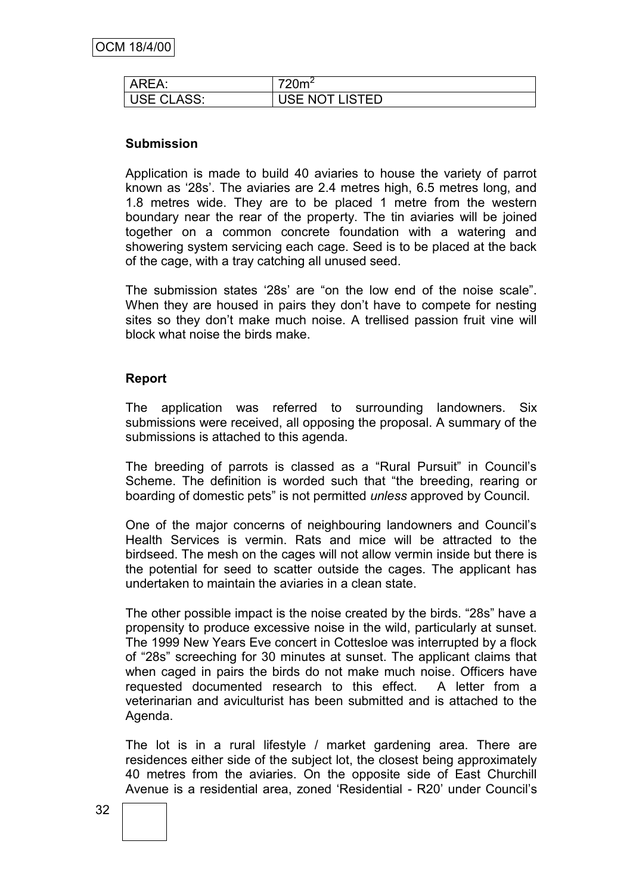| AREA: | 720m$^2$ |
| --- | --- |
| USE CLASS: | USE NOT LISTED |

**Submission**

Application is made to build 40 aviaries to house the variety of parrot known as '28s'. The aviaries are 2.4 metres high, 6.5 metres long, and 1.8 metres wide. They are to be placed 1 metre from the western boundary near the rear of the property. The tin aviaries will be joined together on a common concrete foundation with a watering and showering system servicing each cage. Seed is to be placed at the back of the cage, with a tray catching all unused seed.

The submission states '28s' are "on the low end of the noise scale". When they are housed in pairs they don't have to compete for nesting sites so they don't make much noise. A trellised passion fruit vine will block what noise the birds make.

**Report**

The application was referred to surrounding landowners. Six submissions were received, all opposing the proposal. A summary of the submissions is attached to this agenda.

The breeding of parrots is classed as a "Rural Pursuit" in Council's Scheme. The definition is worded such that "the breeding, rearing or boarding of domestic pets" is not permitted *unless* approved by Council.

One of the major concerns of neighbouring landowners and Council's Health Services is vermin. Rats and mice will be attracted to the birdseed. The mesh on the cages will not allow vermin inside but there is the potential for seed to scatter outside the cages. The applicant has undertaken to maintain the aviaries in a clean state.

The other possible impact is the noise created by the birds. "28s" have a propensity to produce excessive noise in the wild, particularly at sunset. The 1999 New Years Eve concert in Cottesloe was interrupted by a flock of "28s" screeching for 30 minutes at sunset. The applicant claims that when caged in pairs the birds do not make much noise. Officers have requested documented research to this effect. A letter from a veterinarian and aviculturist has been submitted and is attached to the Agenda.

The lot is in a rural lifestyle / market gardening area. There are residences either side of the subject lot, the closest being approximately 40 metres from the aviaries. On the opposite side of East Churchill Avenue is a residential area, zoned 'Residential - R20' under Council's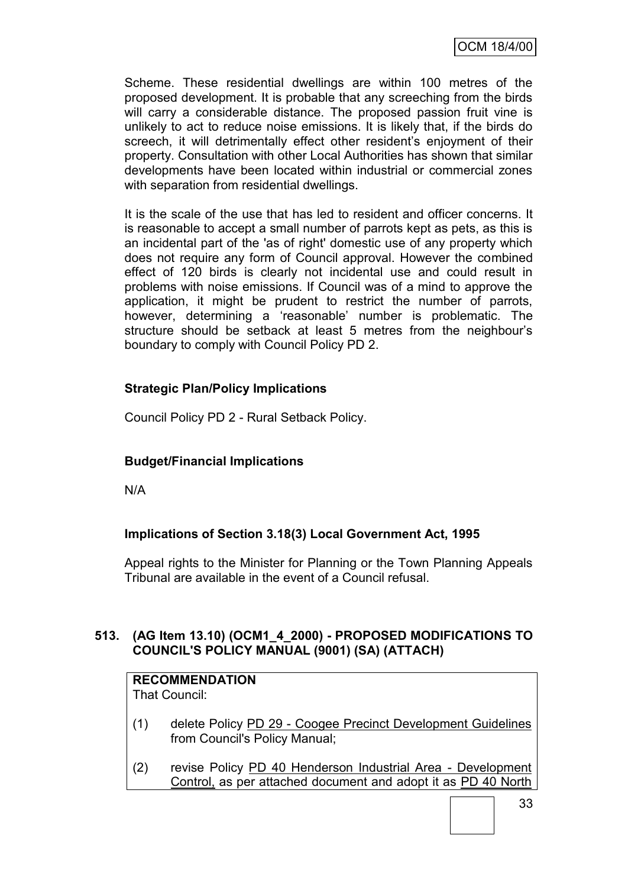Scheme. These residential dwellings are within 100 metres of the proposed development. It is probable that any screeching from the birds will carry a considerable distance. The proposed passion fruit vine is unlikely to act to reduce noise emissions. It is likely that, if the birds do screech, it will detrimentally effect other resident's enjoyment of their property. Consultation with other Local Authorities has shown that similar developments have been located within industrial or commercial zones with separation from residential dwellings.

It is the scale of the use that has led to resident and officer concerns. It is reasonable to accept a small number of parrots kept as pets, as this is an incidental part of the 'as of right' domestic use of any property which does not require any form of Council approval. However the combined effect of 120 birds is clearly not incidental use and could result in problems with noise emissions. If Council was of a mind to approve the application, it might be prudent to restrict the number of parrots, however, determining a 'reasonable' number is problematic. The structure should be setback at least 5 metres from the neighbour's boundary to comply with Council Policy PD 2.

**Strategic Plan/Policy Implications**

Council Policy PD 2 - Rural Setback Policy.

**Budget/Financial Implications**

N/A

**Implications of Section 3.18(3) Local Government Act, 1995**

Appeal rights to the Minister for Planning or the Town Planning Appeals Tribunal are available in the event of a Council refusal.

**513. (AG Item 13.10) (OCM1_4_2000) - PROPOSED MODIFICATIONS TO COUNCIL'S POLICY MANUAL (9001) (SA) (ATTACH)**

**RECOMMENDATION**
That Council:

(1) delete Policy PD 29 - Coogee Precinct Development Guidelines from Council's Policy Manual;

(2) revise Policy PD 40 Henderson Industrial Area - Development Control, as per attached document and adopt it as PD 40 North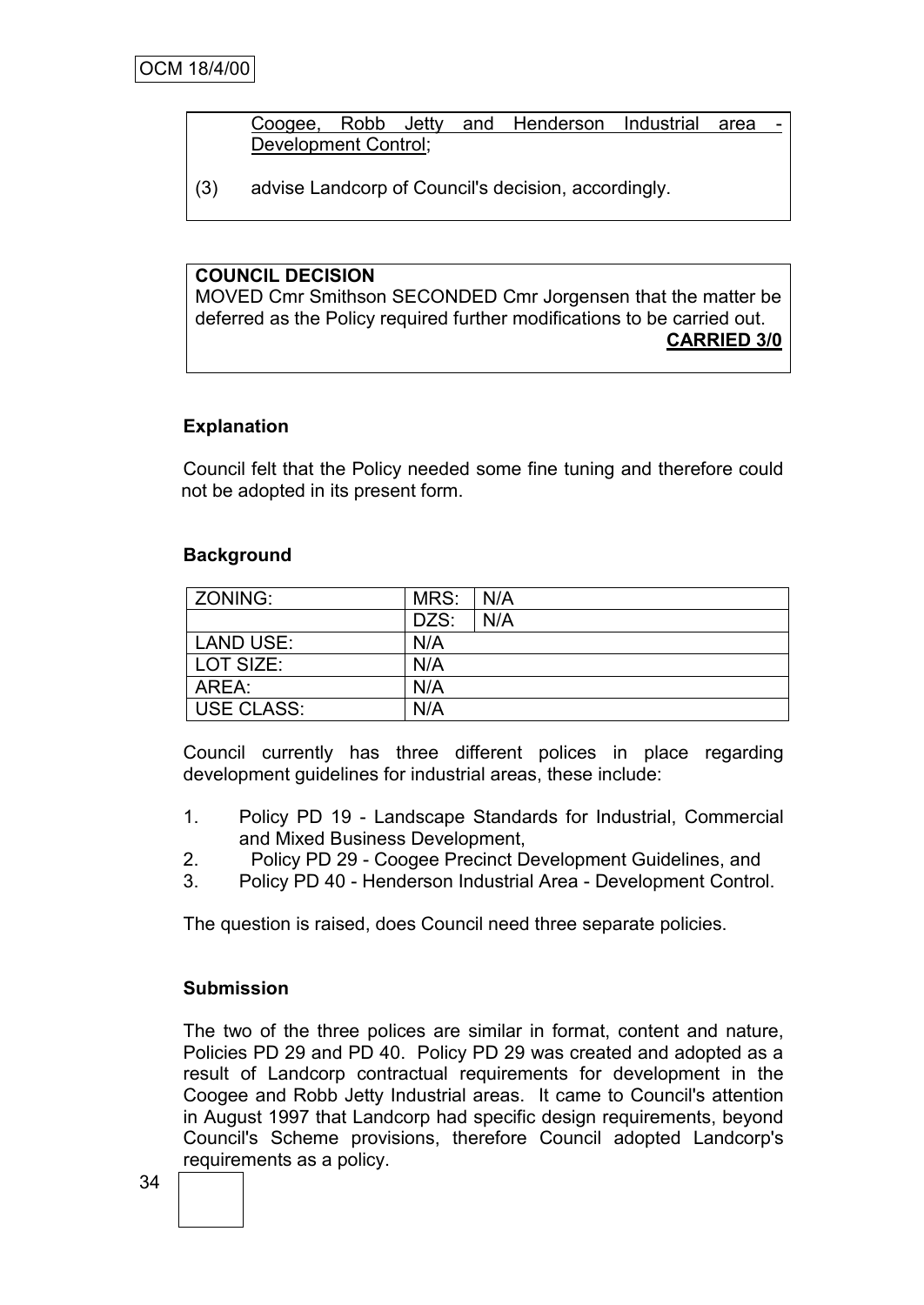Coogee, Robb Jetty and Henderson Industrial area - Development Control;

(3) advise Landcorp of Council's decision, accordingly.

**COUNCIL DECISION**

MOVED Cmr Smithson SECONDED Cmr Jorgensen that the matter be deferred as the Policy required further modifications to be carried out.

**CARRIED 3/0**

### Explanation

Council felt that the Policy needed some fine tuning and therefore could not be adopted in its present form.

### Background

| ZONING: | MRS: | N/A |
|---|---|---|
| | DZS: | N/A |
| LAND USE: | N/A | |
| LOT SIZE: | N/A | |
| AREA: | N/A | |
| USE CLASS: | N/A | |

Council currently has three different polices in place regarding development guidelines for industrial areas, these include:

1. Policy PD 19 - Landscape Standards for Industrial, Commercial and Mixed Business Development,
2. Policy PD 29 - Coogee Precinct Development Guidelines, and
3. Policy PD 40 - Henderson Industrial Area - Development Control.

The question is raised, does Council need three separate policies.

### Submission

The two of the three polices are similar in format, content and nature, Policies PD 29 and PD 40. Policy PD 29 was created and adopted as a result of Landcorp contractual requirements for development in the Coogee and Robb Jetty Industrial areas. It came to Council's attention in August 1997 that Landcorp had specific design requirements, beyond Council's Scheme provisions, therefore Council adopted Landcorp's requirements as a policy.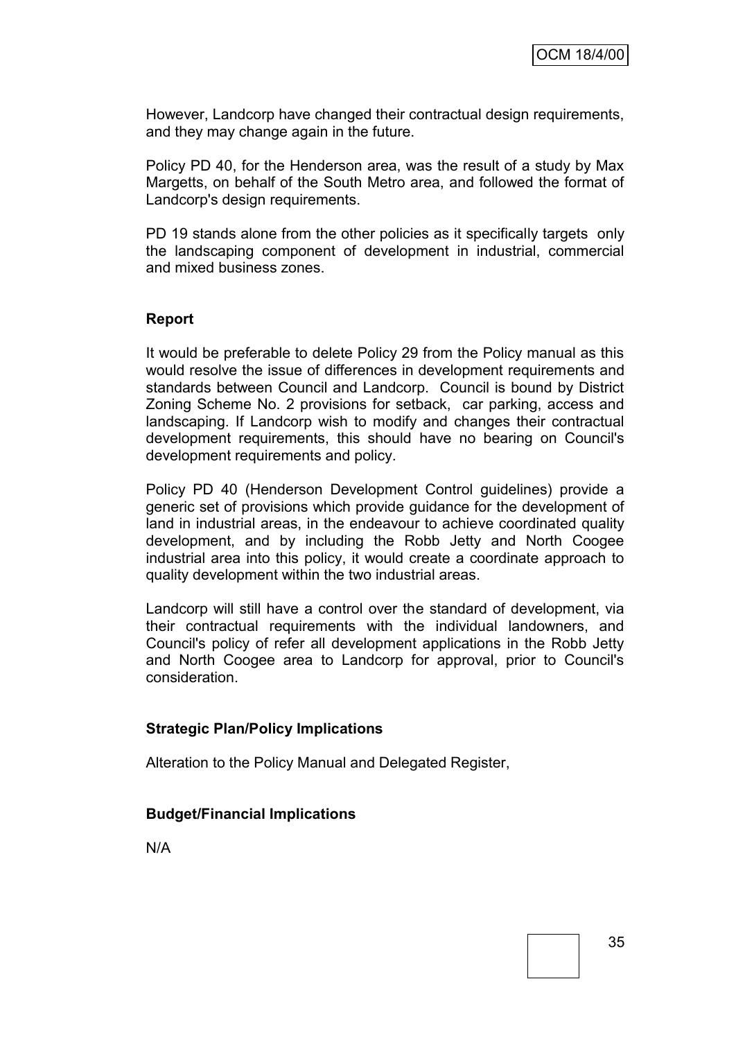However, Landcorp have changed their contractual design requirements, and they may change again in the future.

Policy PD 40, for the Henderson area, was the result of a study by Max Margetts, on behalf of the South Metro area, and followed the format of Landcorp's design requirements.

PD 19 stands alone from the other policies as it specifically targets only the landscaping component of development in industrial, commercial and mixed business zones.

**Report**

It would be preferable to delete Policy 29 from the Policy manual as this would resolve the issue of differences in development requirements and standards between Council and Landcorp. Council is bound by District Zoning Scheme No. 2 provisions for setback, car parking, access and landscaping. If Landcorp wish to modify and changes their contractual development requirements, this should have no bearing on Council's development requirements and policy.

Policy PD 40 (Henderson Development Control guidelines) provide a generic set of provisions which provide guidance for the development of land in industrial areas, in the endeavour to achieve coordinated quality development, and by including the Robb Jetty and North Coogee industrial area into this policy, it would create a coordinate approach to quality development within the two industrial areas.

Landcorp will still have a control over the standard of development, via their contractual requirements with the individual landowners, and Council's policy of refer all development applications in the Robb Jetty and North Coogee area to Landcorp for approval, prior to Council's consideration.

**Strategic Plan/Policy Implications**

Alteration to the Policy Manual and Delegated Register,

**Budget/Financial Implications**

N/A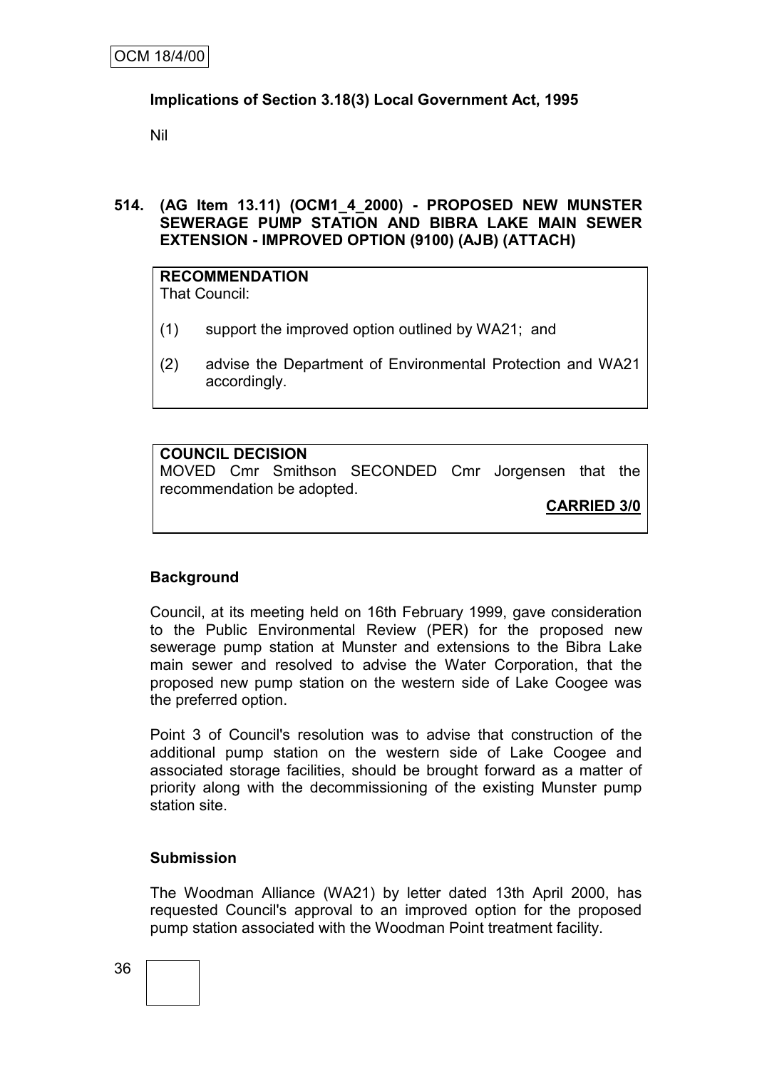**Implications of Section 3.18(3) Local Government Act, 1995**

Nil

**514. (AG Item 13.11) (OCM1_4_2000) - PROPOSED NEW MUNSTER SEWERAGE PUMP STATION AND BIBRA LAKE MAIN SEWER EXTENSION - IMPROVED OPTION (9100) (AJB) (ATTACH)**

**RECOMMENDATION**
That Council:

(1) support the improved option outlined by WA21; and

(2) advise the Department of Environmental Protection and WA21 accordingly.

**COUNCIL DECISION**
MOVED Cmr Smithson SECONDED Cmr Jorgensen that the recommendation be adopted.

**CARRIED 3/0**

**Background**

Council, at its meeting held on 16th February 1999, gave consideration to the Public Environmental Review (PER) for the proposed new sewerage pump station at Munster and extensions to the Bibra Lake main sewer and resolved to advise the Water Corporation, that the proposed new pump station on the western side of Lake Coogee was the preferred option.

Point 3 of Council's resolution was to advise that construction of the additional pump station on the western side of Lake Coogee and associated storage facilities, should be brought forward as a matter of priority along with the decommissioning of the existing Munster pump station site.

**Submission**

The Woodman Alliance (WA21) by letter dated 13th April 2000, has requested Council's approval to an improved option for the proposed pump station associated with the Woodman Point treatment facility.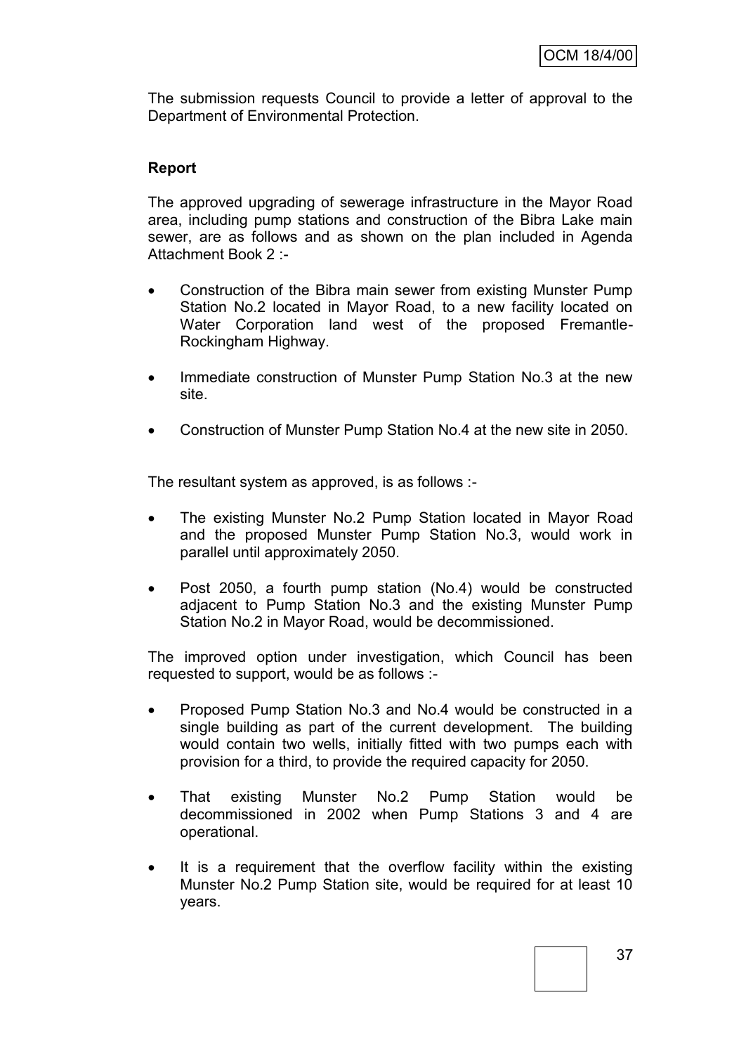The submission requests Council to provide a letter of approval to the Department of Environmental Protection.

**Report**

The approved upgrading of sewerage infrastructure in the Mayor Road area, including pump stations and construction of the Bibra Lake main sewer, are as follows and as shown on the plan included in Agenda Attachment Book 2 :-

- Construction of the Bibra main sewer from existing Munster Pump Station No.2 located in Mayor Road, to a new facility located on Water Corporation land west of the proposed Fremantle-Rockingham Highway.
- Immediate construction of Munster Pump Station No.3 at the new site.
- Construction of Munster Pump Station No.4 at the new site in 2050.

The resultant system as approved, is as follows :-

- The existing Munster No.2 Pump Station located in Mayor Road and the proposed Munster Pump Station No.3, would work in parallel until approximately 2050.
- Post 2050, a fourth pump station (No.4) would be constructed adjacent to Pump Station No.3 and the existing Munster Pump Station No.2 in Mayor Road, would be decommissioned.

The improved option under investigation, which Council has been requested to support, would be as follows :-

- Proposed Pump Station No.3 and No.4 would be constructed in a single building as part of the current development. The building would contain two wells, initially fitted with two pumps each with provision for a third, to provide the required capacity for 2050.
- That existing Munster No.2 Pump Station would be decommissioned in 2002 when Pump Stations 3 and 4 are operational.
- It is a requirement that the overflow facility within the existing Munster No.2 Pump Station site, would be required for at least 10 years.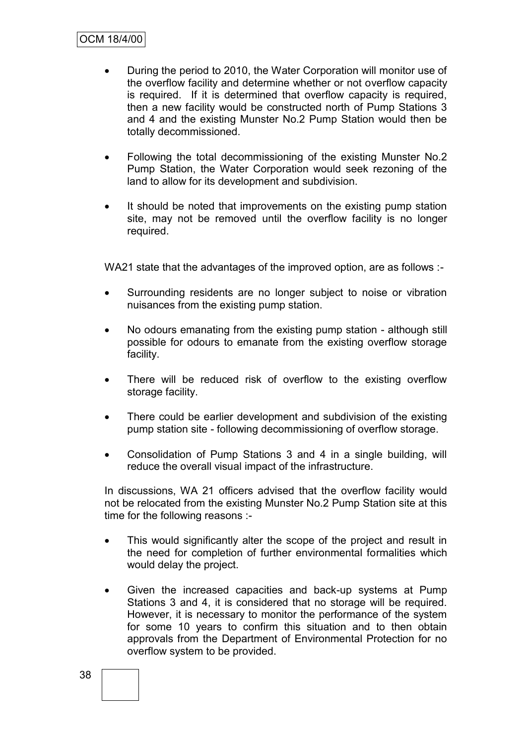- During the period to 2010, the Water Corporation will monitor use of the overflow facility and determine whether or not overflow capacity is required. If it is determined that overflow capacity is required, then a new facility would be constructed north of Pump Stations 3 and 4 and the existing Munster No.2 Pump Station would then be totally decommissioned.

- Following the total decommissioning of the existing Munster No.2 Pump Station, the Water Corporation would seek rezoning of the land to allow for its development and subdivision.

- It should be noted that improvements on the existing pump station site, may not be removed until the overflow facility is no longer required.

WA21 state that the advantages of the improved option, are as follows :-

- Surrounding residents are no longer subject to noise or vibration nuisances from the existing pump station.

- No odours emanating from the existing pump station - although still possible for odours to emanate from the existing overflow storage facility.

- There will be reduced risk of overflow to the existing overflow storage facility.

- There could be earlier development and subdivision of the existing pump station site - following decommissioning of overflow storage.

- Consolidation of Pump Stations 3 and 4 in a single building, will reduce the overall visual impact of the infrastructure.

In discussions, WA 21 officers advised that the overflow facility would not be relocated from the existing Munster No.2 Pump Station site at this time for the following reasons :-

- This would significantly alter the scope of the project and result in the need for completion of further environmental formalities which would delay the project.

- Given the increased capacities and back-up systems at Pump Stations 3 and 4, it is considered that no storage will be required. However, it is necessary to monitor the performance of the system for some 10 years to confirm this situation and to then obtain approvals from the Department of Environmental Protection for no overflow system to be provided.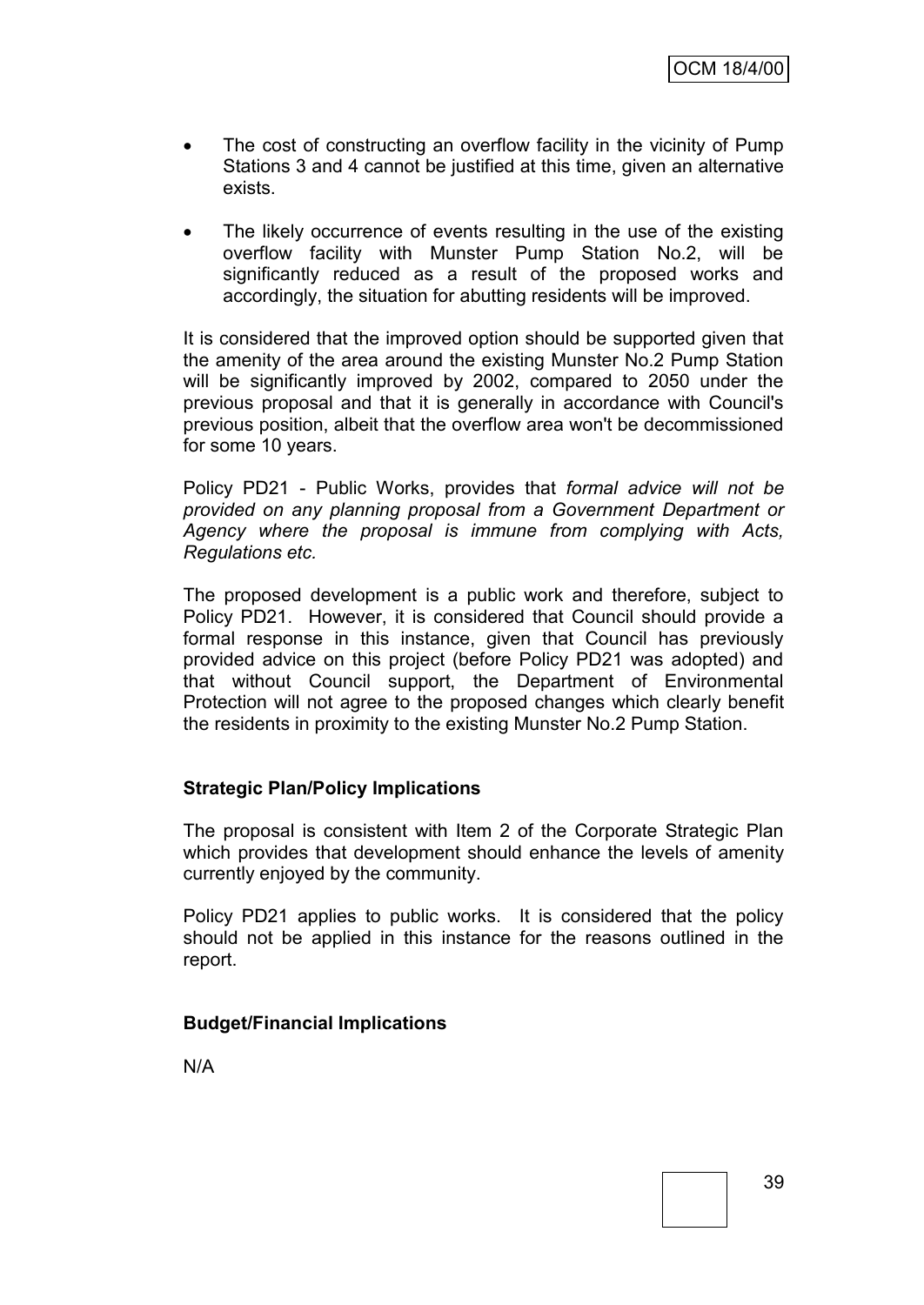- The cost of constructing an overflow facility in the vicinity of Pump Stations 3 and 4 cannot be justified at this time, given an alternative exists.

- The likely occurrence of events resulting in the use of the existing overflow facility with Munster Pump Station No.2, will be significantly reduced as a result of the proposed works and accordingly, the situation for abutting residents will be improved.

It is considered that the improved option should be supported given that the amenity of the area around the existing Munster No.2 Pump Station will be significantly improved by 2002, compared to 2050 under the previous proposal and that it is generally in accordance with Council's previous position, albeit that the overflow area won't be decommissioned for some 10 years.

Policy PD21 - Public Works, provides that *formal advice will not be provided on any planning proposal from a Government Department or Agency where the proposal is immune from complying with Acts, Regulations etc.*

The proposed development is a public work and therefore, subject to Policy PD21. However, it is considered that Council should provide a formal response in this instance, given that Council has previously provided advice on this project (before Policy PD21 was adopted) and that without Council support, the Department of Environmental Protection will not agree to the proposed changes which clearly benefit the residents in proximity to the existing Munster No.2 Pump Station.

**Strategic Plan/Policy Implications**

The proposal is consistent with Item 2 of the Corporate Strategic Plan which provides that development should enhance the levels of amenity currently enjoyed by the community.

Policy PD21 applies to public works. It is considered that the policy should not be applied in this instance for the reasons outlined in the report.

**Budget/Financial Implications**

N/A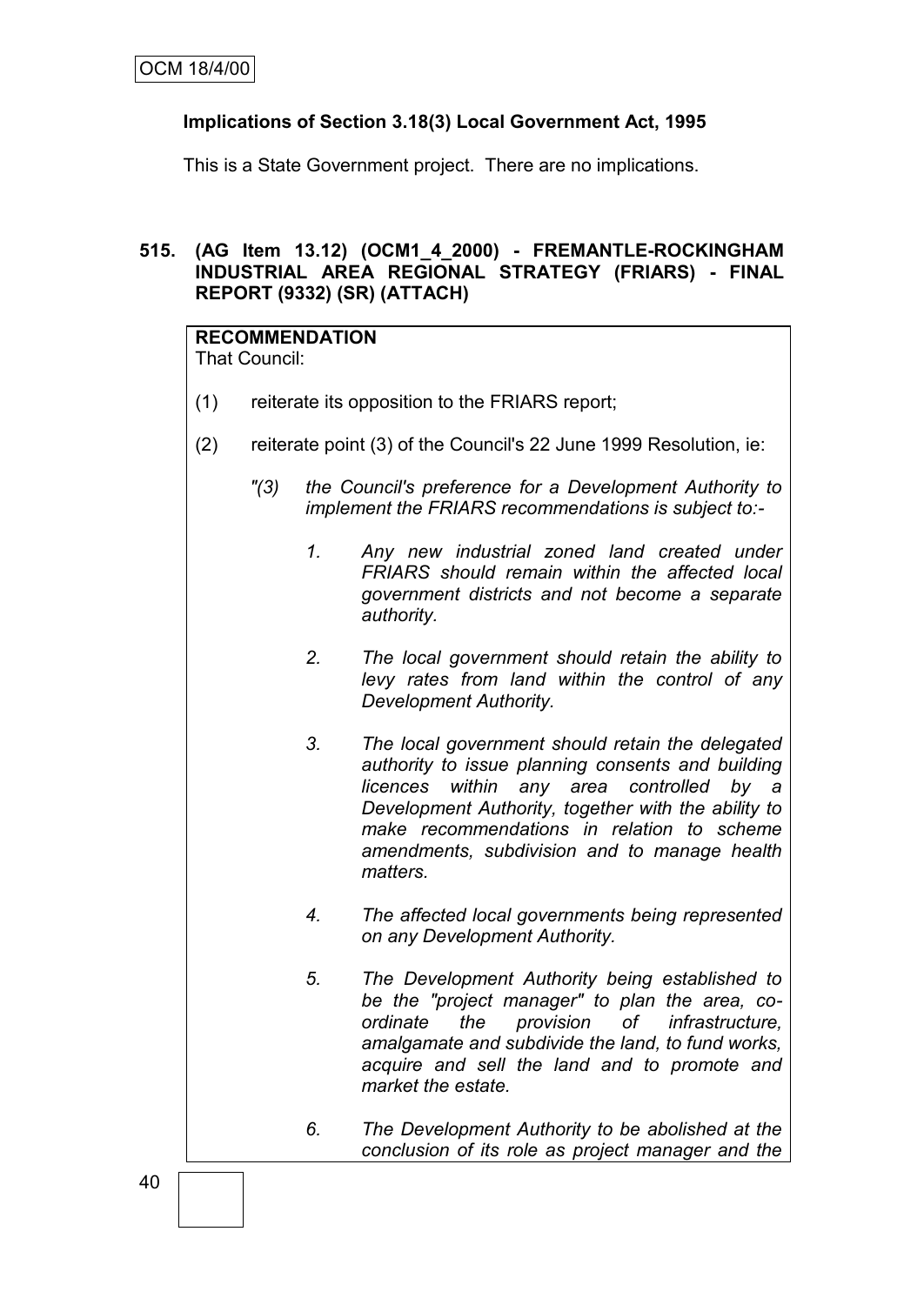**Implications of Section 3.18(3) Local Government Act, 1995**

This is a State Government project. There are no implications.

**515. (AG Item 13.12) (OCM1_4_2000) - FREMANTLE-ROCKINGHAM INDUSTRIAL AREA REGIONAL STRATEGY (FRIARS) - FINAL REPORT (9332) (SR) (ATTACH)**

**RECOMMENDATION**

That Council:

(1) reiterate its opposition to the FRIARS report;

(2) reiterate point (3) of the Council's 22 June 1999 Resolution, ie:

*"(3) the Council's preference for a Development Authority to implement the FRIARS recommendations is subject to:-*

*1. Any new industrial zoned land created under FRIARS should remain within the affected local government districts and not become a separate authority.*

*2. The local government should retain the ability to levy rates from land within the control of any Development Authority.*

*3. The local government should retain the delegated authority to issue planning consents and building licences within any area controlled by a Development Authority, together with the ability to make recommendations in relation to scheme amendments, subdivision and to manage health matters.*

*4. The affected local governments being represented on any Development Authority.*

*5. The Development Authority being established to be the "project manager" to plan the area, co-ordinate the provision of infrastructure, amalgamate and subdivide the land, to fund works, acquire and sell the land and to promote and market the estate.*

*6. The Development Authority to be abolished at the conclusion of its role as project manager and the*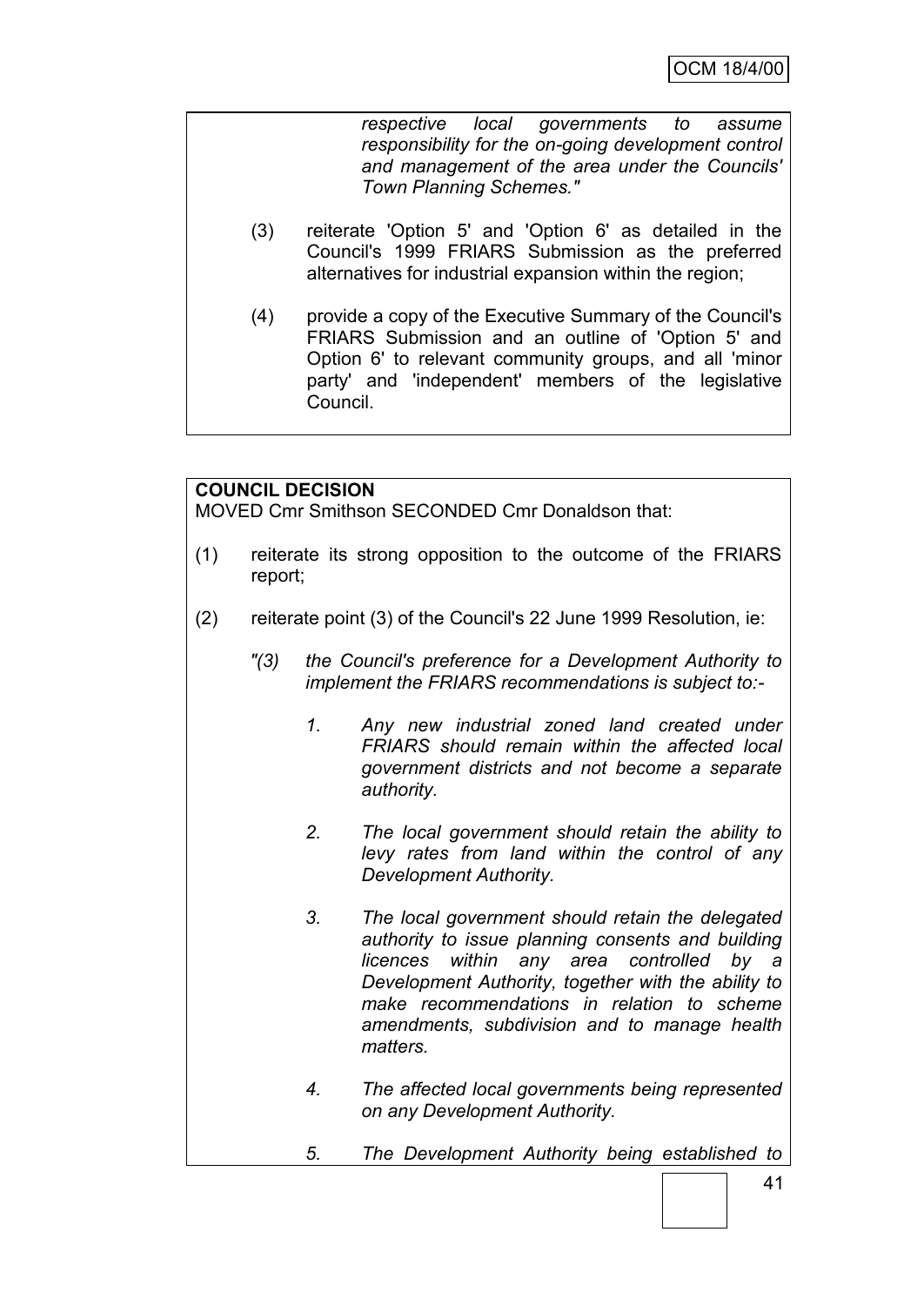*respective local governments to assume responsibility for the on-going development control and management of the area under the Councils' Town Planning Schemes."*

(3) reiterate 'Option 5' and 'Option 6' as detailed in the Council's 1999 FRIARS Submission as the preferred alternatives for industrial expansion within the region;

(4) provide a copy of the Executive Summary of the Council's FRIARS Submission and an outline of 'Option 5' and Option 6' to relevant community groups, and all 'minor party' and 'independent' members of the legislative Council.

**COUNCIL DECISION**

MOVED Cmr Smithson SECONDED Cmr Donaldson that:

(1) reiterate its strong opposition to the outcome of the FRIARS report;

(2) reiterate point (3) of the Council's 22 June 1999 Resolution, ie:

*"(3) the Council's preference for a Development Authority to implement the FRIARS recommendations is subject to:-*

*1. Any new industrial zoned land created under FRIARS should remain within the affected local government districts and not become a separate authority.*

*2. The local government should retain the ability to levy rates from land within the control of any Development Authority.*

*3. The local government should retain the delegated authority to issue planning consents and building licences within any area controlled by a Development Authority, together with the ability to make recommendations in relation to scheme amendments, subdivision and to manage health matters.*

*4. The affected local governments being represented on any Development Authority.*

*5. The Development Authority being established to*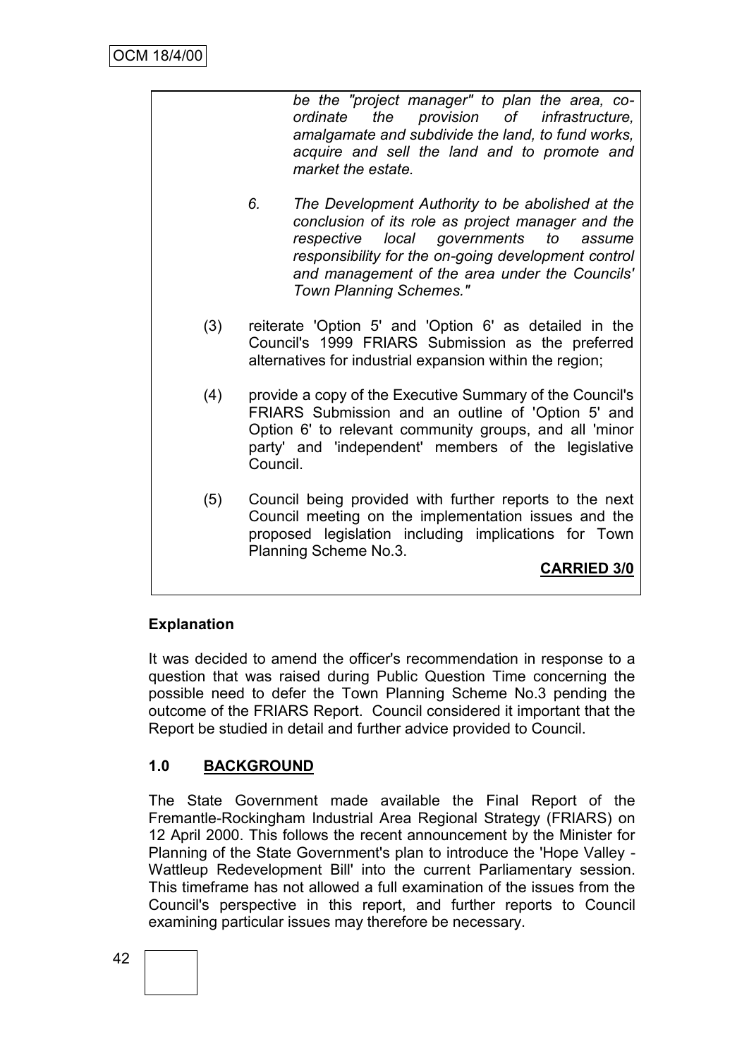*be the "project manager" to plan the area, co-ordinate the provision of infrastructure, amalgamate and subdivide the land, to fund works, acquire and sell the land and to promote and market the estate.*

*6. The Development Authority to be abolished at the conclusion of its role as project manager and the respective local governments to assume responsibility for the on-going development control and management of the area under the Councils' Town Planning Schemes."*

(3) reiterate 'Option 5' and 'Option 6' as detailed in the Council's 1999 FRIARS Submission as the preferred alternatives for industrial expansion within the region;

(4) provide a copy of the Executive Summary of the Council's FRIARS Submission and an outline of 'Option 5' and Option 6' to relevant community groups, and all 'minor party' and 'independent' members of the legislative Council.

(5) Council being provided with further reports to the next Council meeting on the implementation issues and the proposed legislation including implications for Town Planning Scheme No.3.

**CARRIED 3/0**

**Explanation**

It was decided to amend the officer's recommendation in response to a question that was raised during Public Question Time concerning the possible need to defer the Town Planning Scheme No.3 pending the outcome of the FRIARS Report. Council considered it important that the Report be studied in detail and further advice provided to Council.

## 1.0 BACKGROUND

The State Government made available the Final Report of the Fremantle-Rockingham Industrial Area Regional Strategy (FRIARS) on 12 April 2000. This follows the recent announcement by the Minister for Planning of the State Government's plan to introduce the 'Hope Valley - Wattleup Redevelopment Bill' into the current Parliamentary session. This timeframe has not allowed a full examination of the issues from the Council's perspective in this report, and further reports to Council examining particular issues may therefore be necessary.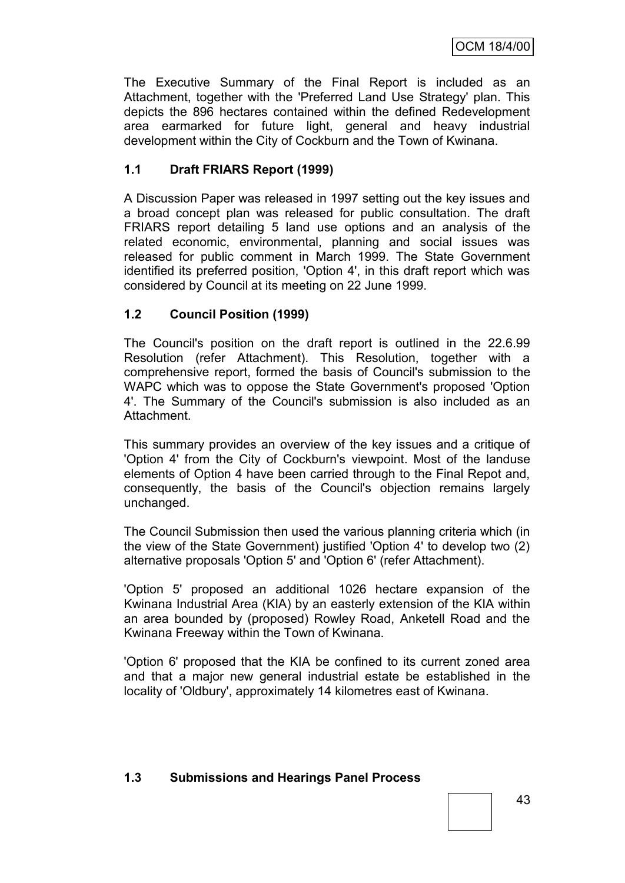The Executive Summary of the Final Report is included as an Attachment, together with the 'Preferred Land Use Strategy' plan. This depicts the 896 hectares contained within the defined Redevelopment area earmarked for future light, general and heavy industrial development within the City of Cockburn and the Town of Kwinana.

### 1.1 Draft FRIARS Report (1999)

A Discussion Paper was released in 1997 setting out the key issues and a broad concept plan was released for public consultation. The draft FRIARS report detailing 5 land use options and an analysis of the related economic, environmental, planning and social issues was released for public comment in March 1999. The State Government identified its preferred position, 'Option 4', in this draft report which was considered by Council at its meeting on 22 June 1999.

### 1.2 Council Position (1999)

The Council's position on the draft report is outlined in the 22.6.99 Resolution (refer Attachment). This Resolution, together with a comprehensive report, formed the basis of Council's submission to the WAPC which was to oppose the State Government's proposed 'Option 4'. The Summary of the Council's submission is also included as an Attachment.

This summary provides an overview of the key issues and a critique of 'Option 4' from the City of Cockburn's viewpoint. Most of the landuse elements of Option 4 have been carried through to the Final Repot and, consequently, the basis of the Council's objection remains largely unchanged.

The Council Submission then used the various planning criteria which (in the view of the State Government) justified 'Option 4' to develop two (2) alternative proposals 'Option 5' and 'Option 6' (refer Attachment).

'Option 5' proposed an additional 1026 hectare expansion of the Kwinana Industrial Area (KIA) by an easterly extension of the KIA within an area bounded by (proposed) Rowley Road, Anketell Road and the Kwinana Freeway within the Town of Kwinana.

'Option 6' proposed that the KIA be confined to its current zoned area and that a major new general industrial estate be established in the locality of 'Oldbury', approximately 14 kilometres east of Kwinana.

### 1.3 Submissions and Hearings Panel Process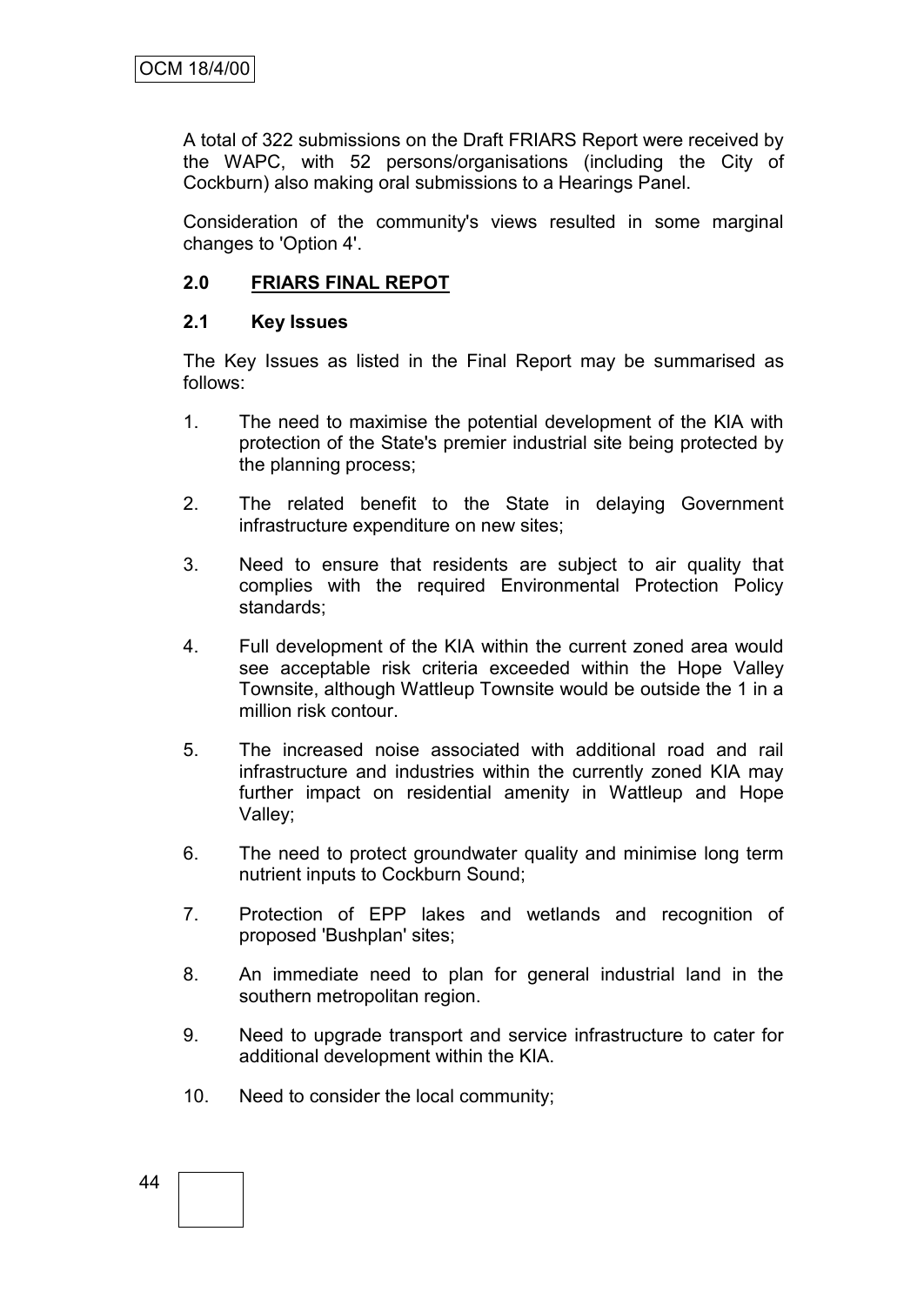A total of 322 submissions on the Draft FRIARS Report were received by the WAPC, with 52 persons/organisations (including the City of Cockburn) also making oral submissions to a Hearings Panel.

Consideration of the community's views resulted in some marginal changes to 'Option 4'.

## 2.0 FRIARS FINAL REPOT

### 2.1 Key Issues

The Key Issues as listed in the Final Report may be summarised as follows:

1. The need to maximise the potential development of the KIA with protection of the State's premier industrial site being protected by the planning process;
2. The related benefit to the State in delaying Government infrastructure expenditure on new sites;
3. Need to ensure that residents are subject to air quality that complies with the required Environmental Protection Policy standards;
4. Full development of the KIA within the current zoned area would see acceptable risk criteria exceeded within the Hope Valley Townsite, although Wattleup Townsite would be outside the 1 in a million risk contour.
5. The increased noise associated with additional road and rail infrastructure and industries within the currently zoned KIA may further impact on residential amenity in Wattleup and Hope Valley;
6. The need to protect groundwater quality and minimise long term nutrient inputs to Cockburn Sound;
7. Protection of EPP lakes and wetlands and recognition of proposed 'Bushplan' sites;
8. An immediate need to plan for general industrial land in the southern metropolitan region.
9. Need to upgrade transport and service infrastructure to cater for additional development within the KIA.
10. Need to consider the local community;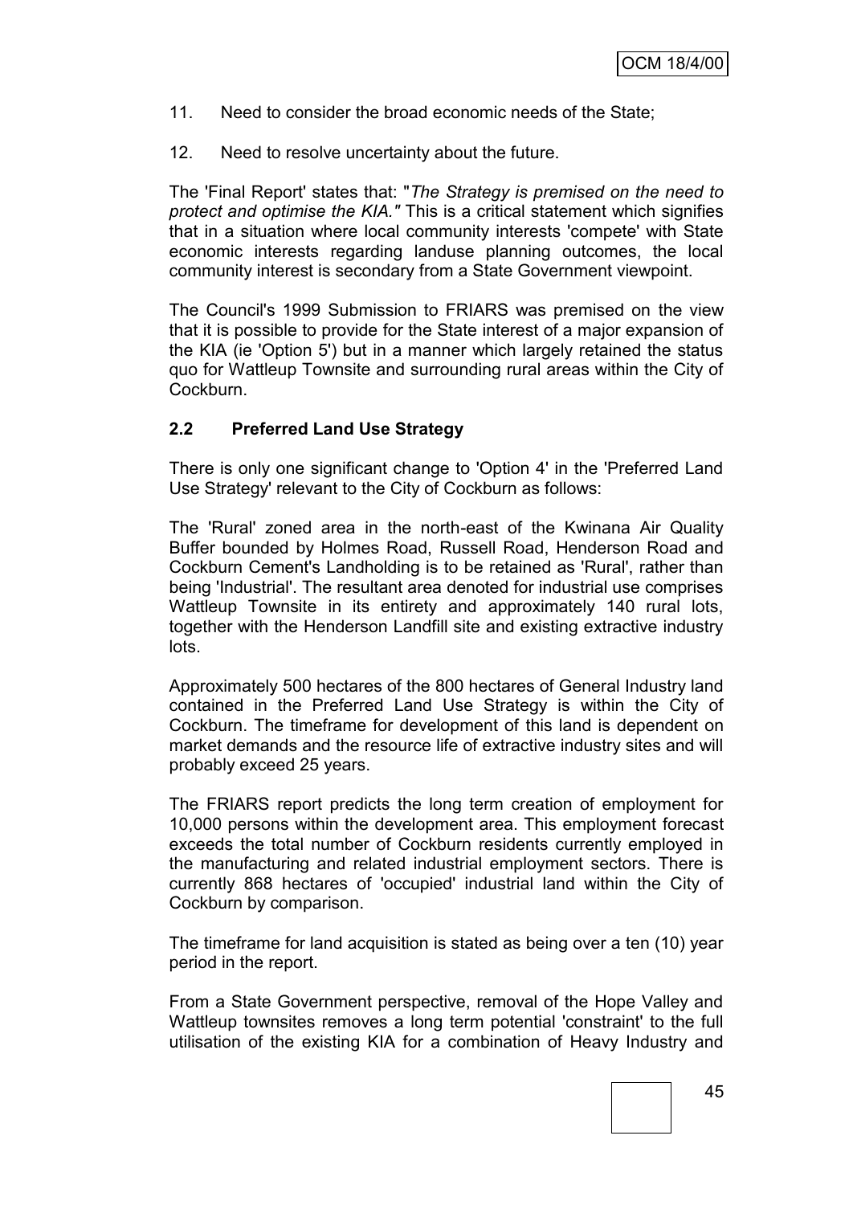11. Need to consider the broad economic needs of the State;

12. Need to resolve uncertainty about the future.

The 'Final Report' states that: "*The Strategy is premised on the need to protect and optimise the KIA.*" This is a critical statement which signifies that in a situation where local community interests 'compete' with State economic interests regarding landuse planning outcomes, the local community interest is secondary from a State Government viewpoint.

The Council's 1999 Submission to FRIARS was premised on the view that it is possible to provide for the State interest of a major expansion of the KIA (ie 'Option 5') but in a manner which largely retained the status quo for Wattleup Townsite and surrounding rural areas within the City of Cockburn.

## 2.2 Preferred Land Use Strategy

There is only one significant change to 'Option 4' in the 'Preferred Land Use Strategy' relevant to the City of Cockburn as follows:

The 'Rural' zoned area in the north-east of the Kwinana Air Quality Buffer bounded by Holmes Road, Russell Road, Henderson Road and Cockburn Cement's Landholding is to be retained as 'Rural', rather than being 'Industrial'. The resultant area denoted for industrial use comprises Wattleup Townsite in its entirety and approximately 140 rural lots, together with the Henderson Landfill site and existing extractive industry lots.

Approximately 500 hectares of the 800 hectares of General Industry land contained in the Preferred Land Use Strategy is within the City of Cockburn. The timeframe for development of this land is dependent on market demands and the resource life of extractive industry sites and will probably exceed 25 years.

The FRIARS report predicts the long term creation of employment for 10,000 persons within the development area. This employment forecast exceeds the total number of Cockburn residents currently employed in the manufacturing and related industrial employment sectors. There is currently 868 hectares of 'occupied' industrial land within the City of Cockburn by comparison.

The timeframe for land acquisition is stated as being over a ten (10) year period in the report.

From a State Government perspective, removal of the Hope Valley and Wattleup townsites removes a long term potential 'constraint' to the full utilisation of the existing KIA for a combination of Heavy Industry and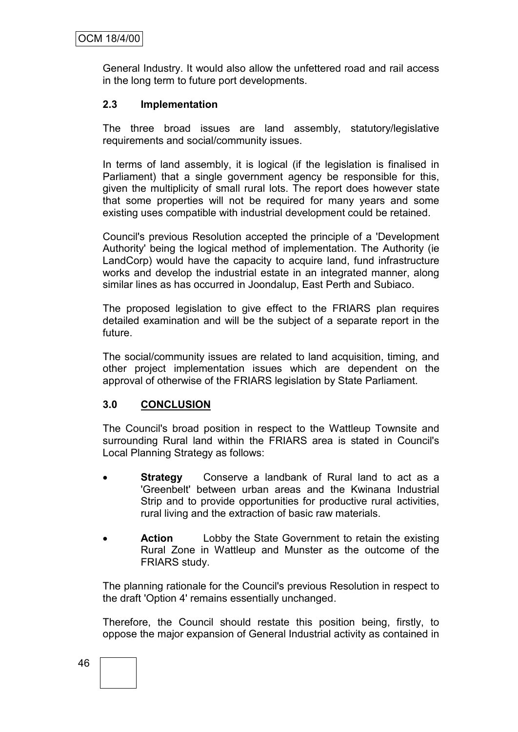General Industry. It would also allow the unfettered road and rail access in the long term to future port developments.

### 2.3 Implementation

The three broad issues are land assembly, statutory/legislative requirements and social/community issues.

In terms of land assembly, it is logical (if the legislation is finalised in Parliament) that a single government agency be responsible for this, given the multiplicity of small rural lots. The report does however state that some properties will not be required for many years and some existing uses compatible with industrial development could be retained.

Council's previous Resolution accepted the principle of a 'Development Authority' being the logical method of implementation. The Authority (ie LandCorp) would have the capacity to acquire land, fund infrastructure works and develop the industrial estate in an integrated manner, along similar lines as has occurred in Joondalup, East Perth and Subiaco.

The proposed legislation to give effect to the FRIARS plan requires detailed examination and will be the subject of a separate report in the future.

The social/community issues are related to land acquisition, timing, and other project implementation issues which are dependent on the approval of otherwise of the FRIARS legislation by State Parliament.

## 3.0 CONCLUSION

The Council's broad position in respect to the Wattleup Townsite and surrounding Rural land within the FRIARS area is stated in Council's Local Planning Strategy as follows:

- **Strategy** Conserve a landbank of Rural land to act as a 'Greenbelt' between urban areas and the Kwinana Industrial Strip and to provide opportunities for productive rural activities, rural living and the extraction of basic raw materials.
- **Action** Lobby the State Government to retain the existing Rural Zone in Wattleup and Munster as the outcome of the FRIARS study.

The planning rationale for the Council's previous Resolution in respect to the draft 'Option 4' remains essentially unchanged.

Therefore, the Council should restate this position being, firstly, to oppose the major expansion of General Industrial activity as contained in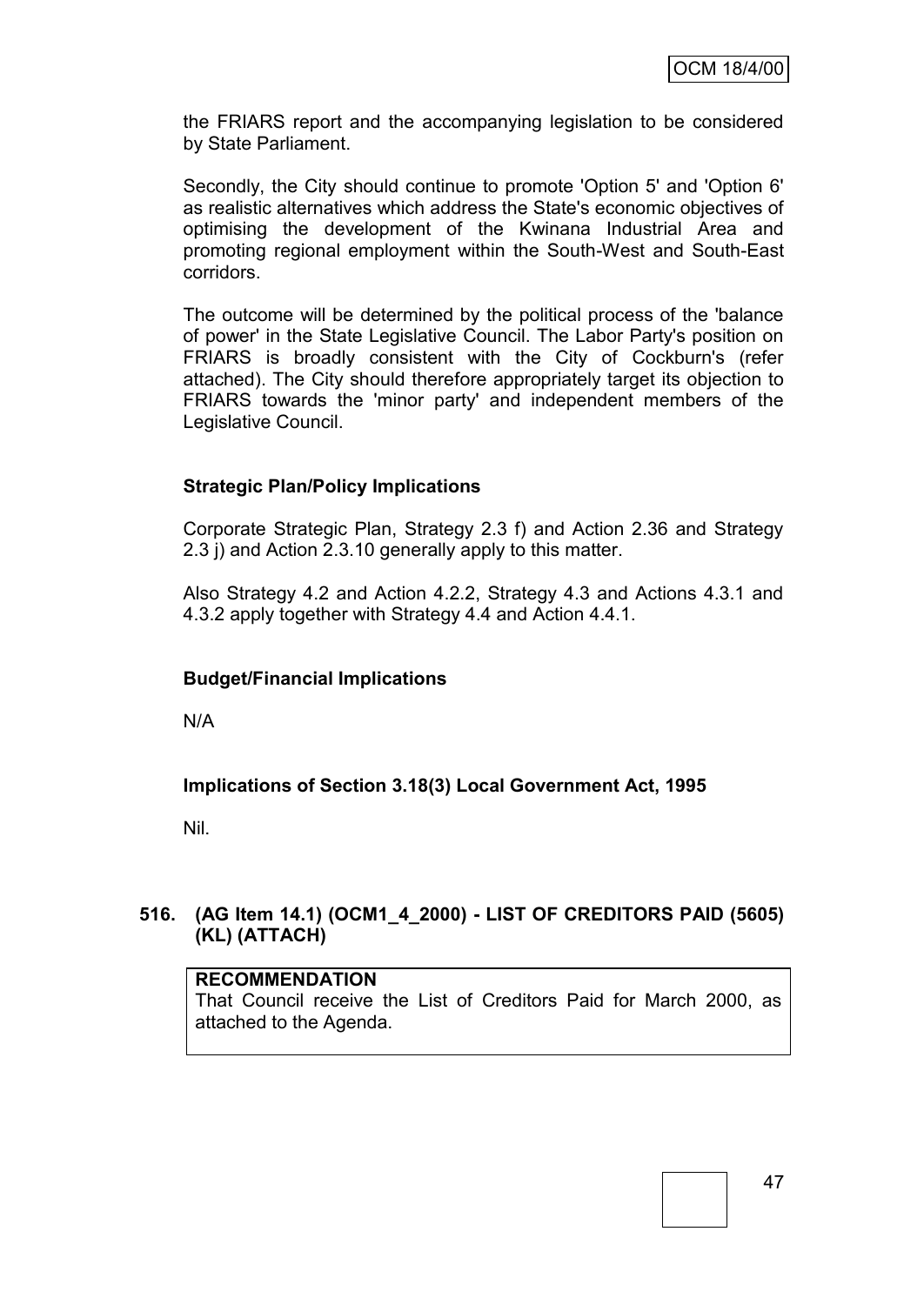the FRIARS report and the accompanying legislation to be considered by State Parliament.

Secondly, the City should continue to promote 'Option 5' and 'Option 6' as realistic alternatives which address the State's economic objectives of optimising the development of the Kwinana Industrial Area and promoting regional employment within the South-West and South-East corridors.

The outcome will be determined by the political process of the 'balance of power' in the State Legislative Council. The Labor Party's position on FRIARS is broadly consistent with the City of Cockburn's (refer attached). The City should therefore appropriately target its objection to FRIARS towards the 'minor party' and independent members of the Legislative Council.

**Strategic Plan/Policy Implications**

Corporate Strategic Plan, Strategy 2.3 f) and Action 2.36 and Strategy 2.3 j) and Action 2.3.10 generally apply to this matter.

Also Strategy 4.2 and Action 4.2.2, Strategy 4.3 and Actions 4.3.1 and 4.3.2 apply together with Strategy 4.4 and Action 4.4.1.

**Budget/Financial Implications**

N/A

**Implications of Section 3.18(3) Local Government Act, 1995**

Nil.

### 516. (AG Item 14.1) (OCM1_4_2000) - LIST OF CREDITORS PAID (5605) (KL) (ATTACH)

| **RECOMMENDATION** |
|---|
| That Council receive the List of Creditors Paid for March 2000, as attached to the Agenda. |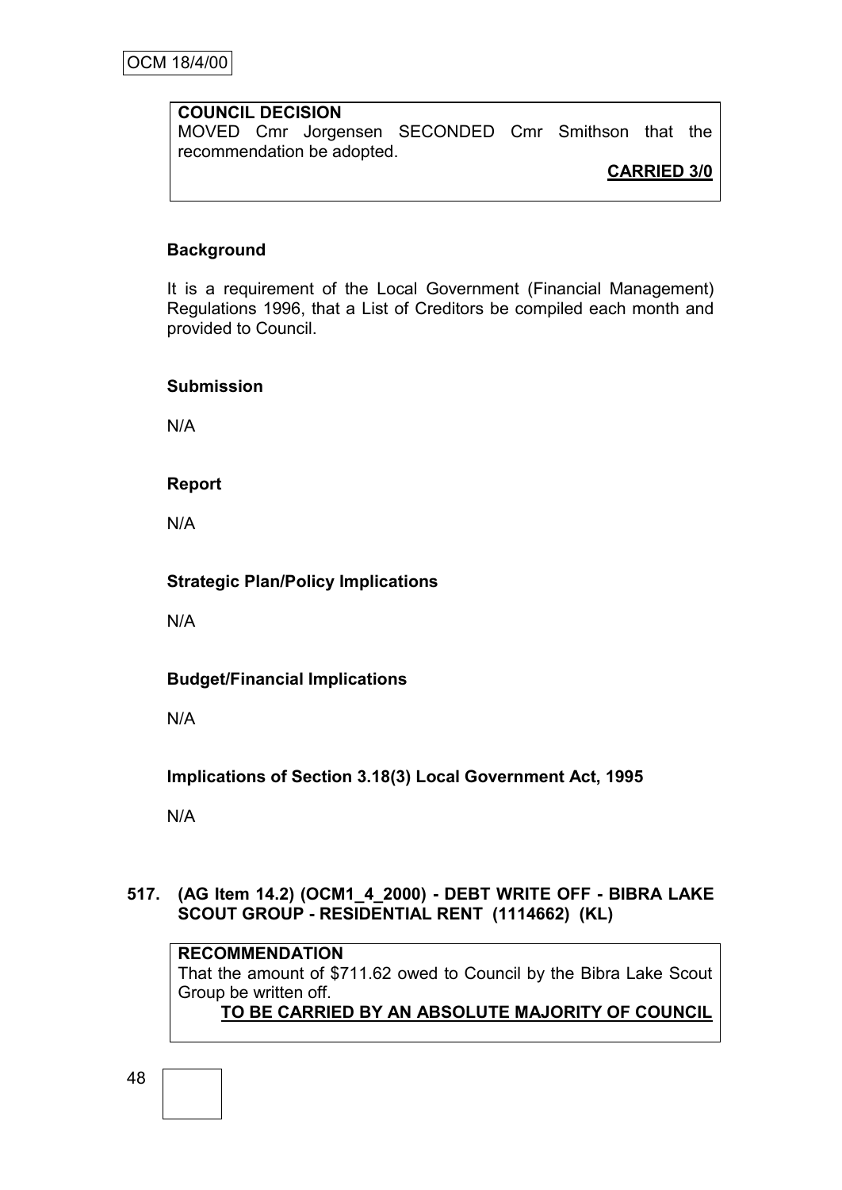**COUNCIL DECISION**

MOVED Cmr Jorgensen SECONDED Cmr Smithson that the recommendation be adopted.

**CARRIED 3/0**

**Background**

It is a requirement of the Local Government (Financial Management) Regulations 1996, that a List of Creditors be compiled each month and provided to Council.

**Submission**

N/A

**Report**

N/A

**Strategic Plan/Policy Implications**

N/A

**Budget/Financial Implications**

N/A

**Implications of Section 3.18(3) Local Government Act, 1995**

N/A

**517. (AG Item 14.2) (OCM1_4_2000) - DEBT WRITE OFF - BIBRA LAKE SCOUT GROUP - RESIDENTIAL RENT (1114662) (KL)**

**RECOMMENDATION**

That the amount of $711.62 owed to Council by the Bibra Lake Scout Group be written off.

**TO BE CARRIED BY AN ABSOLUTE MAJORITY OF COUNCIL**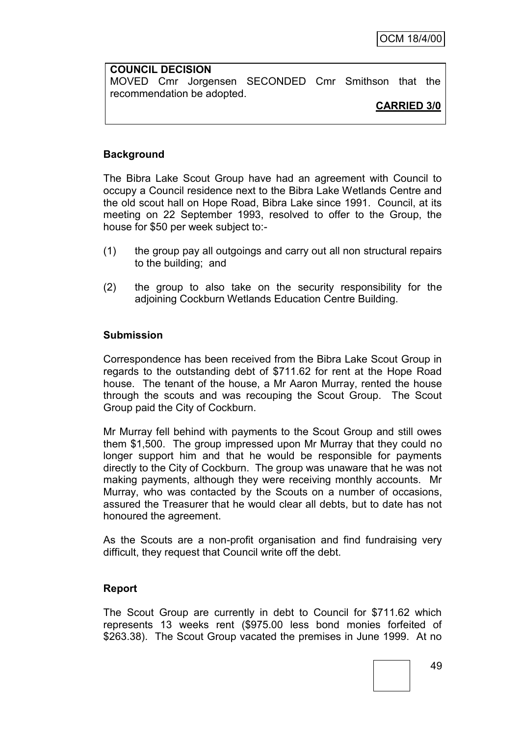**COUNCIL DECISION**
MOVED Cmr Jorgensen SECONDED Cmr Smithson that the recommendation be adopted.

**CARRIED 3/0**

**Background**

The Bibra Lake Scout Group have had an agreement with Council to occupy a Council residence next to the Bibra Lake Wetlands Centre and the old scout hall on Hope Road, Bibra Lake since 1991. Council, at its meeting on 22 September 1993, resolved to offer to the Group, the house for $50 per week subject to:-

(1) the group pay all outgoings and carry out all non structural repairs to the building; and

(2) the group to also take on the security responsibility for the adjoining Cockburn Wetlands Education Centre Building.

**Submission**

Correspondence has been received from the Bibra Lake Scout Group in regards to the outstanding debt of $711.62 for rent at the Hope Road house. The tenant of the house, a Mr Aaron Murray, rented the house through the scouts and was recouping the Scout Group. The Scout Group paid the City of Cockburn.

Mr Murray fell behind with payments to the Scout Group and still owes them $1,500. The group impressed upon Mr Murray that they could no longer support him and that he would be responsible for payments directly to the City of Cockburn. The group was unaware that he was not making payments, although they were receiving monthly accounts. Mr Murray, who was contacted by the Scouts on a number of occasions, assured the Treasurer that he would clear all debts, but to date has not honoured the agreement.

As the Scouts are a non-profit organisation and find fundraising very difficult, they request that Council write off the debt.

**Report**

The Scout Group are currently in debt to Council for $711.62 which represents 13 weeks rent ($975.00 less bond monies forfeited of $263.38). The Scout Group vacated the premises in June 1999. At no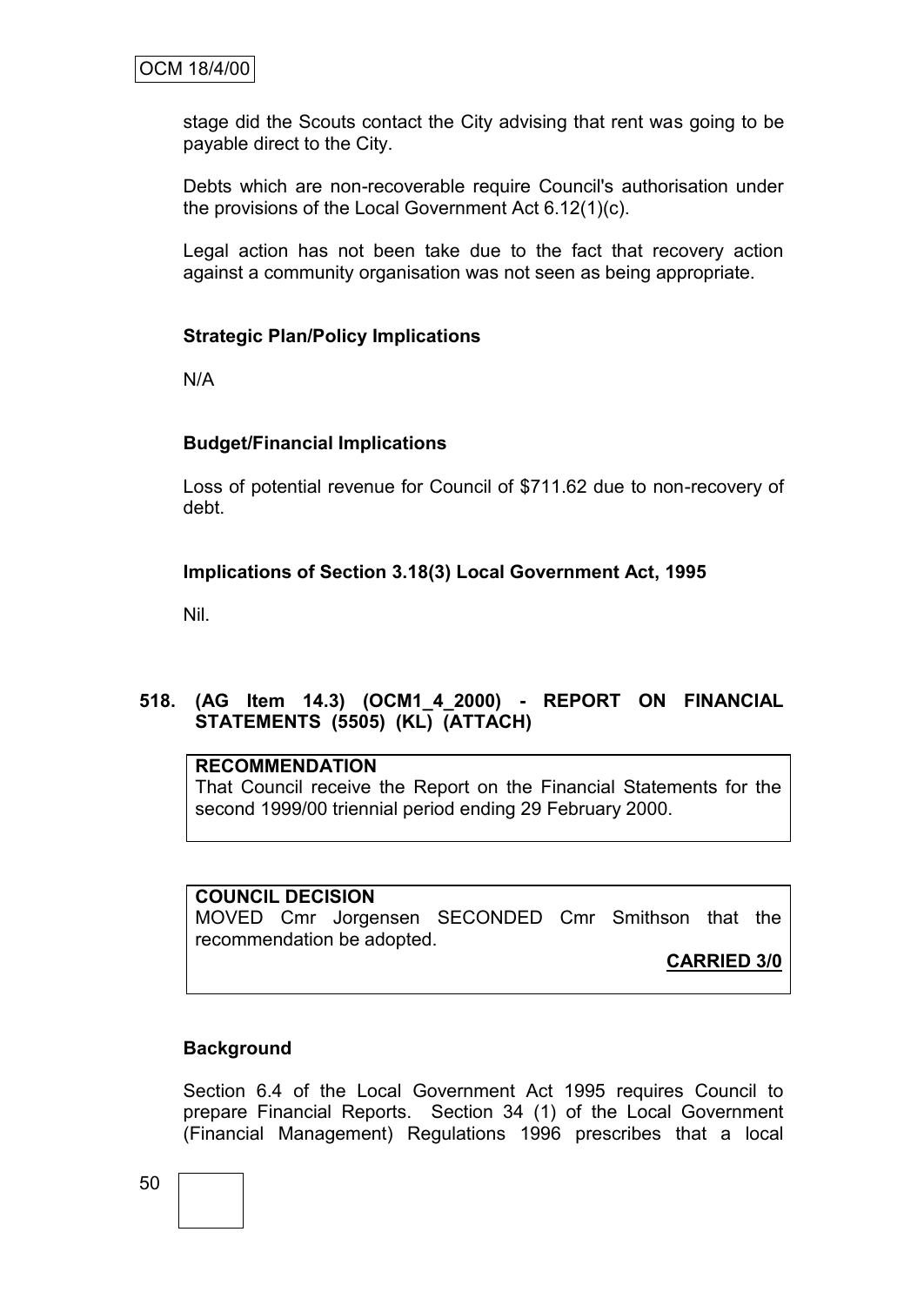stage did the Scouts contact the City advising that rent was going to be payable direct to the City.

Debts which are non-recoverable require Council's authorisation under the provisions of the Local Government Act 6.12(1)(c).

Legal action has not been take due to the fact that recovery action against a community organisation was not seen as being appropriate.

**Strategic Plan/Policy Implications**

N/A

**Budget/Financial Implications**

Loss of potential revenue for Council of $711.62 due to non-recovery of debt.

**Implications of Section 3.18(3) Local Government Act, 1995**

Nil.

## 518. (AG Item 14.3) (OCM1_4_2000) - REPORT ON FINANCIAL STATEMENTS (5505) (KL) (ATTACH)

**RECOMMENDATION**
That Council receive the Report on the Financial Statements for the second 1999/00 triennial period ending 29 February 2000.

**COUNCIL DECISION**
MOVED Cmr Jorgensen SECONDED Cmr Smithson that the recommendation be adopted.

**CARRIED 3/0**

**Background**

Section 6.4 of the Local Government Act 1995 requires Council to prepare Financial Reports. Section 34 (1) of the Local Government (Financial Management) Regulations 1996 prescribes that a local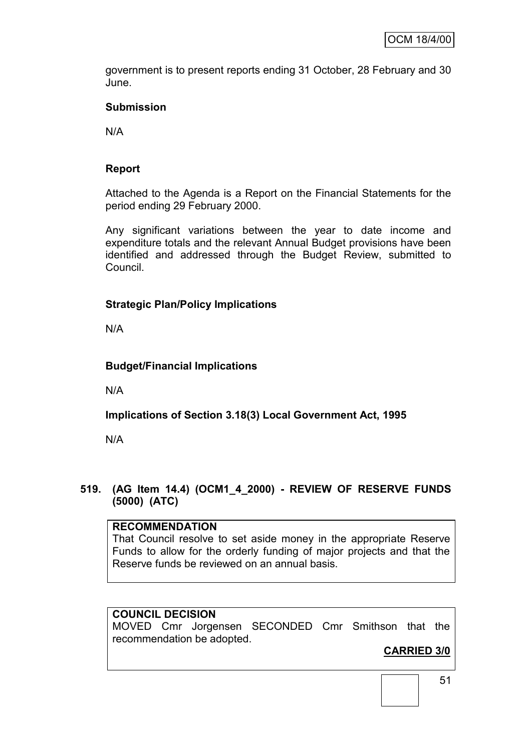government is to present reports ending 31 October, 28 February and 30 June.

**Submission**

N/A

**Report**

Attached to the Agenda is a Report on the Financial Statements for the period ending 29 February 2000.

Any significant variations between the year to date income and expenditure totals and the relevant Annual Budget provisions have been identified and addressed through the Budget Review, submitted to Council.

**Strategic Plan/Policy Implications**

N/A

**Budget/Financial Implications**

N/A

**Implications of Section 3.18(3) Local Government Act, 1995**

N/A

## 519. (AG Item 14.4) (OCM1_4_2000) - REVIEW OF RESERVE FUNDS (5000) (ATC)

**RECOMMENDATION**

That Council resolve to set aside money in the appropriate Reserve Funds to allow for the orderly funding of major projects and that the Reserve funds be reviewed on an annual basis.

**COUNCIL DECISION**

MOVED Cmr Jorgensen SECONDED Cmr Smithson that the recommendation be adopted.

**CARRIED 3/0**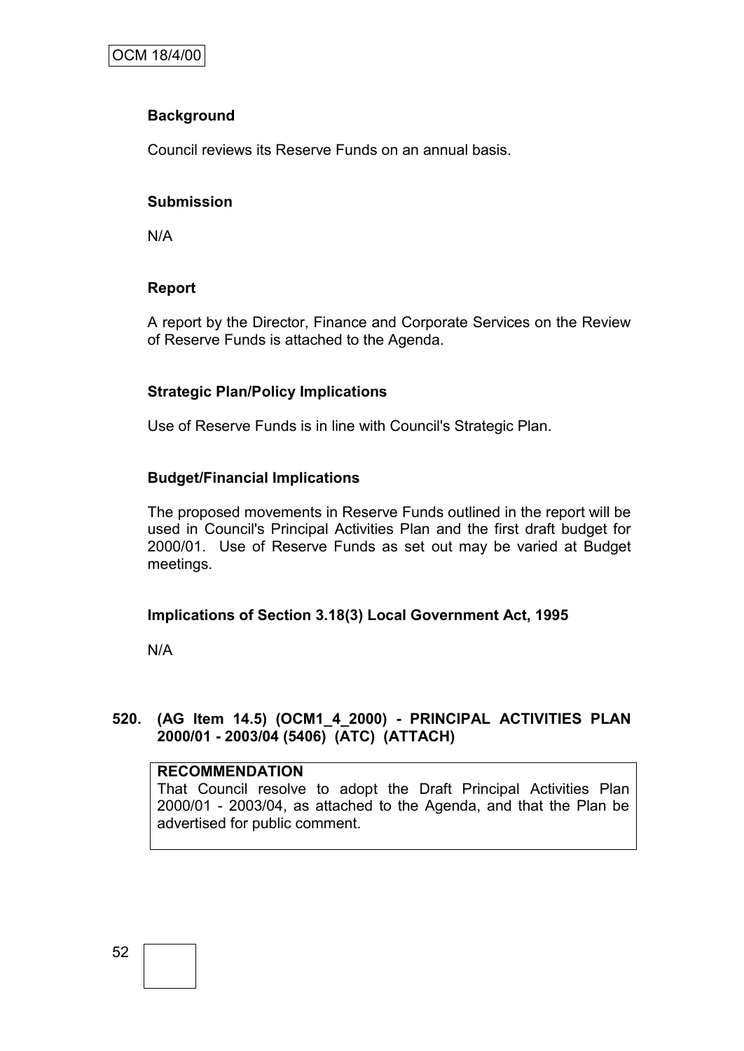**Background**

Council reviews its Reserve Funds on an annual basis.

**Submission**

N/A

**Report**

A report by the Director, Finance and Corporate Services on the Review of Reserve Funds is attached to the Agenda.

**Strategic Plan/Policy Implications**

Use of Reserve Funds is in line with Council's Strategic Plan.

**Budget/Financial Implications**

The proposed movements in Reserve Funds outlined in the report will be used in Council's Principal Activities Plan and the first draft budget for 2000/01. Use of Reserve Funds as set out may be varied at Budget meetings.

**Implications of Section 3.18(3) Local Government Act, 1995**

N/A

## 520. (AG Item 14.5) (OCM1_4_2000) - PRINCIPAL ACTIVITIES PLAN 2000/01 - 2003/04 (5406) (ATC) (ATTACH)

**RECOMMENDATION**
That Council resolve to adopt the Draft Principal Activities Plan 2000/01 - 2003/04, as attached to the Agenda, and that the Plan be advertised for public comment.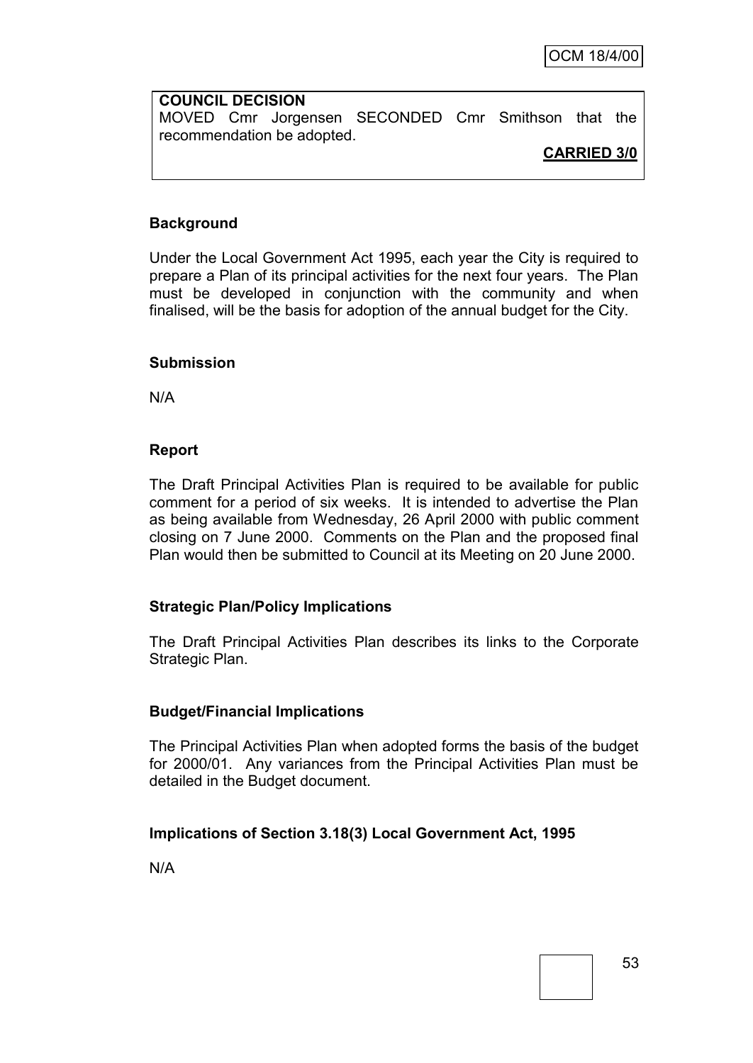**COUNCIL DECISION**
MOVED Cmr Jorgensen SECONDED Cmr Smithson that the recommendation be adopted.

**CARRIED 3/0**

### Background

Under the Local Government Act 1995, each year the City is required to prepare a Plan of its principal activities for the next four years. The Plan must be developed in conjunction with the community and when finalised, will be the basis for adoption of the annual budget for the City.

### Submission

N/A

### Report

The Draft Principal Activities Plan is required to be available for public comment for a period of six weeks. It is intended to advertise the Plan as being available from Wednesday, 26 April 2000 with public comment closing on 7 June 2000. Comments on the Plan and the proposed final Plan would then be submitted to Council at its Meeting on 20 June 2000.

### Strategic Plan/Policy Implications

The Draft Principal Activities Plan describes its links to the Corporate Strategic Plan.

### Budget/Financial Implications

The Principal Activities Plan when adopted forms the basis of the budget for 2000/01. Any variances from the Principal Activities Plan must be detailed in the Budget document.

### Implications of Section 3.18(3) Local Government Act, 1995

N/A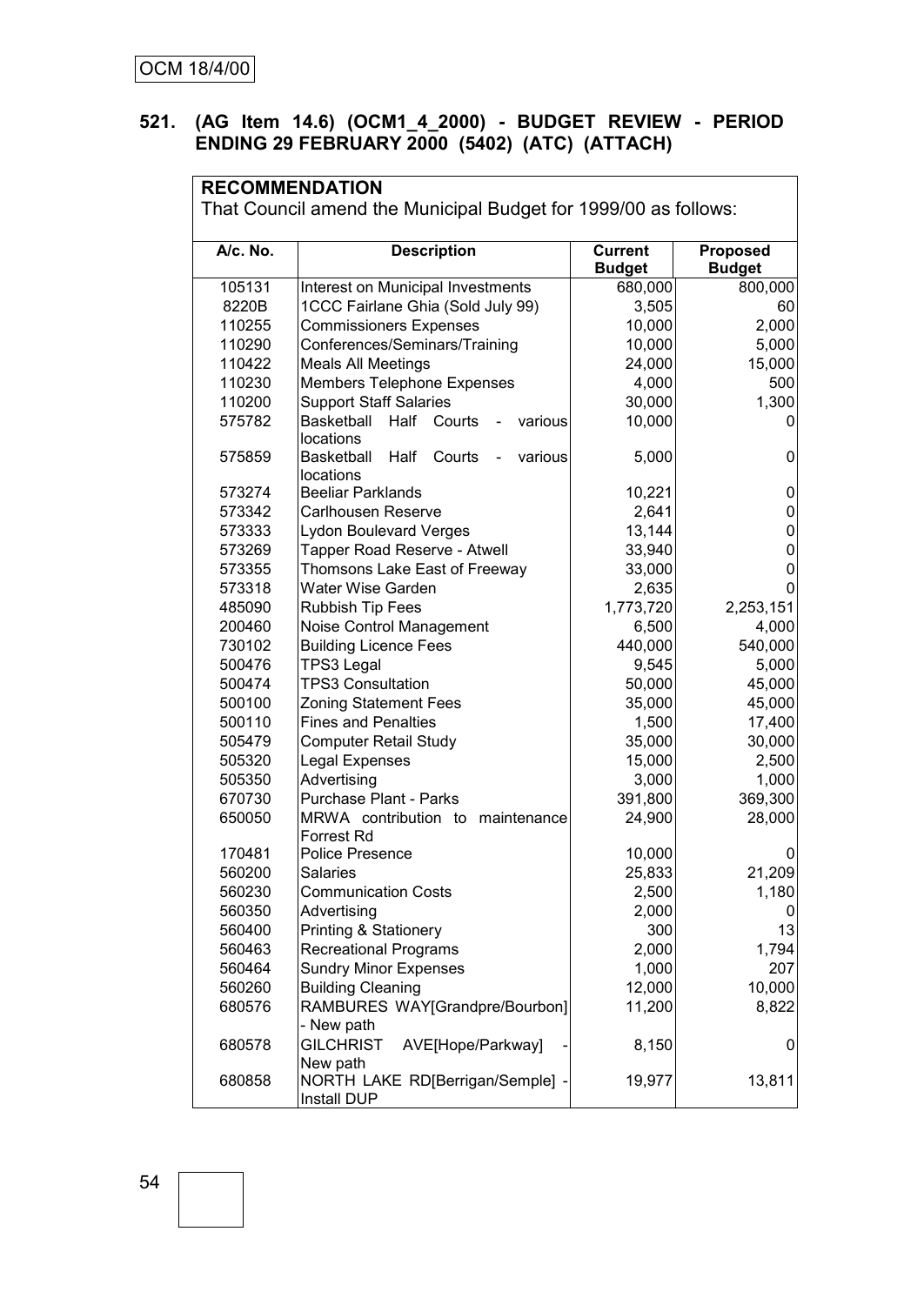OCM 18/4/00

## 521. (AG Item 14.6) (OCM1_4_2000) - BUDGET REVIEW - PERIOD ENDING 29 FEBRUARY 2000 (5402) (ATC) (ATTACH)

**RECOMMENDATION**

That Council amend the Municipal Budget for 1999/00 as follows:

| A/c. No. | Description | Current Budget | Proposed Budget |
|---|---|---|---|
| 105131 | Interest on Municipal Investments | 680,000 | 800,000 |
| 8220B | 1CCC Fairlane Ghia (Sold July 99) | 3,505 | 60 |
| 110255 | Commissioners Expenses | 10,000 | 2,000 |
| 110290 | Conferences/Seminars/Training | 10,000 | 5,000 |
| 110422 | Meals All Meetings | 24,000 | 15,000 |
| 110230 | Members Telephone Expenses | 4,000 | 500 |
| 110200 | Support Staff Salaries | 30,000 | 1,300 |
| 575782 | Basketball Half Courts - various locations | 10,000 | 0 |
| 575859 | Basketball Half Courts - various locations | 5,000 | 0 |
| 573274 | Beeliar Parklands | 10,221 | 0 |
| 573342 | Carlhousen Reserve | 2,641 | 0 |
| 573333 | Lydon Boulevard Verges | 13,144 | 0 |
| 573269 | Tapper Road Reserve - Atwell | 33,940 | 0 |
| 573355 | Thomsons Lake East of Freeway | 33,000 | 0 |
| 573318 | Water Wise Garden | 2,635 | 0 |
| 485090 | Rubbish Tip Fees | 1,773,720 | 2,253,151 |
| 200460 | Noise Control Management | 6,500 | 4,000 |
| 730102 | Building Licence Fees | 440,000 | 540,000 |
| 500476 | TPS3 Legal | 9,545 | 5,000 |
| 500474 | TPS3 Consultation | 50,000 | 45,000 |
| 500100 | Zoning Statement Fees | 35,000 | 45,000 |
| 500110 | Fines and Penalties | 1,500 | 17,400 |
| 505479 | Computer Retail Study | 35,000 | 30,000 |
| 505320 | Legal Expenses | 15,000 | 2,500 |
| 505350 | Advertising | 3,000 | 1,000 |
| 670730 | Purchase Plant - Parks | 391,800 | 369,300 |
| 650050 | MRWA contribution to maintenance Forrest Rd | 24,900 | 28,000 |
| 170481 | Police Presence | 10,000 | 0 |
| 560200 | Salaries | 25,833 | 21,209 |
| 560230 | Communication Costs | 2,500 | 1,180 |
| 560350 | Advertising | 2,000 | 0 |
| 560400 | Printing & Stationery | 300 | 13 |
| 560463 | Recreational Programs | 2,000 | 1,794 |
| 560464 | Sundry Minor Expenses | 1,000 | 207 |
| 560260 | Building Cleaning | 12,000 | 10,000 |
| 680576 | RAMBURES WAY[Grandpre/Bourbon] - New path | 11,200 | 8,822 |
| 680578 | GILCHRIST AVE[Hope/Parkway] - New path | 8,150 | 0 |
| 680858 | NORTH LAKE RD[Berrigan/Semple] - Install DUP | 19,977 | 13,811 |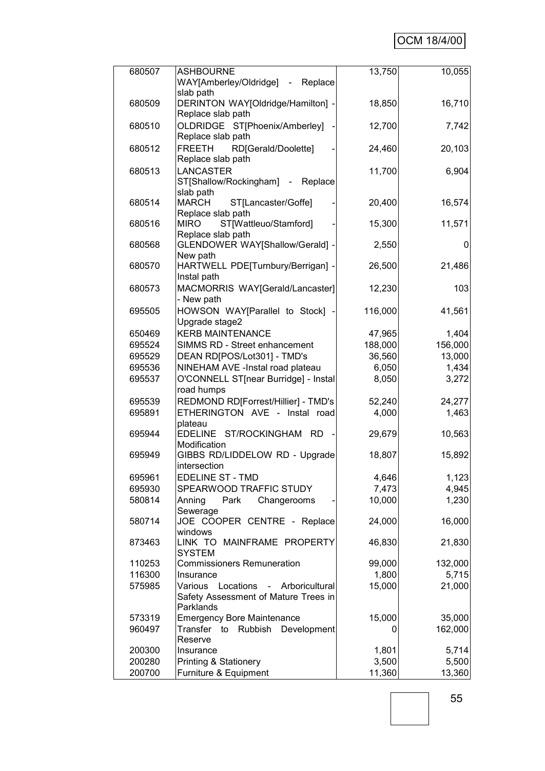| | | | |
|---|---|---|---|
| 680507 | ASHBOURNE WAY[Amberley/Oldridge] - Replace slab path | 13,750 | 10,055 |
| 680509 | DERINTON WAY[Oldridge/Hamilton] - Replace slab path | 18,850 | 16,710 |
| 680510 | OLDRIDGE ST[Phoenix/Amberley] - Replace slab path | 12,700 | 7,742 |
| 680512 | FREETH RD[Gerald/Doolette] - Replace slab path | 24,460 | 20,103 |
| 680513 | LANCASTER ST[Shallow/Rockingham] - Replace slab path | 11,700 | 6,904 |
| 680514 | MARCH ST[Lancaster/Goffe] - Replace slab path | 20,400 | 16,574 |
| 680516 | MIRO ST[Wattleuo/Stamford] - Replace slab path | 15,300 | 11,571 |
| 680568 | GLENDOWER WAY[Shallow/Gerald] - New path | 2,550 | 0 |
| 680570 | HARTWELL PDE[Turnbury/Berrigan] - Instal path | 26,500 | 21,486 |
| 680573 | MACMORRIS WAY[Gerald/Lancaster] - New path | 12,230 | 103 |
| 695505 | HOWSON WAY[Parallel to Stock] - Upgrade stage2 | 116,000 | 41,561 |
| 650469 | KERB MAINTENANCE | 47,965 | 1,404 |
| 695524 | SIMMS RD - Street enhancement | 188,000 | 156,000 |
| 695529 | DEAN RD[POS/Lot301] - TMD's | 36,560 | 13,000 |
| 695536 | NINEHAM AVE -Instal road plateau | 6,050 | 1,434 |
| 695537 | O'CONNELL ST[near Burridge] - Instal road humps | 8,050 | 3,272 |
| 695539 | REDMOND RD[Forrest/Hillier] - TMD's | 52,240 | 24,277 |
| 695891 | ETHERINGTON AVE - Instal road plateau | 4,000 | 1,463 |
| 695944 | EDELINE ST/ROCKINGHAM RD - Modification | 29,679 | 10,563 |
| 695949 | GIBBS RD/LIDDELOW RD - Upgrade intersection | 18,807 | 15,892 |
| 695961 | EDELINE ST - TMD | 4,646 | 1,123 |
| 695930 | SPEARWOOD TRAFFIC STUDY | 7,473 | 4,945 |
| 580814 | Anning Park Changerooms - Sewerage | 10,000 | 1,230 |
| 580714 | JOE COOPER CENTRE - Replace windows | 24,000 | 16,000 |
| 873463 | LINK TO MAINFRAME PROPERTY SYSTEM | 46,830 | 21,830 |
| 110253 | Commissioners Remuneration | 99,000 | 132,000 |
| 116300 | Insurance | 1,800 | 5,715 |
| 575985 | Various Locations - Arboricultural Safety Assessment of Mature Trees in Parklands | 15,000 | 21,000 |
| 573319 | Emergency Bore Maintenance | 15,000 | 35,000 |
| 960497 | Transfer to Rubbish Development Reserve | 0 | 162,000 |
| 200300 | Insurance | 1,801 | 5,714 |
| 200280 | Printing & Stationery | 3,500 | 5,500 |
| 200700 | Furniture & Equipment | 11,360 | 13,360 |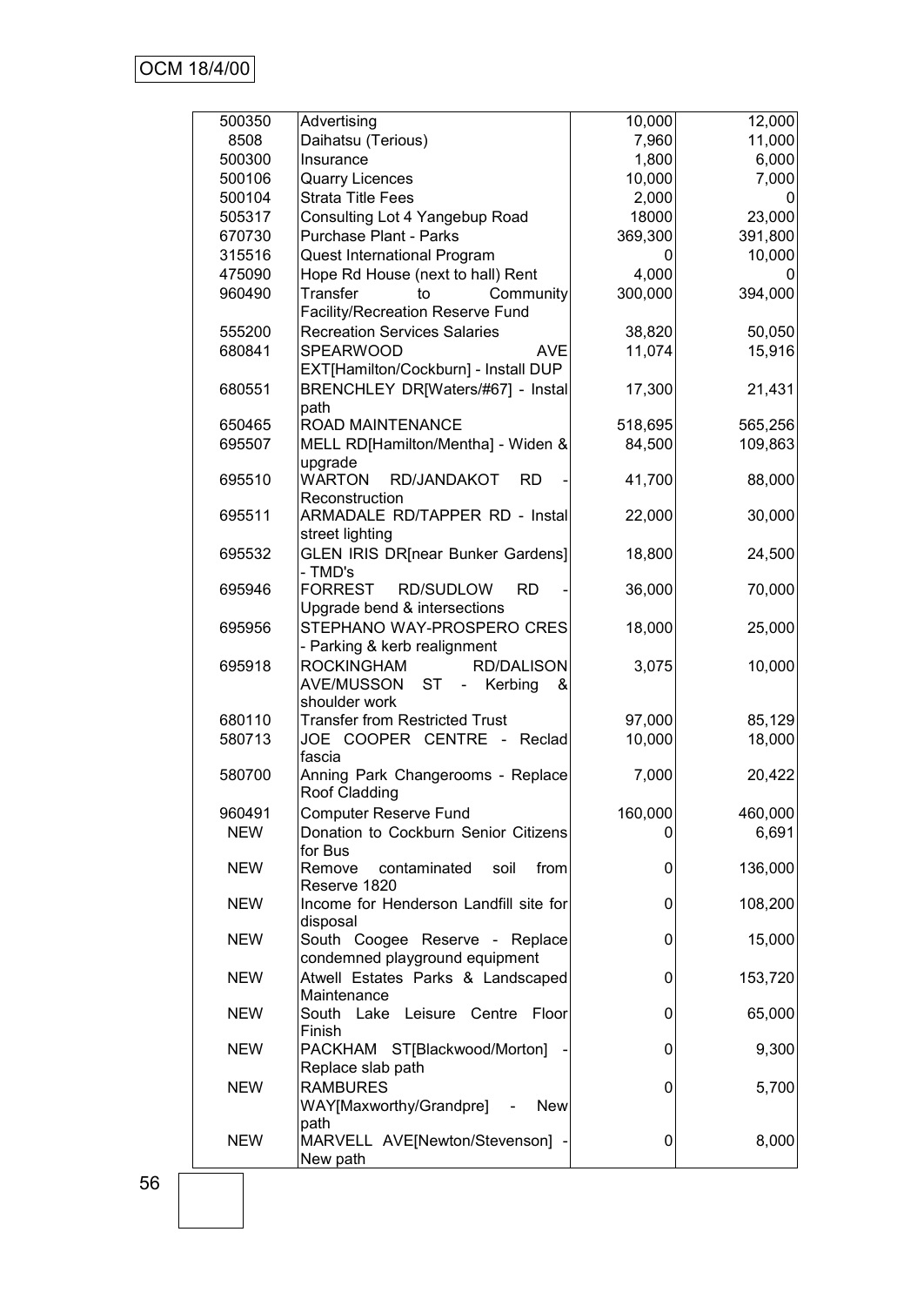| | | | |
|---|---|---|---|
| 500350 | Advertising | 10,000 | 12,000 |
| 8508 | Daihatsu (Terious) | 7,960 | 11,000 |
| 500300 | Insurance | 1,800 | 6,000 |
| 500106 | Quarry Licences | 10,000 | 7,000 |
| 500104 | Strata Title Fees | 2,000 | 0 |
| 505317 | Consulting Lot 4 Yangebup Road | 18000 | 23,000 |
| 670730 | Purchase Plant - Parks | 369,300 | 391,800 |
| 315516 | Quest International Program | 0 | 10,000 |
| 475090 | Hope Rd House (next to hall) Rent | 4,000 | 0 |
| 960490 | Transfer to Community Facility/Recreation Reserve Fund | 300,000 | 394,000 |
| 555200 | Recreation Services Salaries | 38,820 | 50,050 |
| 680841 | SPEARWOOD AVE EXT[Hamilton/Cockburn] - Install DUP | 11,074 | 15,916 |
| 680551 | BRENCHLEY DR[Waters/#67] - Instal path | 17,300 | 21,431 |
| 650465 | ROAD MAINTENANCE | 518,695 | 565,256 |
| 695507 | MELL RD[Hamilton/Mentha] - Widen & upgrade | 84,500 | 109,863 |
| 695510 | WARTON RD/JANDAKOT RD - Reconstruction | 41,700 | 88,000 |
| 695511 | ARMADALE RD/TAPPER RD - Instal street lighting | 22,000 | 30,000 |
| 695532 | GLEN IRIS DR[near Bunker Gardens] - TMD's | 18,800 | 24,500 |
| 695946 | FORREST RD/SUDLOW RD - Upgrade bend & intersections | 36,000 | 70,000 |
| 695956 | STEPHANO WAY-PROSPERO CRES - Parking & kerb realignment | 18,000 | 25,000 |
| 695918 | ROCKINGHAM RD/DALISON AVE/MUSSON ST - Kerbing & shoulder work | 3,075 | 10,000 |
| 680110 | Transfer from Restricted Trust | 97,000 | 85,129 |
| 580713 | JOE COOPER CENTRE - Reclad fascia | 10,000 | 18,000 |
| 580700 | Anning Park Changerooms - Replace Roof Cladding | 7,000 | 20,422 |
| 960491 | Computer Reserve Fund | 160,000 | 460,000 |
| NEW | Donation to Cockburn Senior Citizens for Bus | 0 | 6,691 |
| NEW | Remove contaminated soil from Reserve 1820 | 0 | 136,000 |
| NEW | Income for Henderson Landfill site for disposal | 0 | 108,200 |
| NEW | South Coogee Reserve - Replace condemned playground equipment | 0 | 15,000 |
| NEW | Atwell Estates Parks & Landscaped Maintenance | 0 | 153,720 |
| NEW | South Lake Leisure Centre Floor Finish | 0 | 65,000 |
| NEW | PACKHAM ST[Blackwood/Morton] - Replace slab path | 0 | 9,300 |
| NEW | RAMBURES WAY[Maxworthy/Grandpre] - New path | 0 | 5,700 |
| NEW | MARVELL AVE[Newton/Stevenson] - New path | 0 | 8,000 |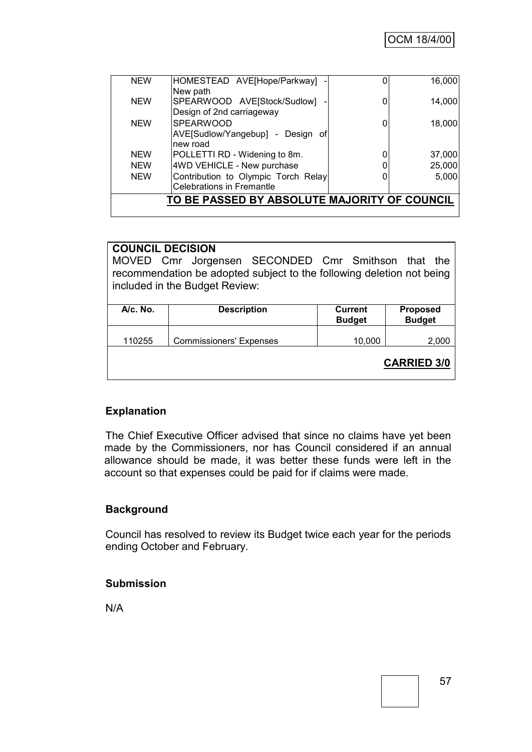| | | | |
|---|---|---|---|
| NEW | HOMESTEAD AVE[Hope/Parkway] - New path | 0 | 16,000 |
| NEW | SPEARWOOD AVE[Stock/Sudlow] - Design of 2nd carriageway | 0 | 14,000 |
| NEW | SPEARWOOD AVE[Sudlow/Yangebup] - Design of new road | 0 | 18,000 |
| NEW | POLLETTI RD - Widening to 8m. | 0 | 37,000 |
| NEW | 4WD VEHICLE - New purchase | 0 | 25,000 |
| NEW | Contribution to Olympic Torch Relay Celebrations in Fremantle | 0 | 5,000 |

**TO BE PASSED BY ABSOLUTE MAJORITY OF COUNCIL**

**COUNCIL DECISION**

MOVED Cmr Jorgensen SECONDED Cmr Smithson that the recommendation be adopted subject to the following deletion not being included in the Budget Review:

| A/c. No. | Description | Current Budget | Proposed Budget |
|---|---|---|---|
| 110255 | Commissioners' Expenses | 10,000 | 2,000 |

**CARRIED 3/0**

**Explanation**

The Chief Executive Officer advised that since no claims have yet been made by the Commissioners, nor has Council considered if an annual allowance should be made, it was better these funds were left in the account so that expenses could be paid for if claims were made.

**Background**

Council has resolved to review its Budget twice each year for the periods ending October and February.

**Submission**

N/A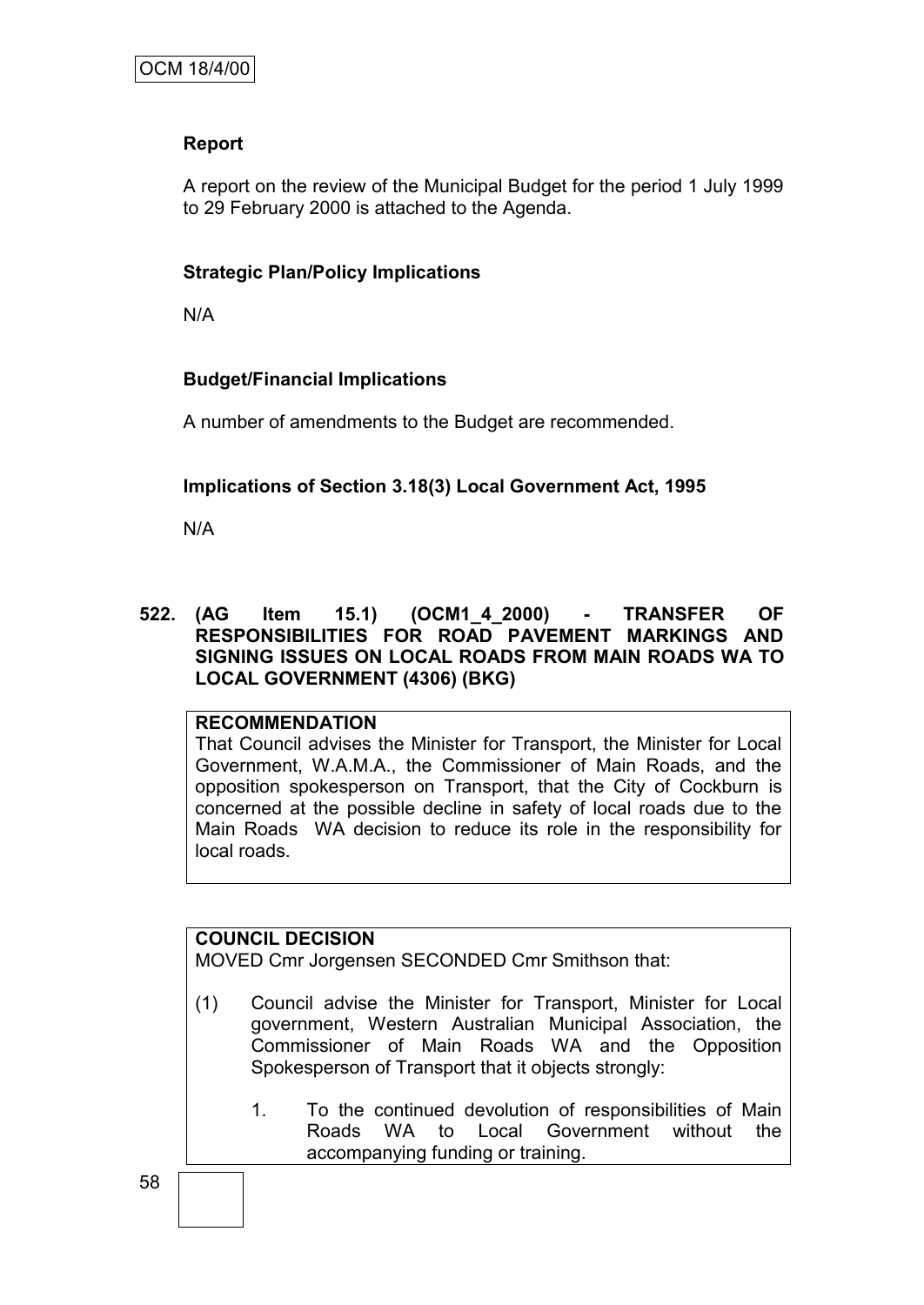**Report**

A report on the review of the Municipal Budget for the period 1 July 1999 to 29 February 2000 is attached to the Agenda.

**Strategic Plan/Policy Implications**

N/A

**Budget/Financial Implications**

A number of amendments to the Budget are recommended.

**Implications of Section 3.18(3) Local Government Act, 1995**

N/A

**522. (AG Item 15.1) (OCM1_4_2000) - TRANSFER OF RESPONSIBILITIES FOR ROAD PAVEMENT MARKINGS AND SIGNING ISSUES ON LOCAL ROADS FROM MAIN ROADS WA TO LOCAL GOVERNMENT (4306) (BKG)**

**RECOMMENDATION**
That Council advises the Minister for Transport, the Minister for Local Government, W.A.M.A., the Commissioner of Main Roads, and the opposition spokesperson on Transport, that the City of Cockburn is concerned at the possible decline in safety of local roads due to the Main Roads WA decision to reduce its role in the responsibility for local roads.

**COUNCIL DECISION**
MOVED Cmr Jorgensen SECONDED Cmr Smithson that:

(1) Council advise the Minister for Transport, Minister for Local government, Western Australian Municipal Association, the Commissioner of Main Roads WA and the Opposition Spokesperson of Transport that it objects strongly:

1. To the continued devolution of responsibilities of Main Roads WA to Local Government without the accompanying funding or training.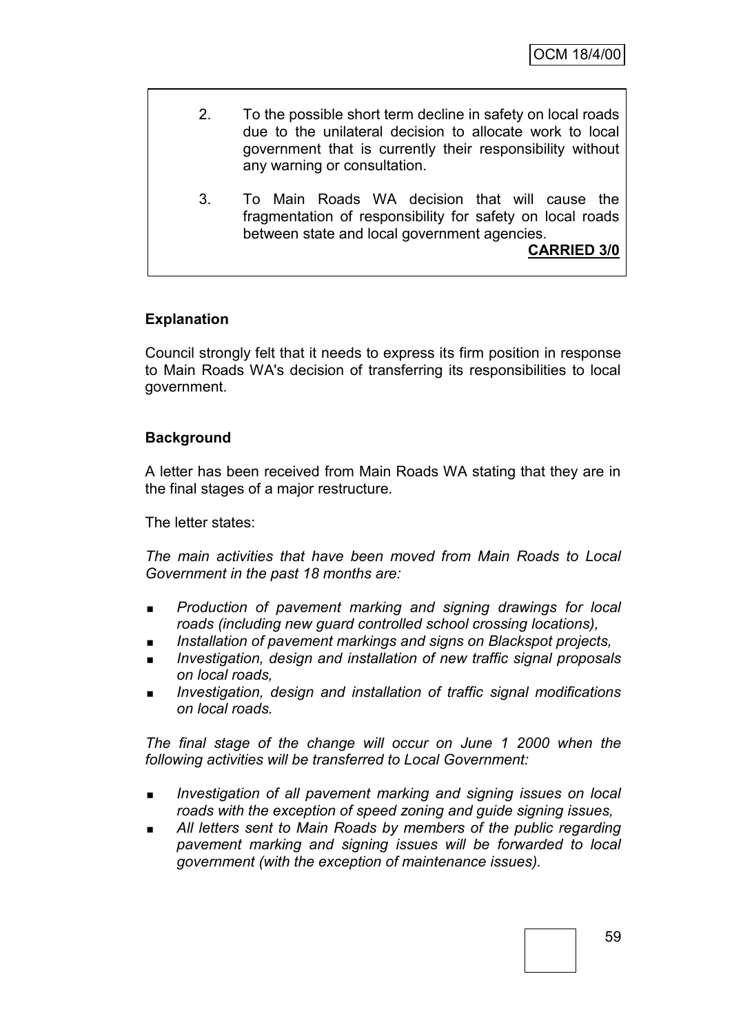2. To the possible short term decline in safety on local roads due to the unilateral decision to allocate work to local government that is currently their responsibility without any warning or consultation.

3. To Main Roads WA decision that will cause the fragmentation of responsibility for safety on local roads between state and local government agencies.

**CARRIED 3/0**

**Explanation**

Council strongly felt that it needs to express its firm position in response to Main Roads WA's decision of transferring its responsibilities to local government.

**Background**

A letter has been received from Main Roads WA stating that they are in the final stages of a major restructure.

The letter states:

*The main activities that have been moved from Main Roads to Local Government in the past 18 months are:*

- *Production of pavement marking and signing drawings for local roads (including new guard controlled school crossing locations),*
- *Installation of pavement markings and signs on Blackspot projects,*
- *Investigation, design and installation of new traffic signal proposals on local roads,*
- *Investigation, design and installation of traffic signal modifications on local roads.*

*The final stage of the change will occur on June 1 2000 when the following activities will be transferred to Local Government:*

- *Investigation of all pavement marking and signing issues on local roads with the exception of speed zoning and guide signing issues,*
- *All letters sent to Main Roads by members of the public regarding pavement marking and signing issues will be forwarded to local government (with the exception of maintenance issues).*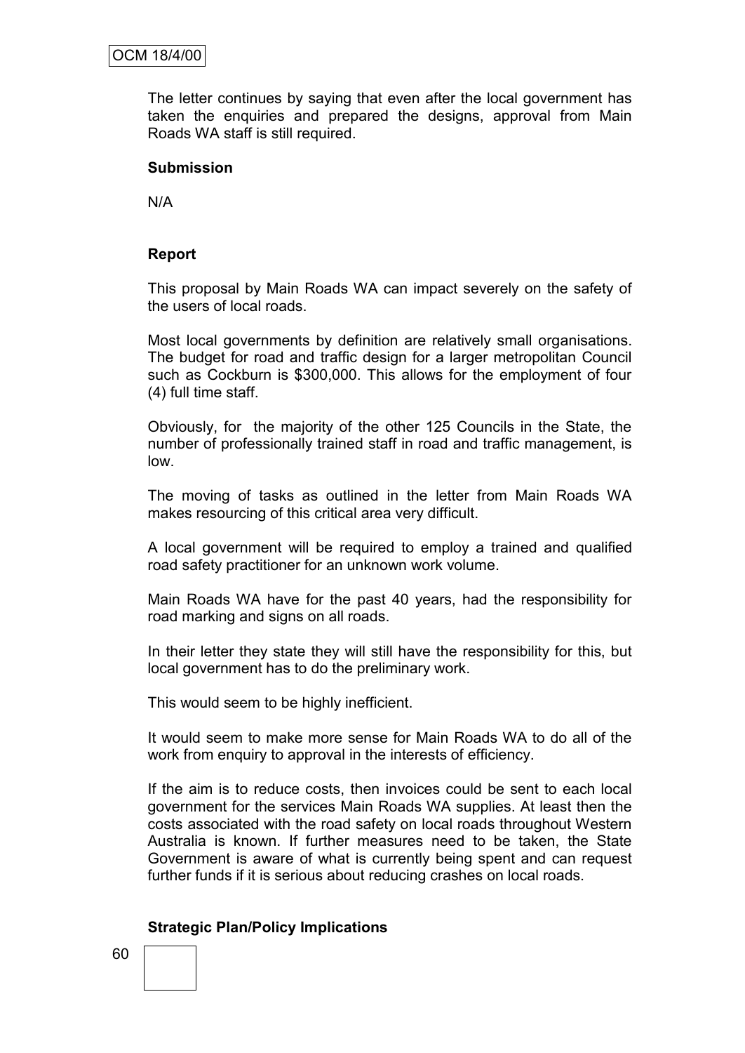The letter continues by saying that even after the local government has taken the enquiries and prepared the designs, approval from Main Roads WA staff is still required.

**Submission**

N/A

**Report**

This proposal by Main Roads WA can impact severely on the safety of the users of local roads.

Most local governments by definition are relatively small organisations. The budget for road and traffic design for a larger metropolitan Council such as Cockburn is $300,000. This allows for the employment of four (4) full time staff.

Obviously, for the majority of the other 125 Councils in the State, the number of professionally trained staff in road and traffic management, is low.

The moving of tasks as outlined in the letter from Main Roads WA makes resourcing of this critical area very difficult.

A local government will be required to employ a trained and qualified road safety practitioner for an unknown work volume.

Main Roads WA have for the past 40 years, had the responsibility for road marking and signs on all roads.

In their letter they state they will still have the responsibility for this, but local government has to do the preliminary work.

This would seem to be highly inefficient.

It would seem to make more sense for Main Roads WA to do all of the work from enquiry to approval in the interests of efficiency.

If the aim is to reduce costs, then invoices could be sent to each local government for the services Main Roads WA supplies. At least then the costs associated with the road safety on local roads throughout Western Australia is known. If further measures need to be taken, the State Government is aware of what is currently being spent and can request further funds if it is serious about reducing crashes on local roads.

**Strategic Plan/Policy Implications**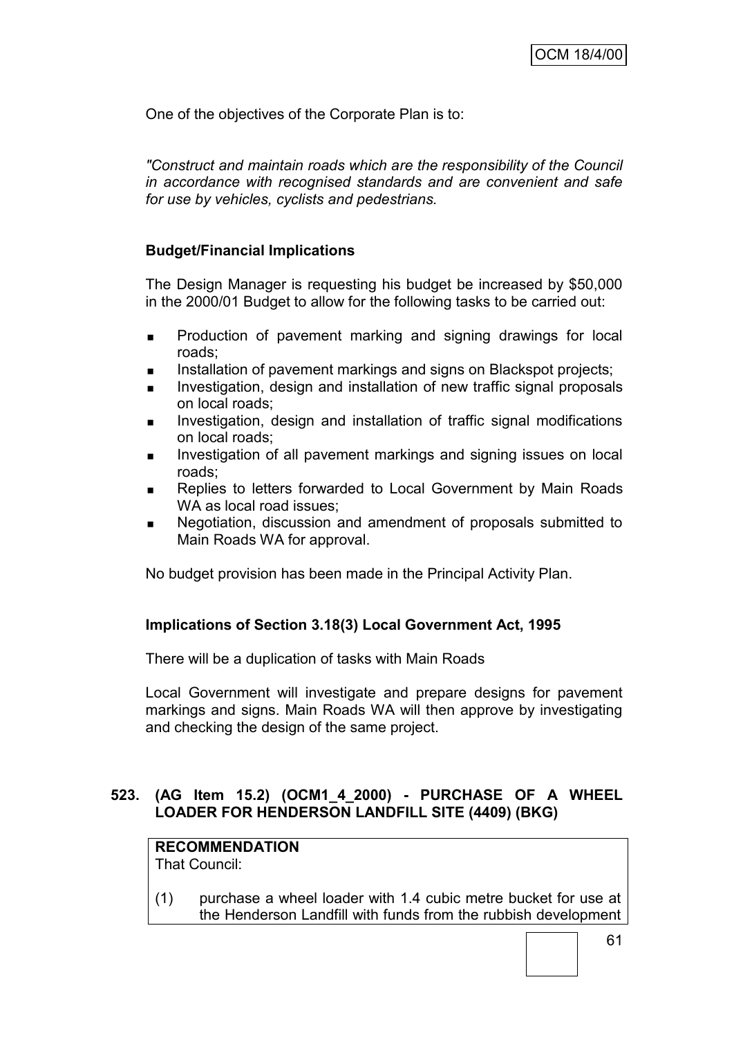One of the objectives of the Corporate Plan is to:

*"Construct and maintain roads which are the responsibility of the Council in accordance with recognised standards and are convenient and safe for use by vehicles, cyclists and pedestrians.*

**Budget/Financial Implications**

The Design Manager is requesting his budget be increased by $50,000 in the 2000/01 Budget to allow for the following tasks to be carried out:

- Production of pavement marking and signing drawings for local roads;
- Installation of pavement markings and signs on Blackspot projects;
- Investigation, design and installation of new traffic signal proposals on local roads;
- Investigation, design and installation of traffic signal modifications on local roads;
- Investigation of all pavement markings and signing issues on local roads;
- Replies to letters forwarded to Local Government by Main Roads WA as local road issues;
- Negotiation, discussion and amendment of proposals submitted to Main Roads WA for approval.

No budget provision has been made in the Principal Activity Plan.

**Implications of Section 3.18(3) Local Government Act, 1995**

There will be a duplication of tasks with Main Roads

Local Government will investigate and prepare designs for pavement markings and signs. Main Roads WA will then approve by investigating and checking the design of the same project.

**523. (AG Item 15.2) (OCM1_4_2000) - PURCHASE OF A WHEEL LOADER FOR HENDERSON LANDFILL SITE (4409) (BKG)**

**RECOMMENDATION**
That Council:

(1) purchase a wheel loader with 1.4 cubic metre bucket for use at the Henderson Landfill with funds from the rubbish development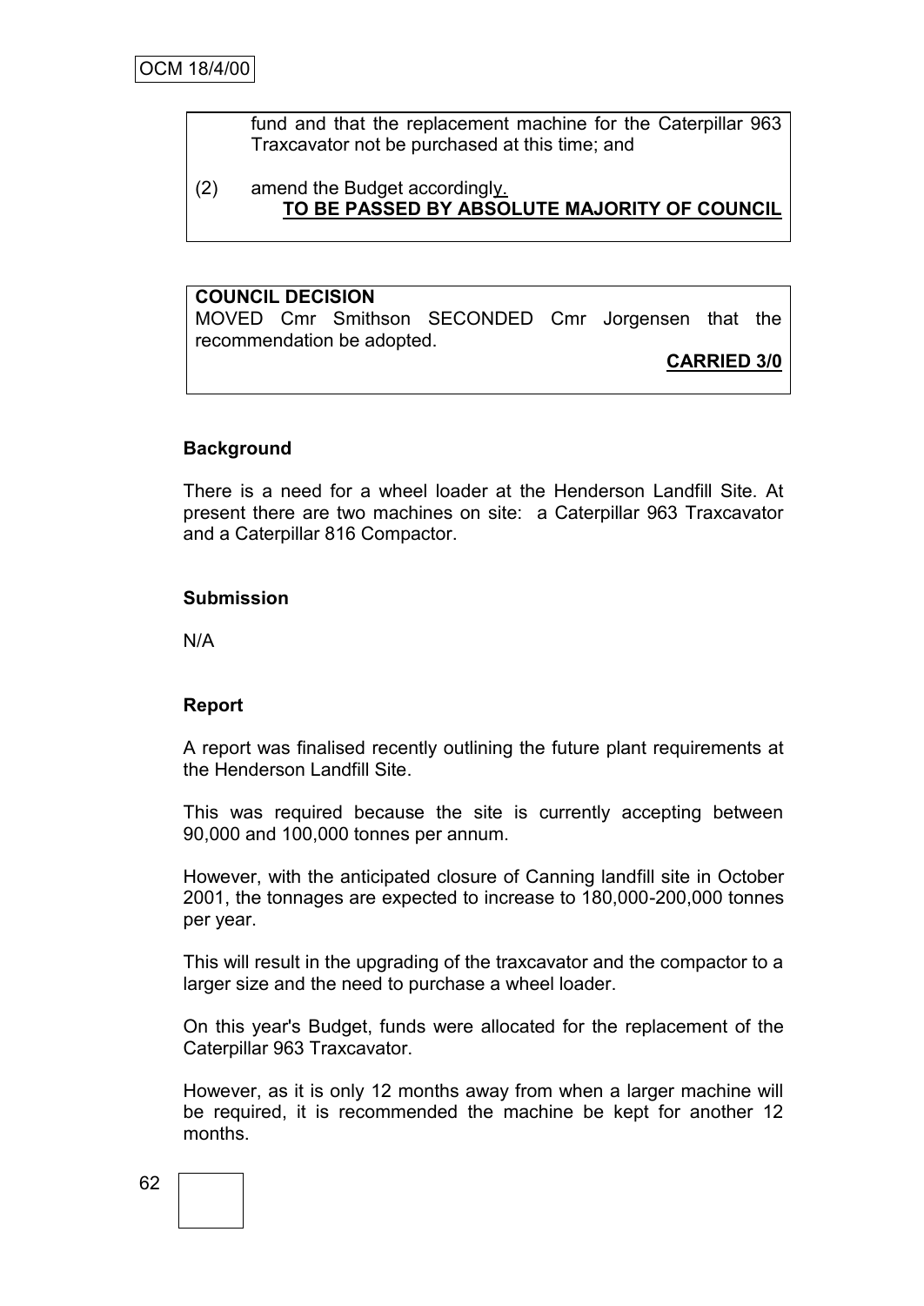fund and that the replacement machine for the Caterpillar 963 Traxcavator not be purchased at this time; and

(2) amend the Budget accordingly.

**TO BE PASSED BY ABSOLUTE MAJORITY OF COUNCIL**

**COUNCIL DECISION**

MOVED Cmr Smithson SECONDED Cmr Jorgensen that the recommendation be adopted.

**CARRIED 3/0**

**Background**

There is a need for a wheel loader at the Henderson Landfill Site. At present there are two machines on site: a Caterpillar 963 Traxcavator and a Caterpillar 816 Compactor.

**Submission**

N/A

**Report**

A report was finalised recently outlining the future plant requirements at the Henderson Landfill Site.

This was required because the site is currently accepting between 90,000 and 100,000 tonnes per annum.

However, with the anticipated closure of Canning landfill site in October 2001, the tonnages are expected to increase to 180,000-200,000 tonnes per year.

This will result in the upgrading of the traxcavator and the compactor to a larger size and the need to purchase a wheel loader.

On this year's Budget, funds were allocated for the replacement of the Caterpillar 963 Traxcavator.

However, as it is only 12 months away from when a larger machine will be required, it is recommended the machine be kept for another 12 months.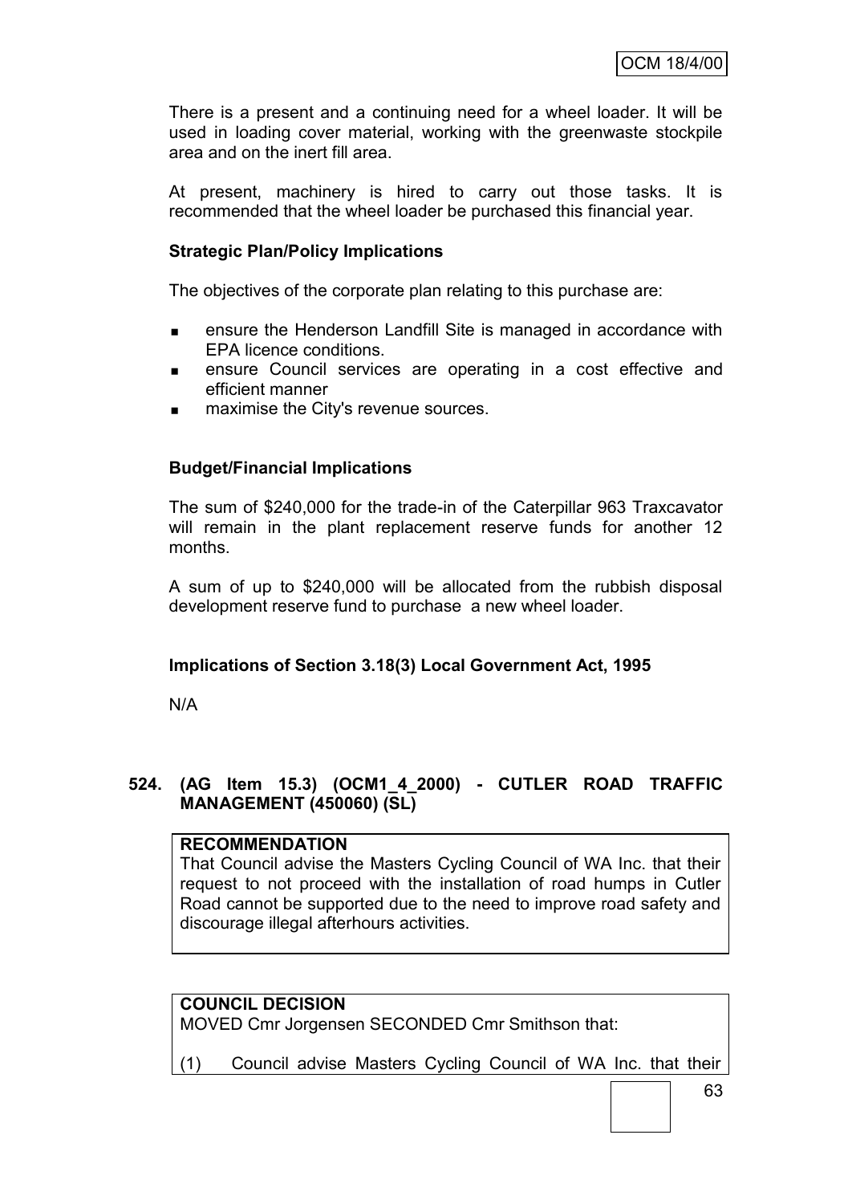There is a present and a continuing need for a wheel loader. It will be used in loading cover material, working with the greenwaste stockpile area and on the inert fill area.

At present, machinery is hired to carry out those tasks. It is recommended that the wheel loader be purchased this financial year.

**Strategic Plan/Policy Implications**

The objectives of the corporate plan relating to this purchase are:

- ensure the Henderson Landfill Site is managed in accordance with EPA licence conditions.
- ensure Council services are operating in a cost effective and efficient manner
- maximise the City's revenue sources.

**Budget/Financial Implications**

The sum of $240,000 for the trade-in of the Caterpillar 963 Traxcavator will remain in the plant replacement reserve funds for another 12 months.

A sum of up to $240,000 will be allocated from the rubbish disposal development reserve fund to purchase a new wheel loader.

**Implications of Section 3.18(3) Local Government Act, 1995**

N/A

### 524. (AG Item 15.3) (OCM1_4_2000) - CUTLER ROAD TRAFFIC MANAGEMENT (450060) (SL)

**RECOMMENDATION**

That Council advise the Masters Cycling Council of WA Inc. that their request to not proceed with the installation of road humps in Cutler Road cannot be supported due to the need to improve road safety and discourage illegal afterhours activities.

**COUNCIL DECISION**

MOVED Cmr Jorgensen SECONDED Cmr Smithson that:

(1) Council advise Masters Cycling Council of WA Inc. that their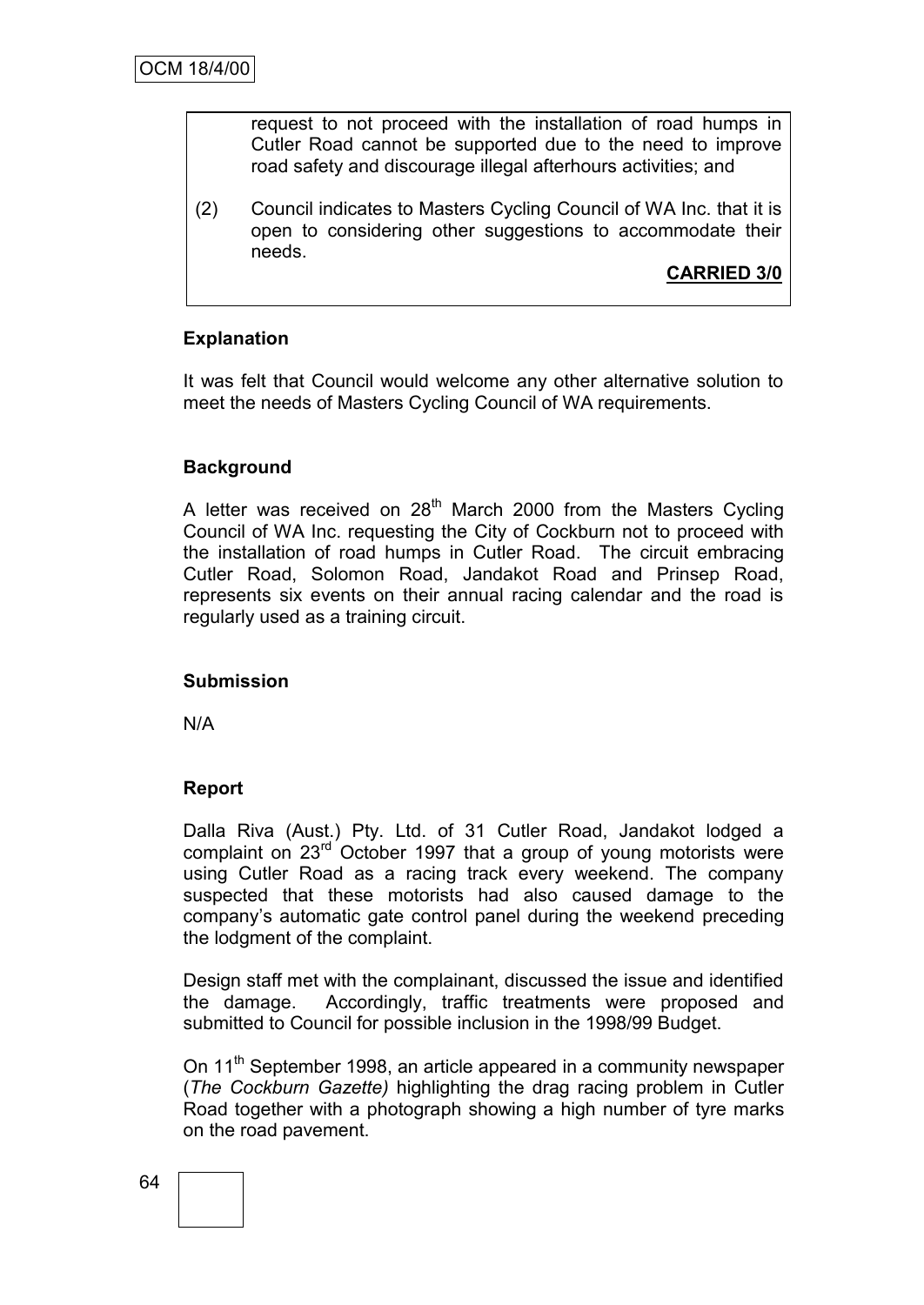request to not proceed with the installation of road humps in Cutler Road cannot be supported due to the need to improve road safety and discourage illegal afterhours activities; and

(2) Council indicates to Masters Cycling Council of WA Inc. that it is open to considering other suggestions to accommodate their needs.

**CARRIED 3/0**

**Explanation**

It was felt that Council would welcome any other alternative solution to meet the needs of Masters Cycling Council of WA requirements.

**Background**

A letter was received on 28th March 2000 from the Masters Cycling Council of WA Inc. requesting the City of Cockburn not to proceed with the installation of road humps in Cutler Road. The circuit embracing Cutler Road, Solomon Road, Jandakot Road and Prinsep Road, represents six events on their annual racing calendar and the road is regularly used as a training circuit.

**Submission**

N/A

**Report**

Dalla Riva (Aust.) Pty. Ltd. of 31 Cutler Road, Jandakot lodged a complaint on 23rd October 1997 that a group of young motorists were using Cutler Road as a racing track every weekend. The company suspected that these motorists had also caused damage to the company's automatic gate control panel during the weekend preceding the lodgment of the complaint.

Design staff met with the complainant, discussed the issue and identified the damage. Accordingly, traffic treatments were proposed and submitted to Council for possible inclusion in the 1998/99 Budget.

On 11th September 1998, an article appeared in a community newspaper (*The Cockburn Gazette)* highlighting the drag racing problem in Cutler Road together with a photograph showing a high number of tyre marks on the road pavement.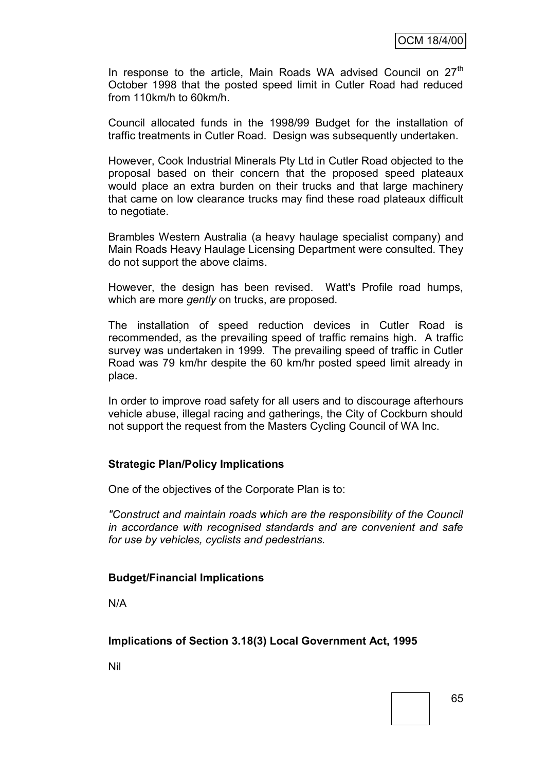In response to the article, Main Roads WA advised Council on 27th October 1998 that the posted speed limit in Cutler Road had reduced from 110km/h to 60km/h.

Council allocated funds in the 1998/99 Budget for the installation of traffic treatments in Cutler Road. Design was subsequently undertaken.

However, Cook Industrial Minerals Pty Ltd in Cutler Road objected to the proposal based on their concern that the proposed speed plateaux would place an extra burden on their trucks and that large machinery that came on low clearance trucks may find these road plateaux difficult to negotiate.

Brambles Western Australia (a heavy haulage specialist company) and Main Roads Heavy Haulage Licensing Department were consulted. They do not support the above claims.

However, the design has been revised. Watt's Profile road humps, which are more *gently* on trucks, are proposed.

The installation of speed reduction devices in Cutler Road is recommended, as the prevailing speed of traffic remains high. A traffic survey was undertaken in 1999. The prevailing speed of traffic in Cutler Road was 79 km/hr despite the 60 km/hr posted speed limit already in place.

In order to improve road safety for all users and to discourage afterhours vehicle abuse, illegal racing and gatherings, the City of Cockburn should not support the request from the Masters Cycling Council of WA Inc.

**Strategic Plan/Policy Implications**

One of the objectives of the Corporate Plan is to:

*"Construct and maintain roads which are the responsibility of the Council in accordance with recognised standards and are convenient and safe for use by vehicles, cyclists and pedestrians.*

**Budget/Financial Implications**

N/A

**Implications of Section 3.18(3) Local Government Act, 1995**

Nil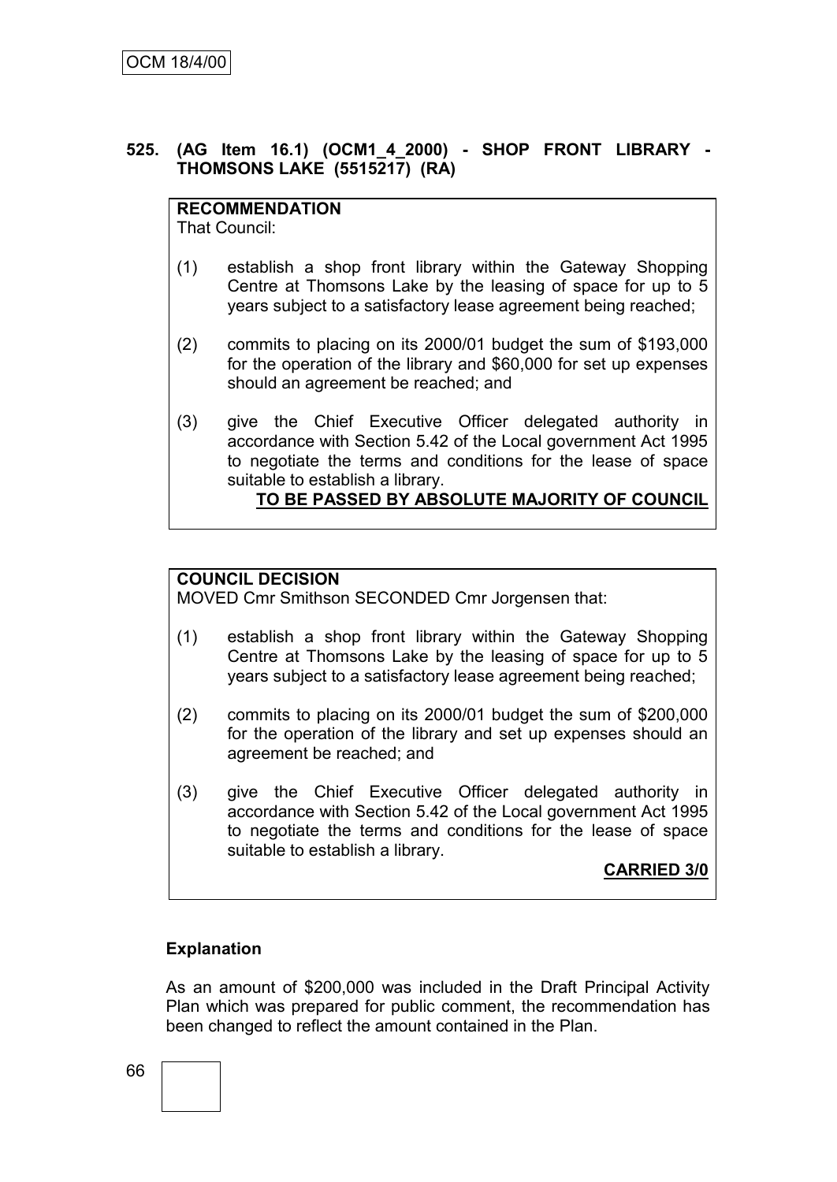**525. (AG Item 16.1) (OCM1_4_2000) - SHOP FRONT LIBRARY - THOMSONS LAKE (5515217) (RA)**

**RECOMMENDATION**
That Council:

(1) establish a shop front library within the Gateway Shopping Centre at Thomsons Lake by the leasing of space for up to 5 years subject to a satisfactory lease agreement being reached;

(2) commits to placing on its 2000/01 budget the sum of $193,000 for the operation of the library and $60,000 for set up expenses should an agreement be reached; and

(3) give the Chief Executive Officer delegated authority in accordance with Section 5.42 of the Local government Act 1995 to negotiate the terms and conditions for the lease of space suitable to establish a library.

**TO BE PASSED BY ABSOLUTE MAJORITY OF COUNCIL**

**COUNCIL DECISION**
MOVED Cmr Smithson SECONDED Cmr Jorgensen that:

(1) establish a shop front library within the Gateway Shopping Centre at Thomsons Lake by the leasing of space for up to 5 years subject to a satisfactory lease agreement being reached;

(2) commits to placing on its 2000/01 budget the sum of $200,000 for the operation of the library and set up expenses should an agreement be reached; and

(3) give the Chief Executive Officer delegated authority in accordance with Section 5.42 of the Local government Act 1995 to negotiate the terms and conditions for the lease of space suitable to establish a library.

**CARRIED 3/0**

**Explanation**

As an amount of $200,000 was included in the Draft Principal Activity Plan which was prepared for public comment, the recommendation has been changed to reflect the amount contained in the Plan.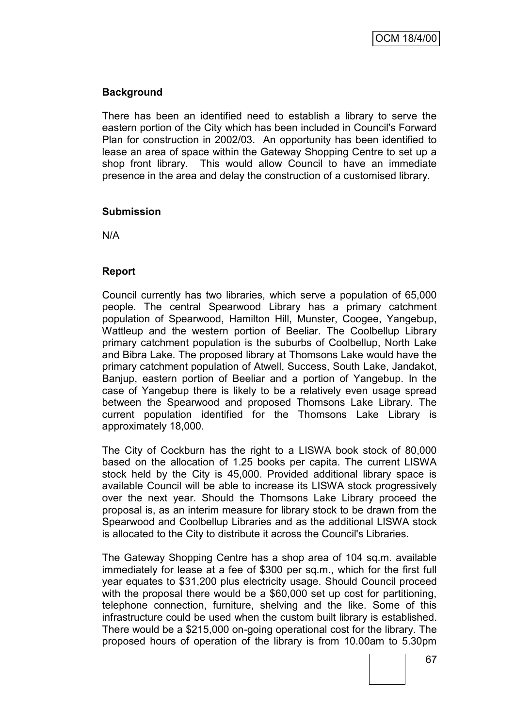### Background

There has been an identified need to establish a library to serve the eastern portion of the City which has been included in Council's Forward Plan for construction in 2002/03. An opportunity has been identified to lease an area of space within the Gateway Shopping Centre to set up a shop front library. This would allow Council to have an immediate presence in the area and delay the construction of a customised library.

### Submission

N/A

### Report

Council currently has two libraries, which serve a population of 65,000 people. The central Spearwood Library has a primary catchment population of Spearwood, Hamilton Hill, Munster, Coogee, Yangebup, Wattleup and the western portion of Beeliar. The Coolbellup Library primary catchment population is the suburbs of Coolbellup, North Lake and Bibra Lake. The proposed library at Thomsons Lake would have the primary catchment population of Atwell, Success, South Lake, Jandakot, Banjup, eastern portion of Beeliar and a portion of Yangebup. In the case of Yangebup there is likely to be a relatively even usage spread between the Spearwood and proposed Thomsons Lake Library. The current population identified for the Thomsons Lake Library is approximately 18,000.

The City of Cockburn has the right to a LISWA book stock of 80,000 based on the allocation of 1.25 books per capita. The current LISWA stock held by the City is 45,000. Provided additional library space is available Council will be able to increase its LISWA stock progressively over the next year. Should the Thomsons Lake Library proceed the proposal is, as an interim measure for library stock to be drawn from the Spearwood and Coolbellup Libraries and as the additional LISWA stock is allocated to the City to distribute it across the Council's Libraries.

The Gateway Shopping Centre has a shop area of 104 sq.m. available immediately for lease at a fee of $300 per sq.m., which for the first full year equates to $31,200 plus electricity usage. Should Council proceed with the proposal there would be a $60,000 set up cost for partitioning, telephone connection, furniture, shelving and the like. Some of this infrastructure could be used when the custom built library is established. There would be a $215,000 on-going operational cost for the library. The proposed hours of operation of the library is from 10.00am to 5.30pm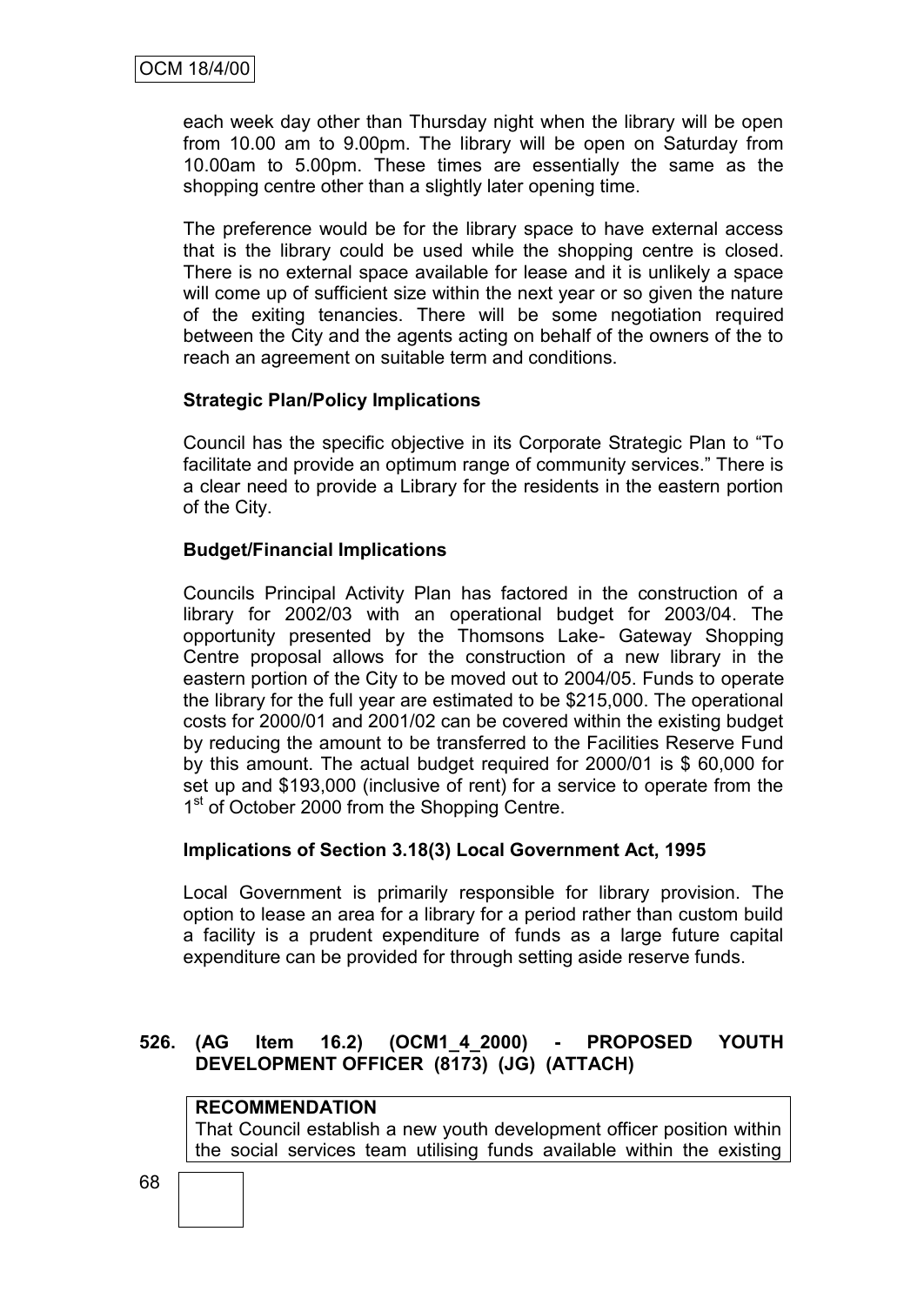each week day other than Thursday night when the library will be open from 10.00 am to 9.00pm. The library will be open on Saturday from 10.00am to 5.00pm. These times are essentially the same as the shopping centre other than a slightly later opening time.

The preference would be for the library space to have external access that is the library could be used while the shopping centre is closed. There is no external space available for lease and it is unlikely a space will come up of sufficient size within the next year or so given the nature of the exiting tenancies. There will be some negotiation required between the City and the agents acting on behalf of the owners of the to reach an agreement on suitable term and conditions.

**Strategic Plan/Policy Implications**

Council has the specific objective in its Corporate Strategic Plan to "To facilitate and provide an optimum range of community services." There is a clear need to provide a Library for the residents in the eastern portion of the City.

**Budget/Financial Implications**

Councils Principal Activity Plan has factored in the construction of a library for 2002/03 with an operational budget for 2003/04. The opportunity presented by the Thomsons Lake- Gateway Shopping Centre proposal allows for the construction of a new library in the eastern portion of the City to be moved out to 2004/05. Funds to operate the library for the full year are estimated to be $215,000. The operational costs for 2000/01 and 2001/02 can be covered within the existing budget by reducing the amount to be transferred to the Facilities Reserve Fund by this amount. The actual budget required for 2000/01 is $ 60,000 for set up and $193,000 (inclusive of rent) for a service to operate from the 1st of October 2000 from the Shopping Centre.

**Implications of Section 3.18(3) Local Government Act, 1995**

Local Government is primarily responsible for library provision. The option to lease an area for a library for a period rather than custom build a facility is a prudent expenditure of funds as a large future capital expenditure can be provided for through setting aside reserve funds.

## 526. (AG Item 16.2) (OCM1_4_2000) - PROPOSED YOUTH DEVELOPMENT OFFICER (8173) (JG) (ATTACH)

**RECOMMENDATION**
That Council establish a new youth development officer position within the social services team utilising funds available within the existing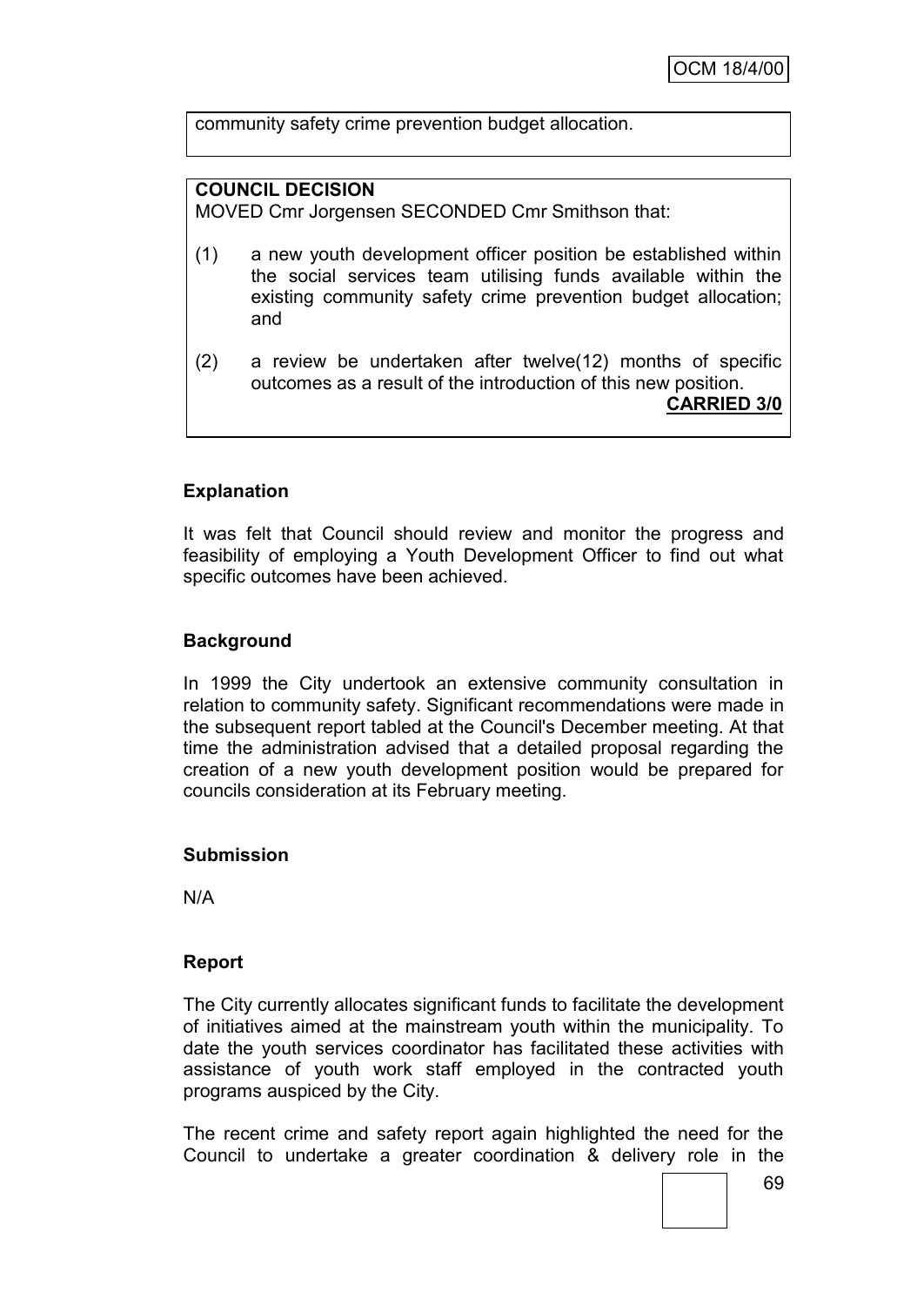community safety crime prevention budget allocation.

**COUNCIL DECISION**

MOVED Cmr Jorgensen SECONDED Cmr Smithson that:

(1) a new youth development officer position be established within the social services team utilising funds available within the existing community safety crime prevention budget allocation; and

(2) a review be undertaken after twelve(12) months of specific outcomes as a result of the introduction of this new position.

**CARRIED 3/0**

### Explanation

It was felt that Council should review and monitor the progress and feasibility of employing a Youth Development Officer to find out what specific outcomes have been achieved.

### Background

In 1999 the City undertook an extensive community consultation in relation to community safety. Significant recommendations were made in the subsequent report tabled at the Council's December meeting. At that time the administration advised that a detailed proposal regarding the creation of a new youth development position would be prepared for councils consideration at its February meeting.

### Submission

N/A

### Report

The City currently allocates significant funds to facilitate the development of initiatives aimed at the mainstream youth within the municipality. To date the youth services coordinator has facilitated these activities with assistance of youth work staff employed in the contracted youth programs auspiced by the City.

The recent crime and safety report again highlighted the need for the Council to undertake a greater coordination & delivery role in the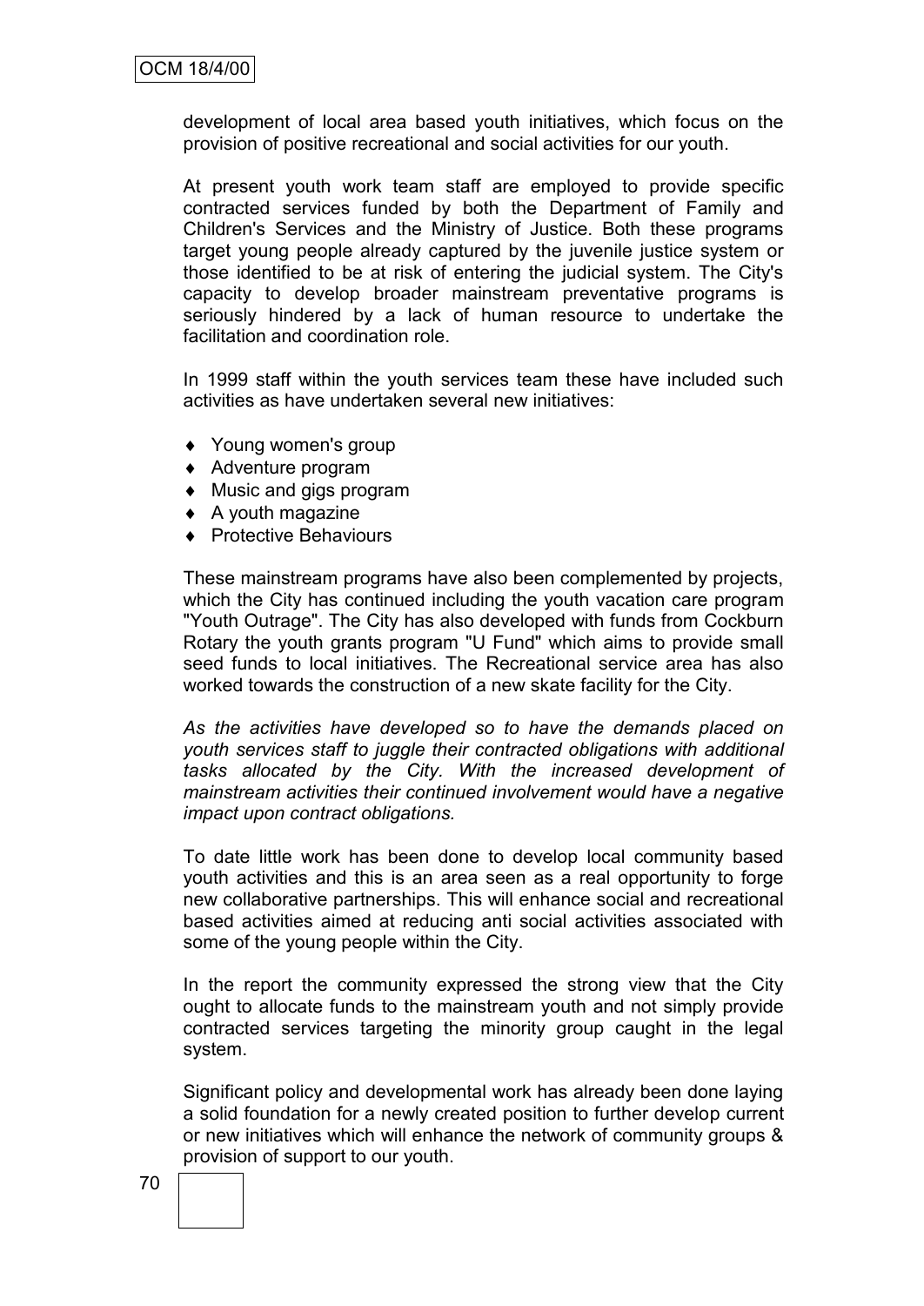development of local area based youth initiatives, which focus on the provision of positive recreational and social activities for our youth.

At present youth work team staff are employed to provide specific contracted services funded by both the Department of Family and Children's Services and the Ministry of Justice. Both these programs target young people already captured by the juvenile justice system or those identified to be at risk of entering the judicial system. The City's capacity to develop broader mainstream preventative programs is seriously hindered by a lack of human resource to undertake the facilitation and coordination role.

In 1999 staff within the youth services team these have included such activities as have undertaken several new initiatives:

- Young women's group
- Adventure program
- Music and gigs program
- A youth magazine
- Protective Behaviours

These mainstream programs have also been complemented by projects, which the City has continued including the youth vacation care program "Youth Outrage". The City has also developed with funds from Cockburn Rotary the youth grants program "U Fund" which aims to provide small seed funds to local initiatives. The Recreational service area has also worked towards the construction of a new skate facility for the City.

*As the activities have developed so to have the demands placed on youth services staff to juggle their contracted obligations with additional tasks allocated by the City. With the increased development of mainstream activities their continued involvement would have a negative impact upon contract obligations.*

To date little work has been done to develop local community based youth activities and this is an area seen as a real opportunity to forge new collaborative partnerships. This will enhance social and recreational based activities aimed at reducing anti social activities associated with some of the young people within the City.

In the report the community expressed the strong view that the City ought to allocate funds to the mainstream youth and not simply provide contracted services targeting the minority group caught in the legal system.

Significant policy and developmental work has already been done laying a solid foundation for a newly created position to further develop current or new initiatives which will enhance the network of community groups & provision of support to our youth.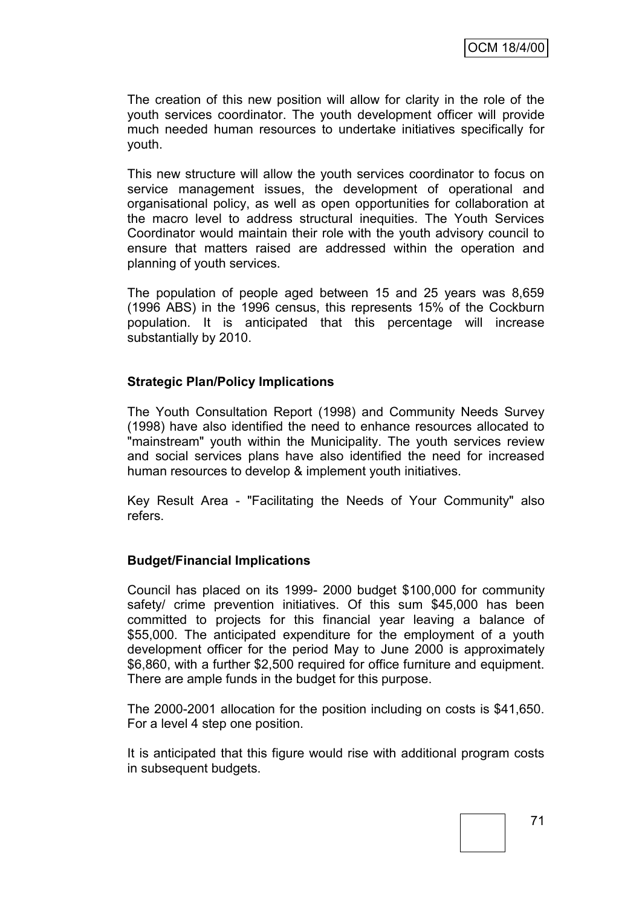The creation of this new position will allow for clarity in the role of the youth services coordinator. The youth development officer will provide much needed human resources to undertake initiatives specifically for youth.

This new structure will allow the youth services coordinator to focus on service management issues, the development of operational and organisational policy, as well as open opportunities for collaboration at the macro level to address structural inequities. The Youth Services Coordinator would maintain their role with the youth advisory council to ensure that matters raised are addressed within the operation and planning of youth services.

The population of people aged between 15 and 25 years was 8,659 (1996 ABS) in the 1996 census, this represents 15% of the Cockburn population. It is anticipated that this percentage will increase substantially by 2010.

**Strategic Plan/Policy Implications**

The Youth Consultation Report (1998) and Community Needs Survey (1998) have also identified the need to enhance resources allocated to "mainstream" youth within the Municipality. The youth services review and social services plans have also identified the need for increased human resources to develop & implement youth initiatives.

Key Result Area - "Facilitating the Needs of Your Community" also refers.

**Budget/Financial Implications**

Council has placed on its 1999- 2000 budget $100,000 for community safety/ crime prevention initiatives. Of this sum $45,000 has been committed to projects for this financial year leaving a balance of $55,000. The anticipated expenditure for the employment of a youth development officer for the period May to June 2000 is approximately $6,860, with a further $2,500 required for office furniture and equipment. There are ample funds in the budget for this purpose.

The 2000-2001 allocation for the position including on costs is $41,650. For a level 4 step one position.

It is anticipated that this figure would rise with additional program costs in subsequent budgets.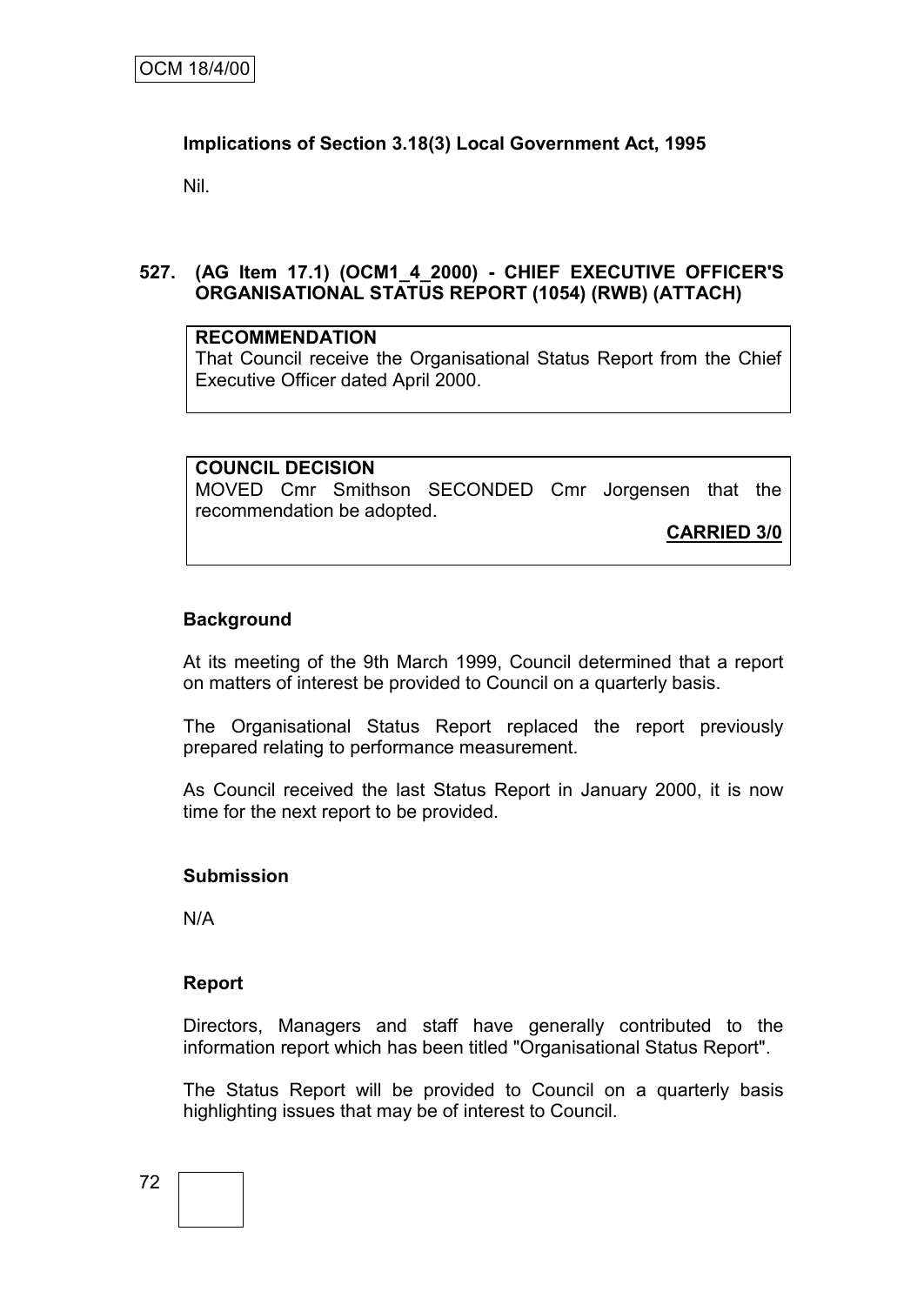**Implications of Section 3.18(3) Local Government Act, 1995**

Nil.

**527. (AG Item 17.1) (OCM1_4_2000) - CHIEF EXECUTIVE OFFICER'S ORGANISATIONAL STATUS REPORT (1054) (RWB) (ATTACH)**

**RECOMMENDATION**

That Council receive the Organisational Status Report from the Chief Executive Officer dated April 2000.

**COUNCIL DECISION**

MOVED Cmr Smithson SECONDED Cmr Jorgensen that the recommendation be adopted.

**CARRIED 3/0**

**Background**

At its meeting of the 9th March 1999, Council determined that a report on matters of interest be provided to Council on a quarterly basis.

The Organisational Status Report replaced the report previously prepared relating to performance measurement.

As Council received the last Status Report in January 2000, it is now time for the next report to be provided.

**Submission**

N/A

**Report**

Directors, Managers and staff have generally contributed to the information report which has been titled "Organisational Status Report".

The Status Report will be provided to Council on a quarterly basis highlighting issues that may be of interest to Council.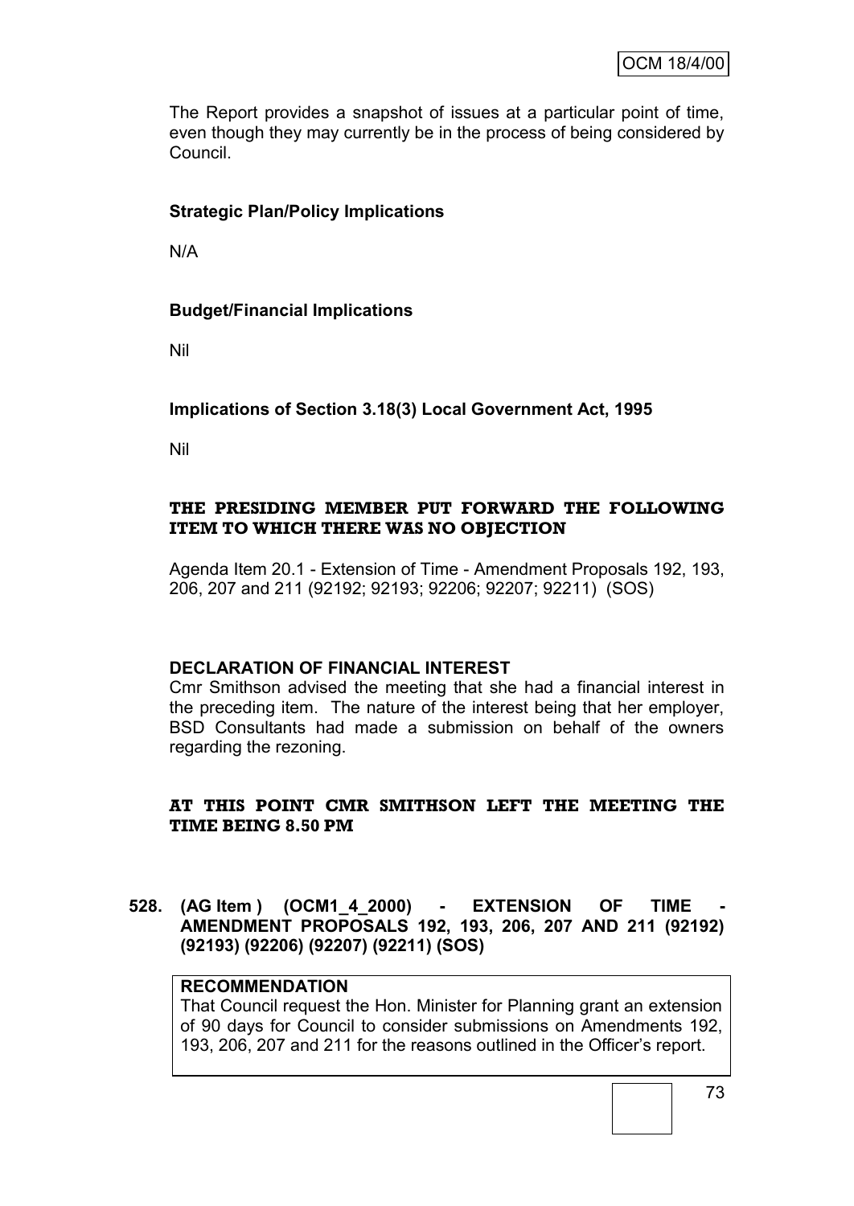The Report provides a snapshot of issues at a particular point of time, even though they may currently be in the process of being considered by Council.

**Strategic Plan/Policy Implications**

N/A

**Budget/Financial Implications**

Nil

**Implications of Section 3.18(3) Local Government Act, 1995**

Nil

**THE PRESIDING MEMBER PUT FORWARD THE FOLLOWING ITEM TO WHICH THERE WAS NO OBJECTION**

Agenda Item 20.1 - Extension of Time - Amendment Proposals 192, 193, 206, 207 and 211 (92192; 92193; 92206; 92207; 92211) (SOS)

**DECLARATION OF FINANCIAL INTEREST**

Cmr Smithson advised the meeting that she had a financial interest in the preceding item. The nature of the interest being that her employer, BSD Consultants had made a submission on behalf of the owners regarding the rezoning.

**AT THIS POINT CMR SMITHSON LEFT THE MEETING THE TIME BEING 8.50 PM**

**528. (AG Item ) (OCM1_4_2000) - EXTENSION OF TIME - AMENDMENT PROPOSALS 192, 193, 206, 207 AND 211 (92192) (92193) (92206) (92207) (92211) (SOS)**

**RECOMMENDATION**

That Council request the Hon. Minister for Planning grant an extension of 90 days for Council to consider submissions on Amendments 192, 193, 206, 207 and 211 for the reasons outlined in the Officer's report.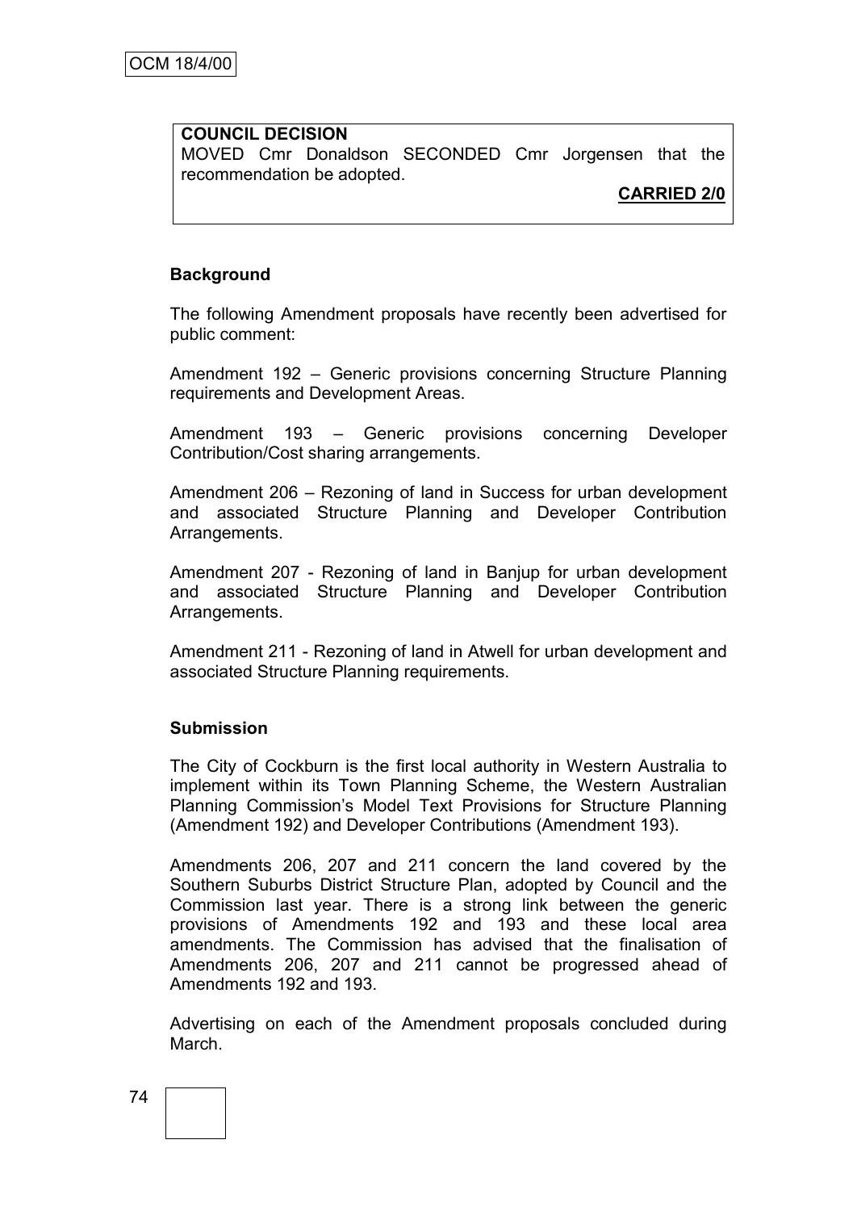**COUNCIL DECISION**

MOVED Cmr Donaldson SECONDED Cmr Jorgensen that the recommendation be adopted.

**CARRIED 2/0**

**Background**

The following Amendment proposals have recently been advertised for public comment:

Amendment 192 – Generic provisions concerning Structure Planning requirements and Development Areas.

Amendment 193 – Generic provisions concerning Developer Contribution/Cost sharing arrangements.

Amendment 206 – Rezoning of land in Success for urban development and associated Structure Planning and Developer Contribution Arrangements.

Amendment 207 - Rezoning of land in Banjup for urban development and associated Structure Planning and Developer Contribution Arrangements.

Amendment 211 - Rezoning of land in Atwell for urban development and associated Structure Planning requirements.

**Submission**

The City of Cockburn is the first local authority in Western Australia to implement within its Town Planning Scheme, the Western Australian Planning Commission's Model Text Provisions for Structure Planning (Amendment 192) and Developer Contributions (Amendment 193).

Amendments 206, 207 and 211 concern the land covered by the Southern Suburbs District Structure Plan, adopted by Council and the Commission last year. There is a strong link between the generic provisions of Amendments 192 and 193 and these local area amendments. The Commission has advised that the finalisation of Amendments 206, 207 and 211 cannot be progressed ahead of Amendments 192 and 193.

Advertising on each of the Amendment proposals concluded during March.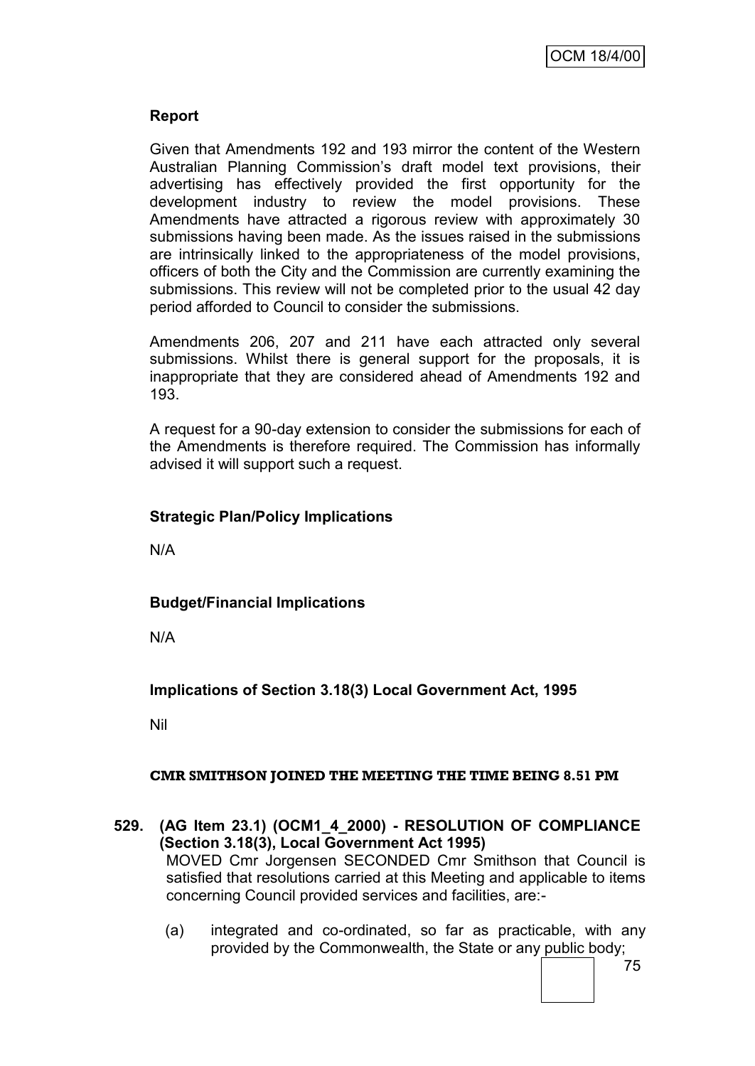**Report**

Given that Amendments 192 and 193 mirror the content of the Western Australian Planning Commission's draft model text provisions, their advertising has effectively provided the first opportunity for the development industry to review the model provisions. These Amendments have attracted a rigorous review with approximately 30 submissions having been made. As the issues raised in the submissions are intrinsically linked to the appropriateness of the model provisions, officers of both the City and the Commission are currently examining the submissions. This review will not be completed prior to the usual 42 day period afforded to Council to consider the submissions.

Amendments 206, 207 and 211 have each attracted only several submissions. Whilst there is general support for the proposals, it is inappropriate that they are considered ahead of Amendments 192 and 193.

A request for a 90-day extension to consider the submissions for each of the Amendments is therefore required. The Commission has informally advised it will support such a request.

**Strategic Plan/Policy Implications**

N/A

**Budget/Financial Implications**

N/A

**Implications of Section 3.18(3) Local Government Act, 1995**

Nil

**CMR SMITHSON JOINED THE MEETING THE TIME BEING 8.51 PM**

**529. (AG Item 23.1) (OCM1_4_2000) - RESOLUTION OF COMPLIANCE (Section 3.18(3), Local Government Act 1995)**

MOVED Cmr Jorgensen SECONDED Cmr Smithson that Council is satisfied that resolutions carried at this Meeting and applicable to items concerning Council provided services and facilities, are:-

(a) integrated and co-ordinated, so far as practicable, with any provided by the Commonwealth, the State or any public body;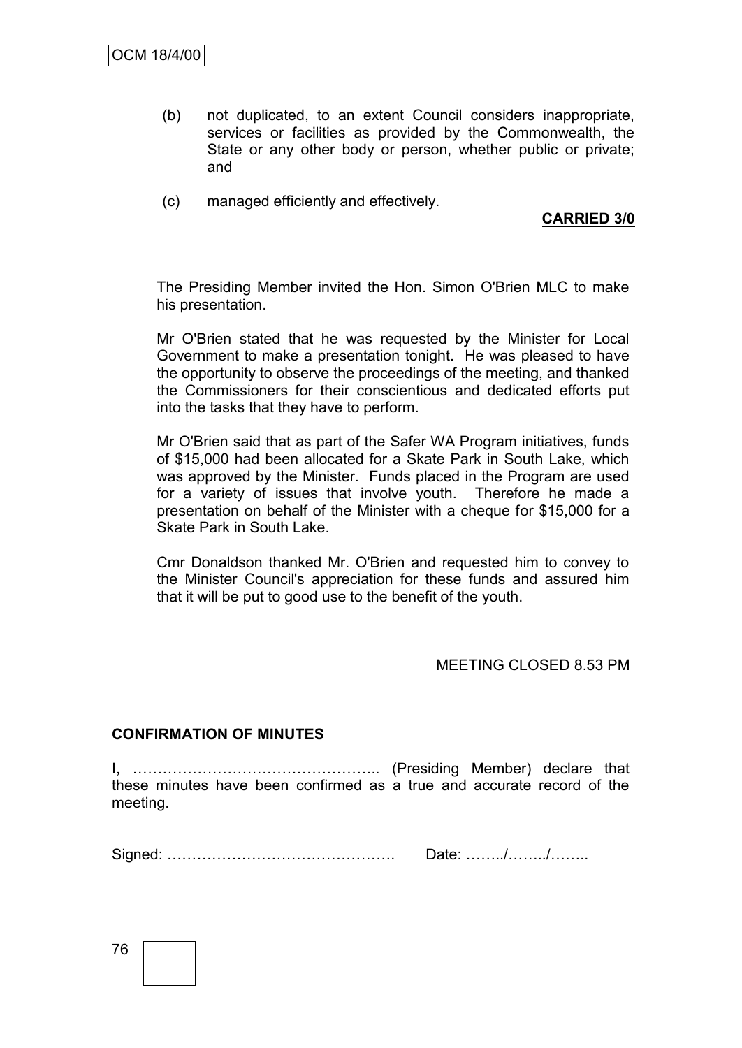(b) not duplicated, to an extent Council considers inappropriate, services or facilities as provided by the Commonwealth, the State or any other body or person, whether public or private; and

(c) managed efficiently and effectively.

**CARRIED 3/0**

The Presiding Member invited the Hon. Simon O'Brien MLC to make his presentation.

Mr O'Brien stated that he was requested by the Minister for Local Government to make a presentation tonight. He was pleased to have the opportunity to observe the proceedings of the meeting, and thanked the Commissioners for their conscientious and dedicated efforts put into the tasks that they have to perform.

Mr O'Brien said that as part of the Safer WA Program initiatives, funds of $15,000 had been allocated for a Skate Park in South Lake, which was approved by the Minister. Funds placed in the Program are used for a variety of issues that involve youth. Therefore he made a presentation on behalf of the Minister with a cheque for $15,000 for a Skate Park in South Lake.

Cmr Donaldson thanked Mr. O'Brien and requested him to convey to the Minister Council's appreciation for these funds and assured him that it will be put to good use to the benefit of the youth.

MEETING CLOSED 8.53 PM

**CONFIRMATION OF MINUTES**

I, ………………………………………….. (Presiding Member) declare that these minutes have been confirmed as a true and accurate record of the meeting.

Signed: ………………………………………. Date: ……../……../……..